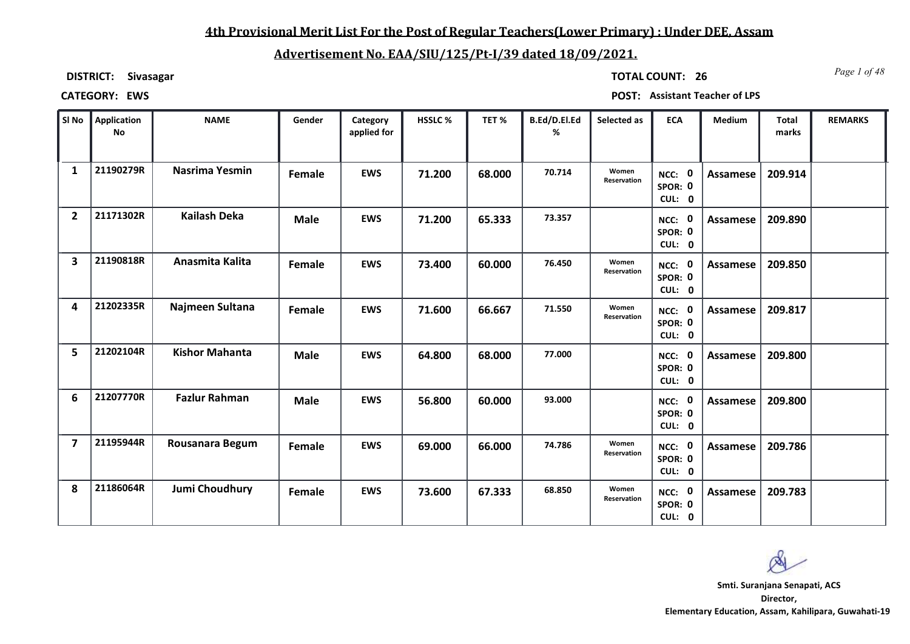# 4th Provisional Merit List For the Post of Regular Teachers(Lower Primary) : Under DEE, Assam

## Advertisement No. EAA/SIU/125/Pt-I/39 dated 18/09/2021.

**DISTRICT:** Sivasagar

**TOTAL COUNT:** 26

**CATEGORY:** EWS

**POST:** Assistant Teacher of LPS

| Sl No | Application No | NAME | Gender | Category applied for | HSSLC % | TET % | B.Ed/D.El.Ed % | Selected as | ECA | Medium | Total marks | REMARKS |
|---|---|---|---|---|---|---|---|---|---|---|---|---|
| 1 | 21190279R | Nasrima Yesmin | Female | EWS | 71.200 | 68.000 | 70.714 | Women Reservation | NCC: 0 SPOR: 0 CUL: 0 | Assamese | 209.914 | |
| 2 | 21171302R | Kailash Deka | Male | EWS | 71.200 | 65.333 | 73.357 | | NCC: 0 SPOR: 0 CUL: 0 | Assamese | 209.890 | |
| 3 | 21190818R | Anasmita Kalita | Female | EWS | 73.400 | 60.000 | 76.450 | Women Reservation | NCC: 0 SPOR: 0 CUL: 0 | Assamese | 209.850 | |
| 4 | 21202335R | Najmeen Sultana | Female | EWS | 71.600 | 66.667 | 71.550 | Women Reservation | NCC: 0 SPOR: 0 CUL: 0 | Assamese | 209.817 | |
| 5 | 21202104R | Kishor Mahanta | Male | EWS | 64.800 | 68.000 | 77.000 | | NCC: 0 SPOR: 0 CUL: 0 | Assamese | 209.800 | |
| 6 | 21207770R | Fazlur Rahman | Male | EWS | 56.800 | 60.000 | 93.000 | | NCC: 0 SPOR: 0 CUL: 0 | Assamese | 209.800 | |
| 7 | 21195944R | Rousanara Begum | Female | EWS | 69.000 | 66.000 | 74.786 | Women Reservation | NCC: 0 SPOR: 0 CUL: 0 | Assamese | 209.786 | |
| 8 | 21186064R | Jumi Choudhury | Female | EWS | 73.600 | 67.333 | 68.850 | Women Reservation | NCC: 0 SPOR: 0 CUL: 0 | Assamese | 209.783 | |

**Smti. Suranjana Senapati, ACS**
**Director,**
**Elementary Education, Assam, Kahilipara, Guwahati-19**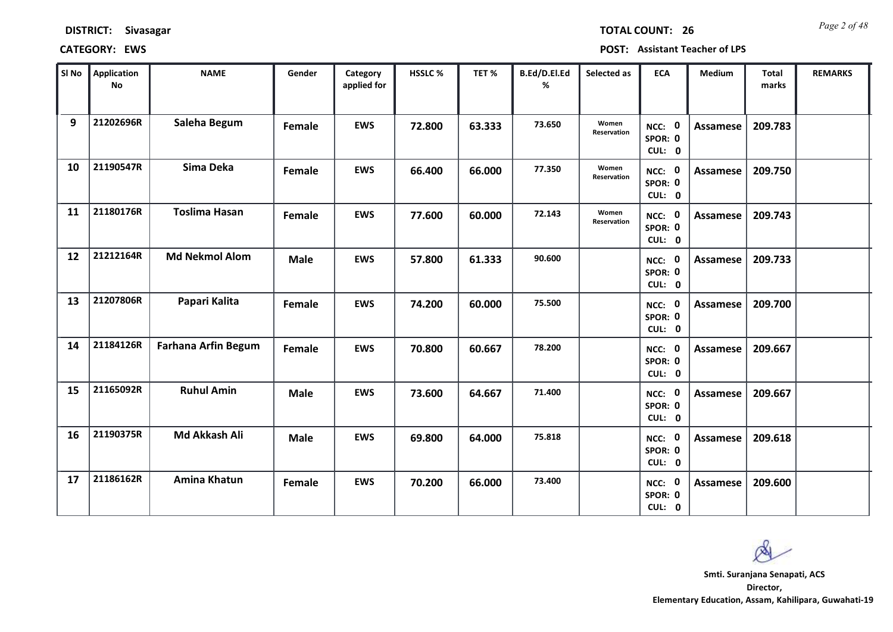**DISTRICT:** Sivasagar **TOTAL COUNT:** 26

**CATEGORY:** EWS **POST:** Assistant Teacher of LPS

| Sl No | Application No | NAME | Gender | Category applied for | HSSLC % | TET % | B.Ed/D.El.Ed % | Selected as | ECA | Medium | Total marks | REMARKS |
|---|---|---|---|---|---|---|---|---|---|---|---|---|
| 9 | 21202696R | Saleha Begum | Female | EWS | 72.800 | 63.333 | 73.650 | Women Reservation | NCC: 0 SPOR: 0 CUL: 0 | Assamese | 209.783 | |
| 10 | 21190547R | Sima Deka | Female | EWS | 66.400 | 66.000 | 77.350 | Women Reservation | NCC: 0 SPOR: 0 CUL: 0 | Assamese | 209.750 | |
| 11 | 21180176R | Toslima Hasan | Female | EWS | 77.600 | 60.000 | 72.143 | Women Reservation | NCC: 0 SPOR: 0 CUL: 0 | Assamese | 209.743 | |
| 12 | 21212164R | Md Nekmol Alom | Male | EWS | 57.800 | 61.333 | 90.600 | | NCC: 0 SPOR: 0 CUL: 0 | Assamese | 209.733 | |
| 13 | 21207806R | Papari Kalita | Female | EWS | 74.200 | 60.000 | 75.500 | | NCC: 0 SPOR: 0 CUL: 0 | Assamese | 209.700 | |
| 14 | 21184126R | Farhana Arfin Begum | Female | EWS | 70.800 | 60.667 | 78.200 | | NCC: 0 SPOR: 0 CUL: 0 | Assamese | 209.667 | |
| 15 | 21165092R | Ruhul Amin | Male | EWS | 73.600 | 64.667 | 71.400 | | NCC: 0 SPOR: 0 CUL: 0 | Assamese | 209.667 | |
| 16 | 21190375R | Md Akkash Ali | Male | EWS | 69.800 | 64.000 | 75.818 | | NCC: 0 SPOR: 0 CUL: 0 | Assamese | 209.618 | |
| 17 | 21186162R | Amina Khatun | Female | EWS | 70.200 | 66.000 | 73.400 | | NCC: 0 SPOR: 0 CUL: 0 | Assamese | 209.600 | |

**Smti. Suranjana Senapati, ACS**
**Director,**
**Elementary Education, Assam, Kahilipara, Guwahati-19**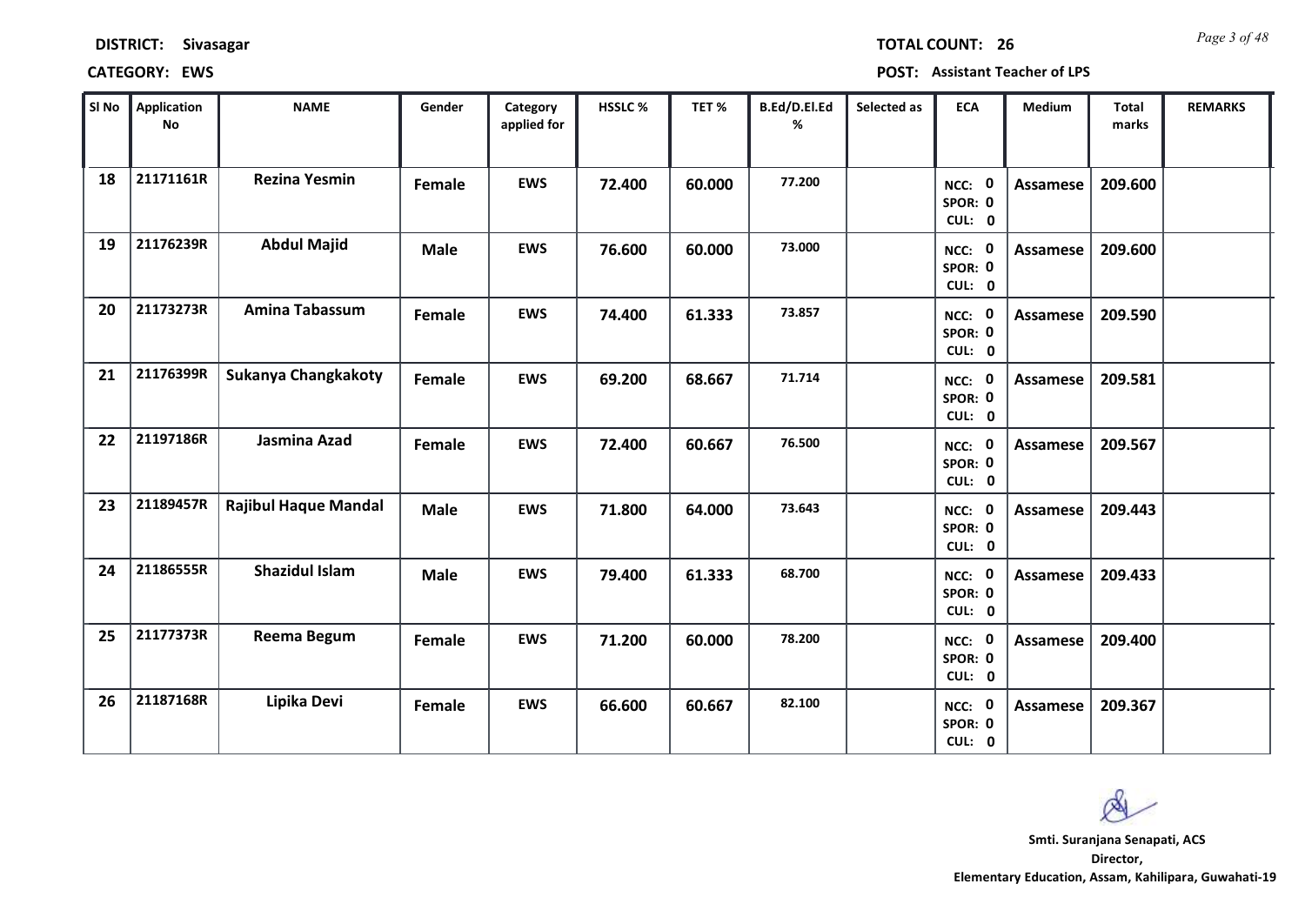**DISTRICT:** Sivasagar **TOTAL COUNT:** 26

**CATEGORY:** EWS **POST:** Assistant Teacher of LPS

| Sl No | Application No | NAME | Gender | Category applied for | HSSLC % | TET % | B.Ed/D.El.Ed % | Selected as | ECA | Medium | Total marks | REMARKS |
|---|---|---|---|---|---|---|---|---|---|---|---|---|
| 18 | 21171161R | Rezina Yesmin | Female | EWS | 72.400 | 60.000 | 77.200 | | NCC: 0 SPOR: 0 CUL: 0 | Assamese | 209.600 | |
| 19 | 21176239R | Abdul Majid | Male | EWS | 76.600 | 60.000 | 73.000 | | NCC: 0 SPOR: 0 CUL: 0 | Assamese | 209.600 | |
| 20 | 21173273R | Amina Tabassum | Female | EWS | 74.400 | 61.333 | 73.857 | | NCC: 0 SPOR: 0 CUL: 0 | Assamese | 209.590 | |
| 21 | 21176399R | Sukanya Changkakoty | Female | EWS | 69.200 | 68.667 | 71.714 | | NCC: 0 SPOR: 0 CUL: 0 | Assamese | 209.581 | |
| 22 | 21197186R | Jasmina Azad | Female | EWS | 72.400 | 60.667 | 76.500 | | NCC: 0 SPOR: 0 CUL: 0 | Assamese | 209.567 | |
| 23 | 21189457R | Rajibul Haque Mandal | Male | EWS | 71.800 | 64.000 | 73.643 | | NCC: 0 SPOR: 0 CUL: 0 | Assamese | 209.443 | |
| 24 | 21186555R | Shazidul Islam | Male | EWS | 79.400 | 61.333 | 68.700 | | NCC: 0 SPOR: 0 CUL: 0 | Assamese | 209.433 | |
| 25 | 21177373R | Reema Begum | Female | EWS | 71.200 | 60.000 | 78.200 | | NCC: 0 SPOR: 0 CUL: 0 | Assamese | 209.400 | |
| 26 | 21187168R | Lipika Devi | Female | EWS | 66.600 | 60.667 | 82.100 | | NCC: 0 SPOR: 0 CUL: 0 | Assamese | 209.367 | |

**Smti. Suranjana Senapati, ACS**
**Director,**
**Elementary Education, Assam, Kahilipara, Guwahati-19**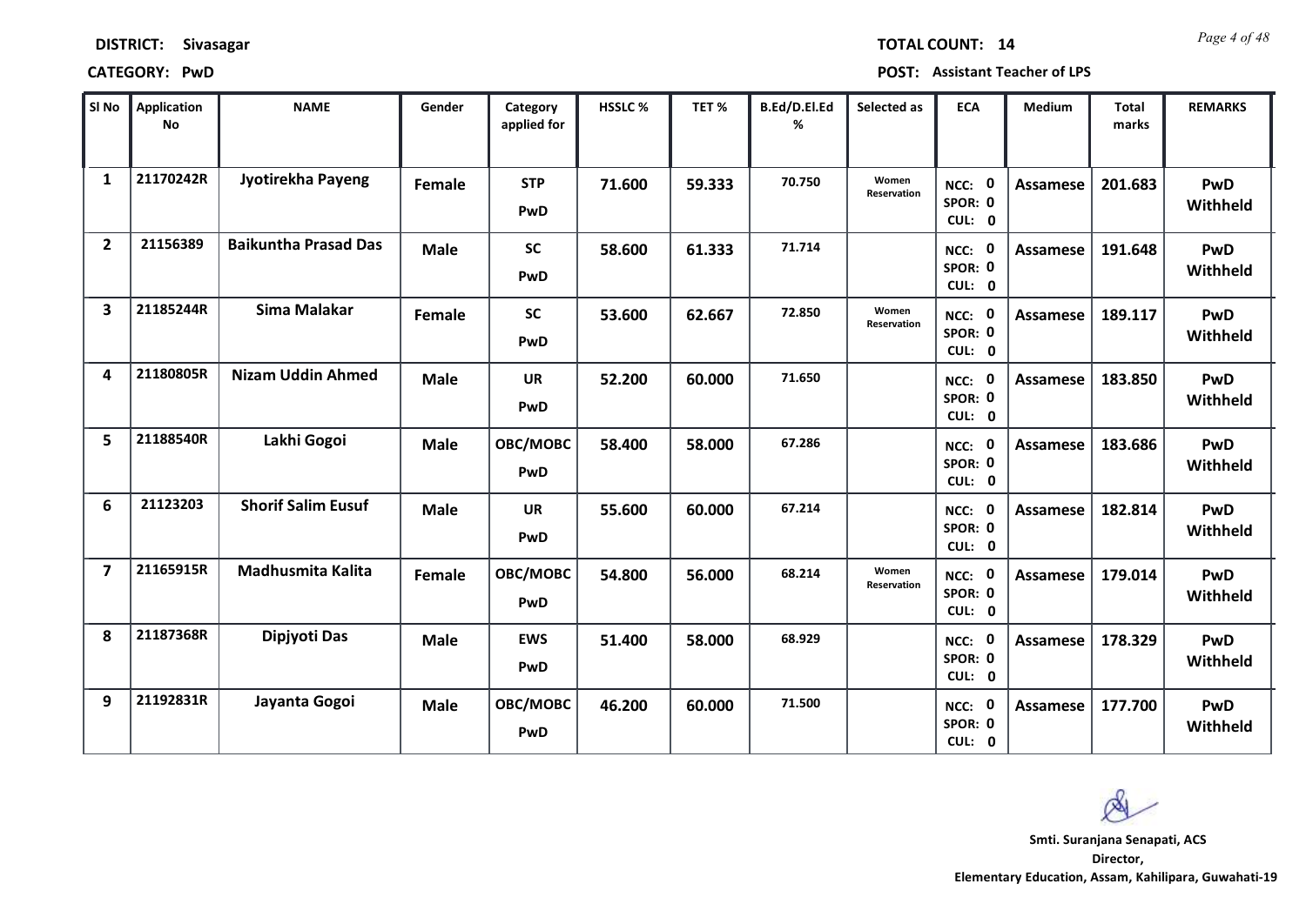**DISTRICT:** Sivasagar

**TOTAL COUNT:** 14

**CATEGORY:** PwD

**POST:** Assistant Teacher of LPS

| Sl No | Application No | NAME | Gender | Category applied for | HSSLC % | TET % | B.Ed/D.El.Ed % | Selected as | ECA | Medium | Total marks | REMARKS |
|---|---|---|---|---|---|---|---|---|---|---|---|---|
| 1 | 21170242R | Jyotirekha Payeng | Female | STP PwD | 71.600 | 59.333 | 70.750 | Women Reservation | NCC: 0 SPOR: 0 CUL: 0 | Assamese | 201.683 | PwD Withheld |
| 2 | 21156389 | Baikuntha Prasad Das | Male | SC PwD | 58.600 | 61.333 | 71.714 | | NCC: 0 SPOR: 0 CUL: 0 | Assamese | 191.648 | PwD Withheld |
| 3 | 21185244R | Sima Malakar | Female | SC PwD | 53.600 | 62.667 | 72.850 | Women Reservation | NCC: 0 SPOR: 0 CUL: 0 | Assamese | 189.117 | PwD Withheld |
| 4 | 21180805R | Nizam Uddin Ahmed | Male | UR PwD | 52.200 | 60.000 | 71.650 | | NCC: 0 SPOR: 0 CUL: 0 | Assamese | 183.850 | PwD Withheld |
| 5 | 21188540R | Lakhi Gogoi | Male | OBC/MOBC PwD | 58.400 | 58.000 | 67.286 | | NCC: 0 SPOR: 0 CUL: 0 | Assamese | 183.686 | PwD Withheld |
| 6 | 21123203 | Shorif Salim Eusuf | Male | UR PwD | 55.600 | 60.000 | 67.214 | | NCC: 0 SPOR: 0 CUL: 0 | Assamese | 182.814 | PwD Withheld |
| 7 | 21165915R | Madhusmita Kalita | Female | OBC/MOBC PwD | 54.800 | 56.000 | 68.214 | Women Reservation | NCC: 0 SPOR: 0 CUL: 0 | Assamese | 179.014 | PwD Withheld |
| 8 | 21187368R | Dipjyoti Das | Male | EWS PwD | 51.400 | 58.000 | 68.929 | | NCC: 0 SPOR: 0 CUL: 0 | Assamese | 178.329 | PwD Withheld |
| 9 | 21192831R | Jayanta Gogoi | Male | OBC/MOBC PwD | 46.200 | 60.000 | 71.500 | | NCC: 0 SPOR: 0 CUL: 0 | Assamese | 177.700 | PwD Withheld |

**Smti. Suranjana Senapati, ACS**
**Director,**
**Elementary Education, Assam, Kahilipara, Guwahati-19**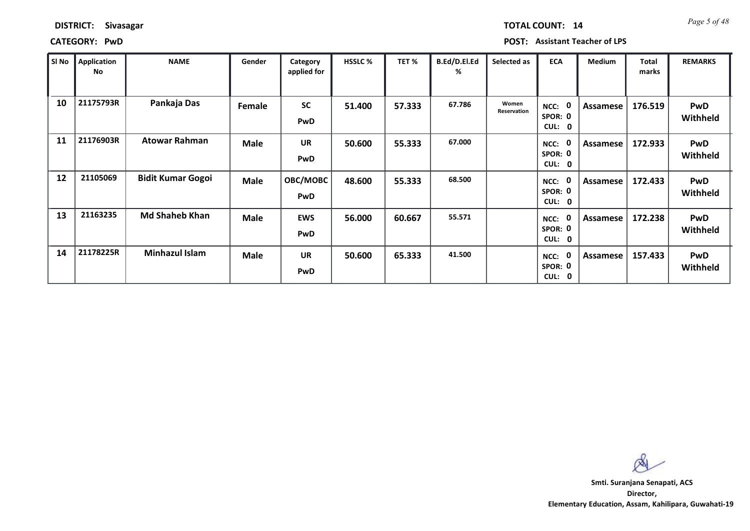**DISTRICT:** Sivasagar

**TOTAL COUNT:** 14

**CATEGORY:** PwD

**POST:** Assistant Teacher of LPS

| Sl No | Application No | NAME | Gender | Category applied for | HSSLC % | TET % | B.Ed/D.El.Ed % | Selected as | ECA | Medium | Total marks | REMARKS |
|---|---|---|---|---|---|---|---|---|---|---|---|---|
| 10 | 21175793R | Pankaja Das | Female | SC PwD | 51.400 | 57.333 | 67.786 | Women Reservation | NCC: 0 SPOR: 0 CUL: 0 | Assamese | 176.519 | PwD Withheld |
| 11 | 21176903R | Atowar Rahman | Male | UR PwD | 50.600 | 55.333 | 67.000 | | NCC: 0 SPOR: 0 CUL: 0 | Assamese | 172.933 | PwD Withheld |
| 12 | 21105069 | Bidit Kumar Gogoi | Male | OBC/MOBC PwD | 48.600 | 55.333 | 68.500 | | NCC: 0 SPOR: 0 CUL: 0 | Assamese | 172.433 | PwD Withheld |
| 13 | 21163235 | Md Shaheb Khan | Male | EWS PwD | 56.000 | 60.667 | 55.571 | | NCC: 0 SPOR: 0 CUL: 0 | Assamese | 172.238 | PwD Withheld |
| 14 | 21178225R | Minhazul Islam | Male | UR PwD | 50.600 | 65.333 | 41.500 | | NCC: 0 SPOR: 0 CUL: 0 | Assamese | 157.433 | PwD Withheld |

**Smti. Suranjana Senapati, ACS**
**Director,**
**Elementary Education, Assam, Kahilipara, Guwahati-19**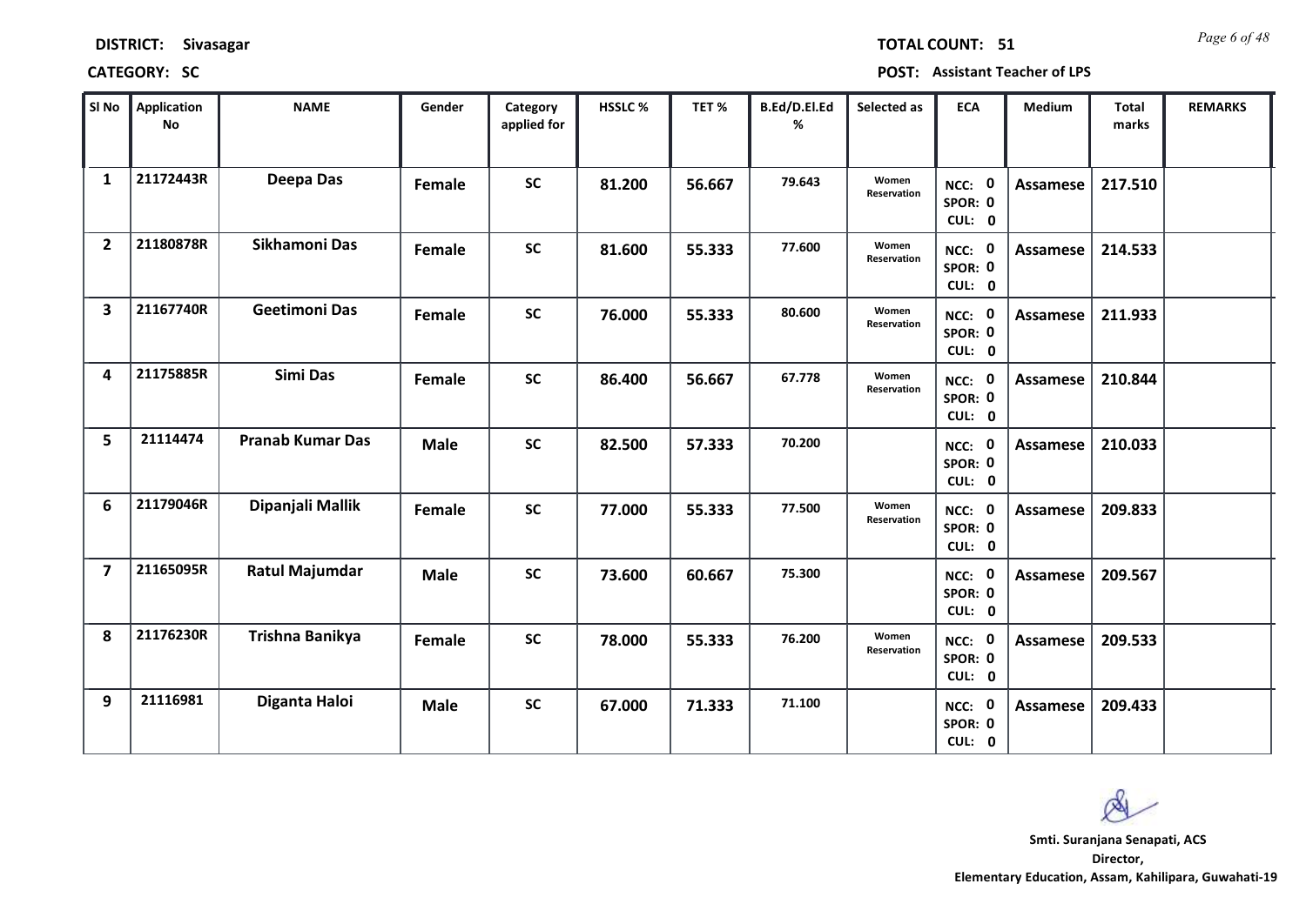**DISTRICT:** Sivasagar

**TOTAL COUNT:** 51

**CATEGORY:** SC

**POST:** Assistant Teacher of LPS

| Sl No | Application No | NAME | Gender | Category applied for | HSSLC % | TET % | B.Ed/D.El.Ed % | Selected as | ECA | Medium | Total marks | REMARKS |
|---|---|---|---|---|---|---|---|---|---|---|---|---|
| 1 | 21172443R | Deepa Das | Female | SC | 81.200 | 56.667 | 79.643 | Women Reservation | NCC: 0 SPOR: 0 CUL: 0 | Assamese | 217.510 | |
| 2 | 21180878R | Sikhamoni Das | Female | SC | 81.600 | 55.333 | 77.600 | Women Reservation | NCC: 0 SPOR: 0 CUL: 0 | Assamese | 214.533 | |
| 3 | 21167740R | Geetimoni Das | Female | SC | 76.000 | 55.333 | 80.600 | Women Reservation | NCC: 0 SPOR: 0 CUL: 0 | Assamese | 211.933 | |
| 4 | 21175885R | Simi Das | Female | SC | 86.400 | 56.667 | 67.778 | Women Reservation | NCC: 0 SPOR: 0 CUL: 0 | Assamese | 210.844 | |
| 5 | 21114474 | Pranab Kumar Das | Male | SC | 82.500 | 57.333 | 70.200 | | NCC: 0 SPOR: 0 CUL: 0 | Assamese | 210.033 | |
| 6 | 21179046R | Dipanjali Mallik | Female | SC | 77.000 | 55.333 | 77.500 | Women Reservation | NCC: 0 SPOR: 0 CUL: 0 | Assamese | 209.833 | |
| 7 | 21165095R | Ratul Majumdar | Male | SC | 73.600 | 60.667 | 75.300 | | NCC: 0 SPOR: 0 CUL: 0 | Assamese | 209.567 | |
| 8 | 21176230R | Trishna Banikya | Female | SC | 78.000 | 55.333 | 76.200 | Women Reservation | NCC: 0 SPOR: 0 CUL: 0 | Assamese | 209.533 | |
| 9 | 21116981 | Diganta Haloi | Male | SC | 67.000 | 71.333 | 71.100 | | NCC: 0 SPOR: 0 CUL: 0 | Assamese | 209.433 | |

**Smti. Suranjana Senapati, ACS**
**Director,**
**Elementary Education, Assam, Kahilipara, Guwahati-19**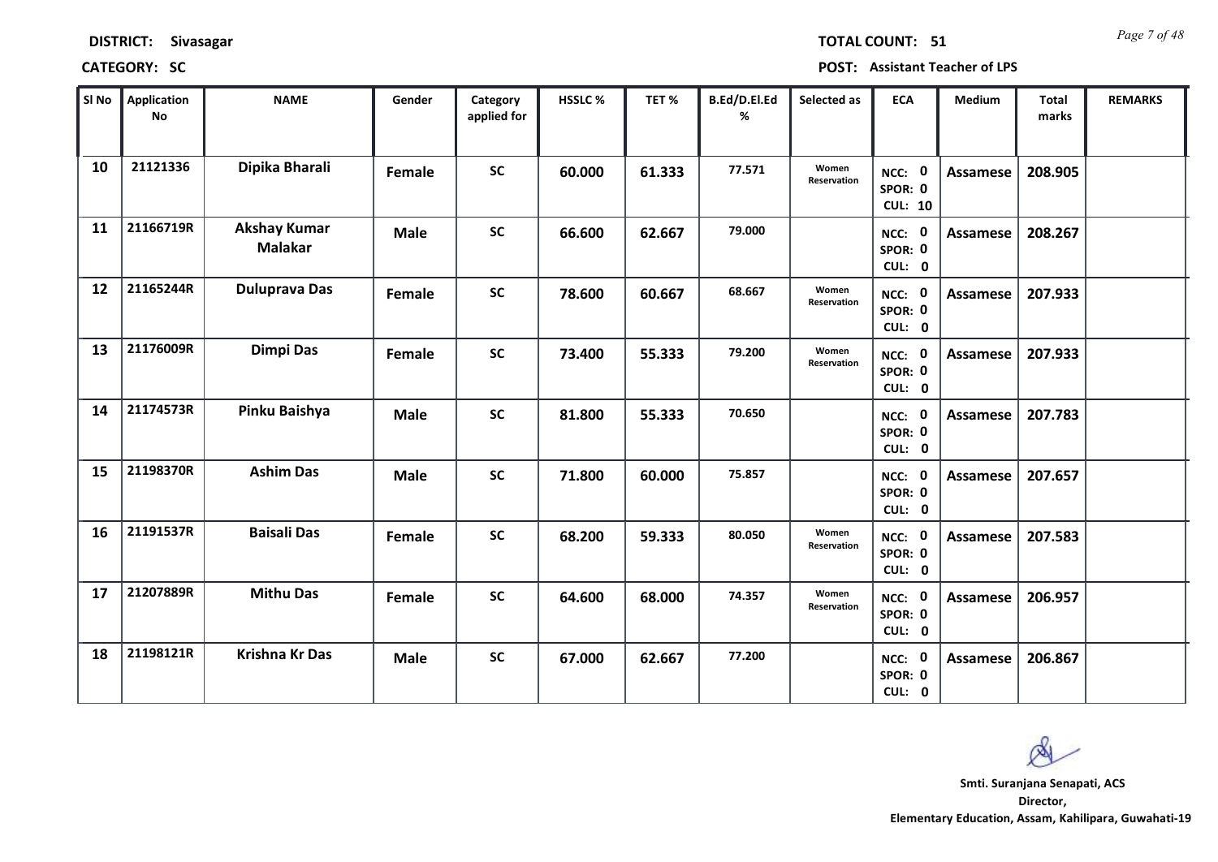**DISTRICT:** Sivasagar

**TOTAL COUNT:** 51

**CATEGORY:** SC

**POST:** Assistant Teacher of LPS

| Sl No | Application No | NAME | Gender | Category applied for | HSSLC % | TET % | B.Ed/D.El.Ed % | Selected as | ECA | Medium | Total marks | REMARKS |
|---|---|---|---|---|---|---|---|---|---|---|---|---|
| 10 | 21121336 | Dipika Bharali | Female | SC | 60.000 | 61.333 | 77.571 | Women Reservation | NCC: 0 SPOR: 0 CUL: 10 | Assamese | 208.905 | |
| 11 | 21166719R | Akshay Kumar Malakar | Male | SC | 66.600 | 62.667 | 79.000 | | NCC: 0 SPOR: 0 CUL: 0 | Assamese | 208.267 | |
| 12 | 21165244R | Duluprava Das | Female | SC | 78.600 | 60.667 | 68.667 | Women Reservation | NCC: 0 SPOR: 0 CUL: 0 | Assamese | 207.933 | |
| 13 | 21176009R | Dimpi Das | Female | SC | 73.400 | 55.333 | 79.200 | Women Reservation | NCC: 0 SPOR: 0 CUL: 0 | Assamese | 207.933 | |
| 14 | 21174573R | Pinku Baishya | Male | SC | 81.800 | 55.333 | 70.650 | | NCC: 0 SPOR: 0 CUL: 0 | Assamese | 207.783 | |
| 15 | 21198370R | Ashim Das | Male | SC | 71.800 | 60.000 | 75.857 | | NCC: 0 SPOR: 0 CUL: 0 | Assamese | 207.657 | |
| 16 | 21191537R | Baisali Das | Female | SC | 68.200 | 59.333 | 80.050 | Women Reservation | NCC: 0 SPOR: 0 CUL: 0 | Assamese | 207.583 | |
| 17 | 21207889R | Mithu Das | Female | SC | 64.600 | 68.000 | 74.357 | Women Reservation | NCC: 0 SPOR: 0 CUL: 0 | Assamese | 206.957 | |
| 18 | 21198121R | Krishna Kr Das | Male | SC | 67.000 | 62.667 | 77.200 | | NCC: 0 SPOR: 0 CUL: 0 | Assamese | 206.867 | |

**Smti. Suranjana Senapati, ACS**
**Director,**
**Elementary Education, Assam, Kahilipara, Guwahati-19**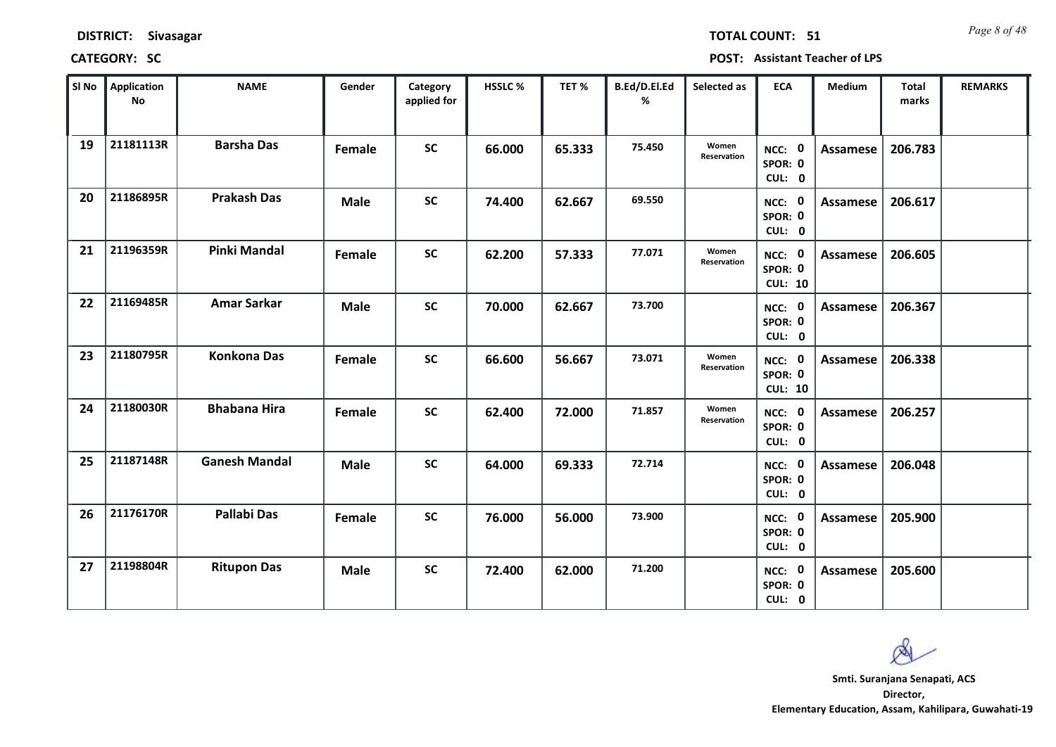**DISTRICT:** Sivasagar **TOTAL COUNT:** 51

**CATEGORY:** SC **POST:** Assistant Teacher of LPS

| Sl No | Application No | NAME | Gender | Category applied for | HSSLC % | TET % | B.Ed/D.El.Ed % | Selected as | ECA | Medium | Total marks | REMARKS |
|---|---|---|---|---|---|---|---|---|---|---|---|---|
| 19 | 21181113R | Barsha Das | Female | SC | 66.000 | 65.333 | 75.450 | Women Reservation | NCC: 0 SPOR: 0 CUL: 0 | Assamese | 206.783 | |
| 20 | 21186895R | Prakash Das | Male | SC | 74.400 | 62.667 | 69.550 | | NCC: 0 SPOR: 0 CUL: 0 | Assamese | 206.617 | |
| 21 | 21196359R | Pinki Mandal | Female | SC | 62.200 | 57.333 | 77.071 | Women Reservation | NCC: 0 SPOR: 0 CUL: 10 | Assamese | 206.605 | |
| 22 | 21169485R | Amar Sarkar | Male | SC | 70.000 | 62.667 | 73.700 | | NCC: 0 SPOR: 0 CUL: 0 | Assamese | 206.367 | |
| 23 | 21180795R | Konkona Das | Female | SC | 66.600 | 56.667 | 73.071 | Women Reservation | NCC: 0 SPOR: 0 CUL: 10 | Assamese | 206.338 | |
| 24 | 21180030R | Bhabana Hira | Female | SC | 62.400 | 72.000 | 71.857 | Women Reservation | NCC: 0 SPOR: 0 CUL: 0 | Assamese | 206.257 | |
| 25 | 21187148R | Ganesh Mandal | Male | SC | 64.000 | 69.333 | 72.714 | | NCC: 0 SPOR: 0 CUL: 0 | Assamese | 206.048 | |
| 26 | 21176170R | Pallabi Das | Female | SC | 76.000 | 56.000 | 73.900 | | NCC: 0 SPOR: 0 CUL: 0 | Assamese | 205.900 | |
| 27 | 21198804R | Ritupon Das | Male | SC | 72.400 | 62.000 | 71.200 | | NCC: 0 SPOR: 0 CUL: 0 | Assamese | 205.600 | |

**Smti. Suranjana Senapati, ACS**
**Director,**
**Elementary Education, Assam, Kahilipara, Guwahati-19**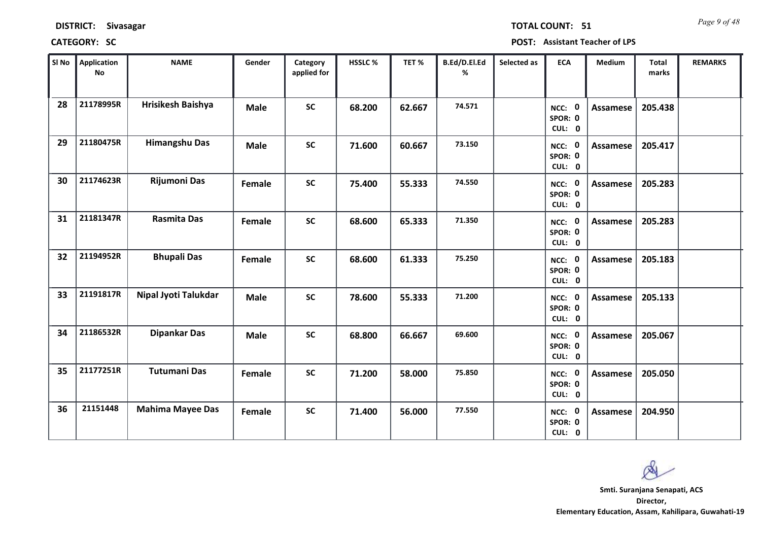**DISTRICT:** Sivasagar **TOTAL COUNT:** 51

**CATEGORY:** SC **POST:** Assistant Teacher of LPS

| Sl No | Application No | NAME | Gender | Category applied for | HSSLC % | TET % | B.Ed/D.El.Ed % | Selected as | ECA | Medium | Total marks | REMARKS |
|---|---|---|---|---|---|---|---|---|---|---|---|---|
| 28 | 21178995R | Hrisikesh Baishya | Male | SC | 68.200 | 62.667 | 74.571 | | NCC: 0 SPOR: 0 CUL: 0 | Assamese | 205.438 | |
| 29 | 21180475R | Himangshu Das | Male | SC | 71.600 | 60.667 | 73.150 | | NCC: 0 SPOR: 0 CUL: 0 | Assamese | 205.417 | |
| 30 | 21174623R | Rijumoni Das | Female | SC | 75.400 | 55.333 | 74.550 | | NCC: 0 SPOR: 0 CUL: 0 | Assamese | 205.283 | |
| 31 | 21181347R | Rasmita Das | Female | SC | 68.600 | 65.333 | 71.350 | | NCC: 0 SPOR: 0 CUL: 0 | Assamese | 205.283 | |
| 32 | 21194952R | Bhupali Das | Female | SC | 68.600 | 61.333 | 75.250 | | NCC: 0 SPOR: 0 CUL: 0 | Assamese | 205.183 | |
| 33 | 21191817R | Nipal Jyoti Talukdar | Male | SC | 78.600 | 55.333 | 71.200 | | NCC: 0 SPOR: 0 CUL: 0 | Assamese | 205.133 | |
| 34 | 21186532R | Dipankar Das | Male | SC | 68.800 | 66.667 | 69.600 | | NCC: 0 SPOR: 0 CUL: 0 | Assamese | 205.067 | |
| 35 | 21177251R | Tutumani Das | Female | SC | 71.200 | 58.000 | 75.850 | | NCC: 0 SPOR: 0 CUL: 0 | Assamese | 205.050 | |
| 36 | 21151448 | Mahima Mayee Das | Female | SC | 71.400 | 56.000 | 77.550 | | NCC: 0 SPOR: 0 CUL: 0 | Assamese | 204.950 | |

**Smti. Suranjana Senapati, ACS**
**Director,**
**Elementary Education, Assam, Kahilipara, Guwahati-19**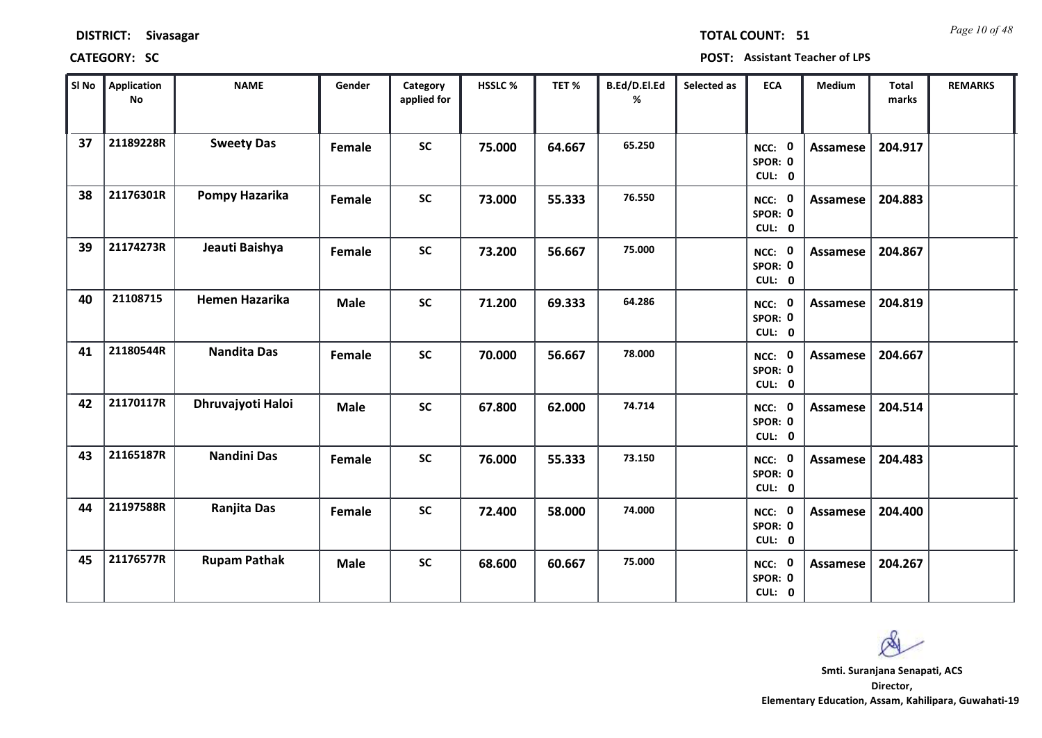**DISTRICT:** Sivasagar **TOTAL COUNT:** 51

**CATEGORY:** SC **POST:** Assistant Teacher of LPS

| Sl No | Application No | NAME | Gender | Category applied for | HSSLC % | TET % | B.Ed/D.El.Ed % | Selected as | ECA | Medium | Total marks | REMARKS |
|---|---|---|---|---|---|---|---|---|---|---|---|---|
| 37 | 21189228R | Sweety Das | Female | SC | 75.000 | 64.667 | 65.250 | | NCC: 0 SPOR: 0 CUL: 0 | Assamese | 204.917 | |
| 38 | 21176301R | Pompy Hazarika | Female | SC | 73.000 | 55.333 | 76.550 | | NCC: 0 SPOR: 0 CUL: 0 | Assamese | 204.883 | |
| 39 | 21174273R | Jeauti Baishya | Female | SC | 73.200 | 56.667 | 75.000 | | NCC: 0 SPOR: 0 CUL: 0 | Assamese | 204.867 | |
| 40 | 21108715 | Hemen Hazarika | Male | SC | 71.200 | 69.333 | 64.286 | | NCC: 0 SPOR: 0 CUL: 0 | Assamese | 204.819 | |
| 41 | 21180544R | Nandita Das | Female | SC | 70.000 | 56.667 | 78.000 | | NCC: 0 SPOR: 0 CUL: 0 | Assamese | 204.667 | |
| 42 | 21170117R | Dhruvajyoti Haloi | Male | SC | 67.800 | 62.000 | 74.714 | | NCC: 0 SPOR: 0 CUL: 0 | Assamese | 204.514 | |
| 43 | 21165187R | Nandini Das | Female | SC | 76.000 | 55.333 | 73.150 | | NCC: 0 SPOR: 0 CUL: 0 | Assamese | 204.483 | |
| 44 | 21197588R | Ranjita Das | Female | SC | 72.400 | 58.000 | 74.000 | | NCC: 0 SPOR: 0 CUL: 0 | Assamese | 204.400 | |
| 45 | 21176577R | Rupam Pathak | Male | SC | 68.600 | 60.667 | 75.000 | | NCC: 0 SPOR: 0 CUL: 0 | Assamese | 204.267 | |

**Smti. Suranjana Senapati, ACS**
**Director,**
**Elementary Education, Assam, Kahilipara, Guwahati-19**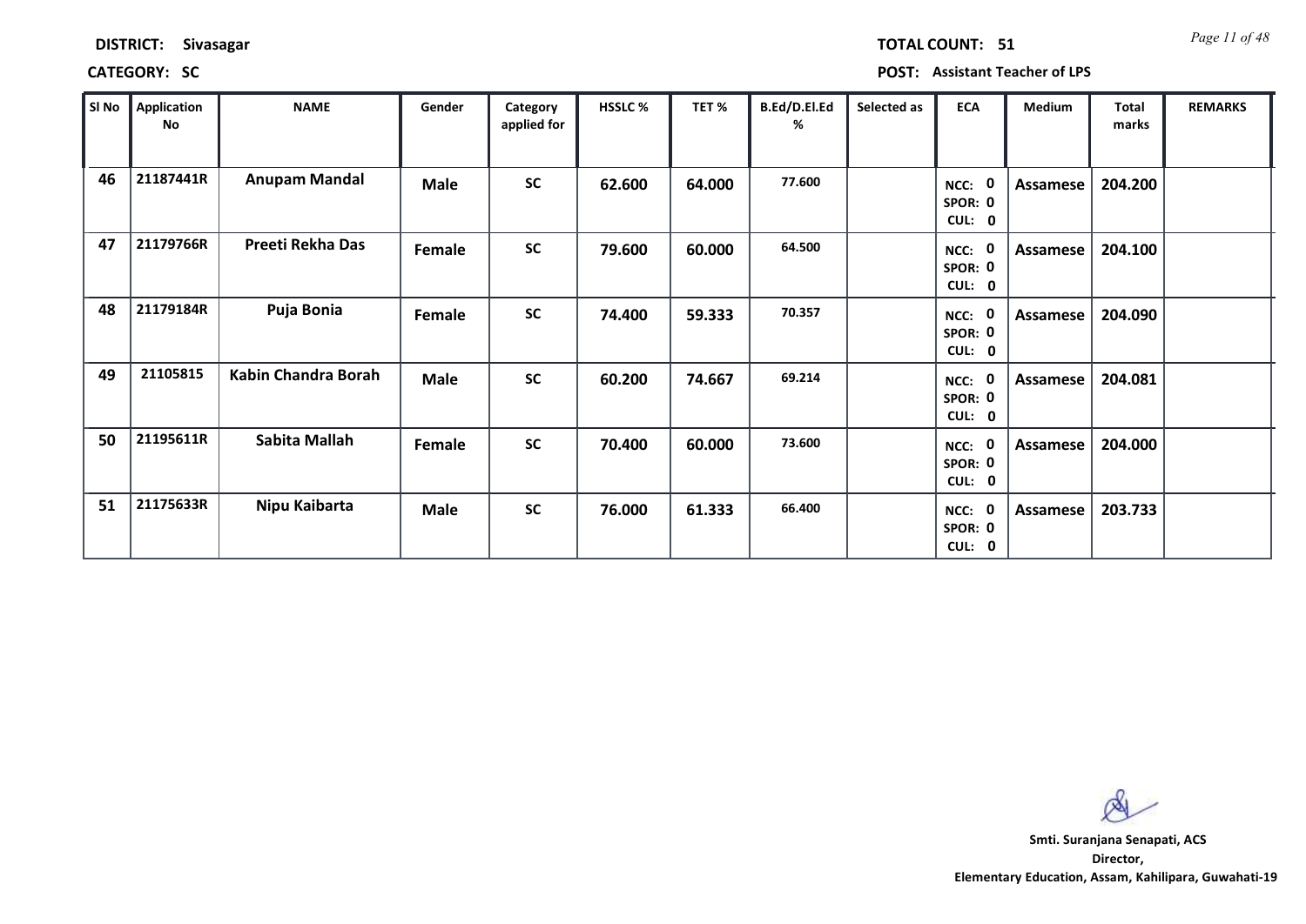**DISTRICT:** Sivasagar **TOTAL COUNT:** 51

**CATEGORY:** SC **POST:** Assistant Teacher of LPS

| Sl No | Application No | NAME | Gender | Category applied for | HSSLC % | TET % | B.Ed/D.El.Ed % | Selected as | ECA | Medium | Total marks | REMARKS |
|---|---|---|---|---|---|---|---|---|---|---|---|---|
| 46 | 21187441R | Anupam Mandal | Male | SC | 62.600 | 64.000 | 77.600 | | NCC: 0 SPOR: 0 CUL: 0 | Assamese | 204.200 | |
| 47 | 21179766R | Preeti Rekha Das | Female | SC | 79.600 | 60.000 | 64.500 | | NCC: 0 SPOR: 0 CUL: 0 | Assamese | 204.100 | |
| 48 | 21179184R | Puja Bonia | Female | SC | 74.400 | 59.333 | 70.357 | | NCC: 0 SPOR: 0 CUL: 0 | Assamese | 204.090 | |
| 49 | 21105815 | Kabin Chandra Borah | Male | SC | 60.200 | 74.667 | 69.214 | | NCC: 0 SPOR: 0 CUL: 0 | Assamese | 204.081 | |
| 50 | 21195611R | Sabita Mallah | Female | SC | 70.400 | 60.000 | 73.600 | | NCC: 0 SPOR: 0 CUL: 0 | Assamese | 204.000 | |
| 51 | 21175633R | Nipu Kaibarta | Male | SC | 76.000 | 61.333 | 66.400 | | NCC: 0 SPOR: 0 CUL: 0 | Assamese | 203.733 | |

**Smti. Suranjana Senapati, ACS**
**Director,**
**Elementary Education, Assam, Kahilipara, Guwahati-19**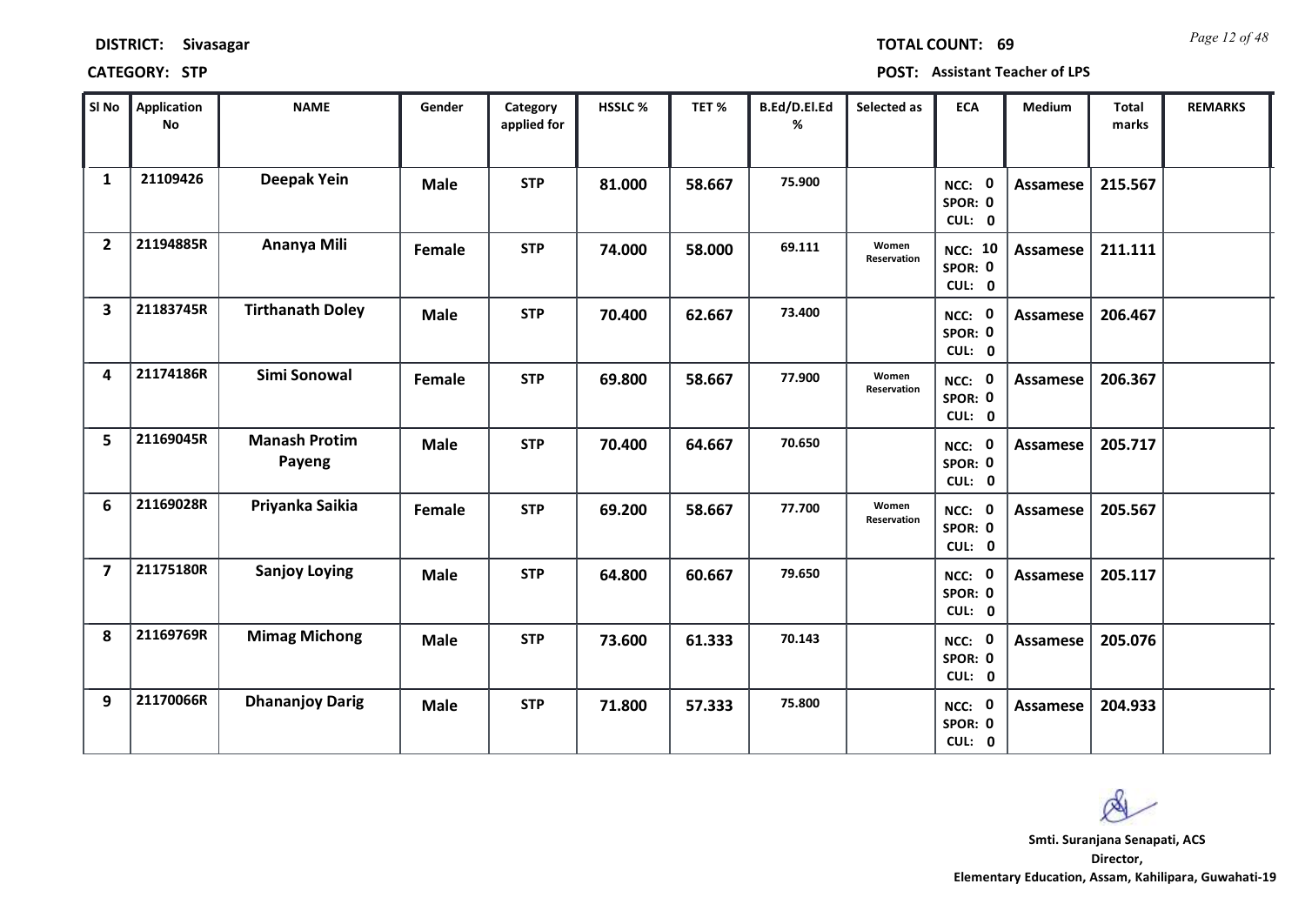**DISTRICT:** Sivasagar

**TOTAL COUNT:** 69

**CATEGORY:** STP

**POST:** Assistant Teacher of LPS

| Sl No | Application No | NAME | Gender | Category applied for | HSSLC % | TET % | B.Ed/D.El.Ed % | Selected as | ECA | Medium | Total marks | REMARKS |
|---|---|---|---|---|---|---|---|---|---|---|---|---|
| 1 | 21109426 | Deepak Yein | Male | STP | 81.000 | 58.667 | 75.900 | | NCC: 0 SPOR: 0 CUL: 0 | Assamese | 215.567 | |
| 2 | 21194885R | Ananya Mili | Female | STP | 74.000 | 58.000 | 69.111 | Women Reservation | NCC: 10 SPOR: 0 CUL: 0 | Assamese | 211.111 | |
| 3 | 21183745R | Tirthanath Doley | Male | STP | 70.400 | 62.667 | 73.400 | | NCC: 0 SPOR: 0 CUL: 0 | Assamese | 206.467 | |
| 4 | 21174186R | Simi Sonowal | Female | STP | 69.800 | 58.667 | 77.900 | Women Reservation | NCC: 0 SPOR: 0 CUL: 0 | Assamese | 206.367 | |
| 5 | 21169045R | Manash Protim Payeng | Male | STP | 70.400 | 64.667 | 70.650 | | NCC: 0 SPOR: 0 CUL: 0 | Assamese | 205.717 | |
| 6 | 21169028R | Priyanka Saikia | Female | STP | 69.200 | 58.667 | 77.700 | Women Reservation | NCC: 0 SPOR: 0 CUL: 0 | Assamese | 205.567 | |
| 7 | 21175180R | Sanjoy Loying | Male | STP | 64.800 | 60.667 | 79.650 | | NCC: 0 SPOR: 0 CUL: 0 | Assamese | 205.117 | |
| 8 | 21169769R | Mimag Michong | Male | STP | 73.600 | 61.333 | 70.143 | | NCC: 0 SPOR: 0 CUL: 0 | Assamese | 205.076 | |
| 9 | 21170066R | Dhananjoy Darig | Male | STP | 71.800 | 57.333 | 75.800 | | NCC: 0 SPOR: 0 CUL: 0 | Assamese | 204.933 | |

**Smti. Suranjana Senapati, ACS**
**Director,**
**Elementary Education, Assam, Kahilipara, Guwahati-19**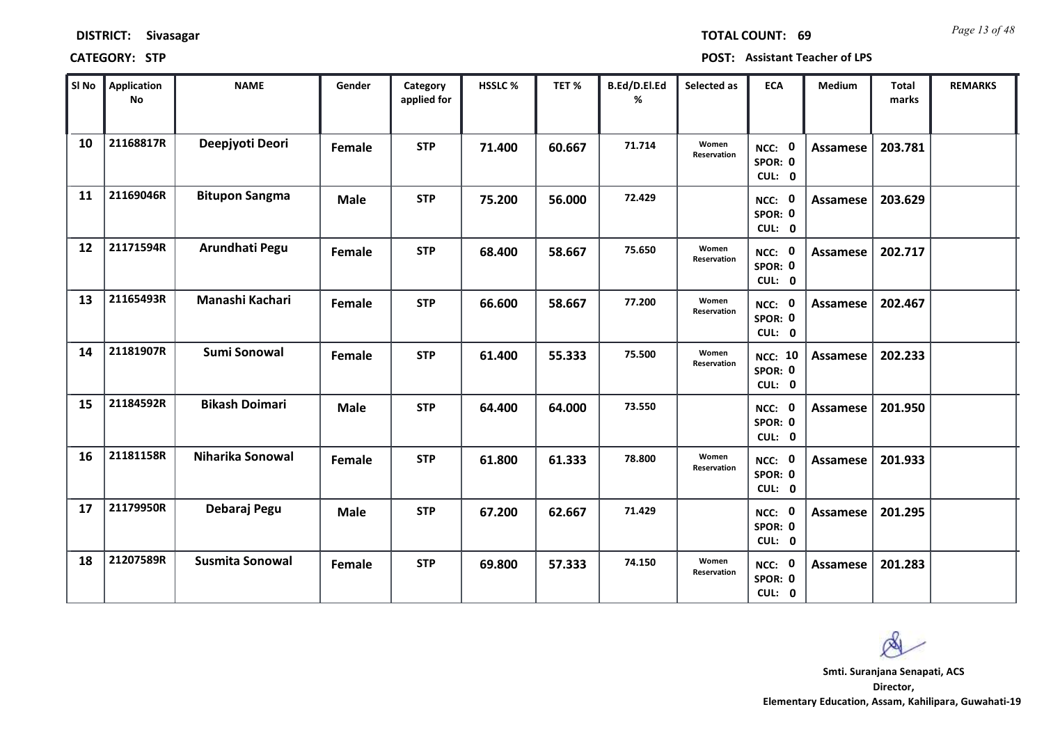**DISTRICT: Sivasagar** **TOTAL COUNT: 69**

**CATEGORY: STP** **POST: Assistant Teacher of LPS**

| Sl No | Application No | NAME | Gender | Category applied for | HSSLC % | TET % | B.Ed/D.El.Ed % | Selected as | ECA | Medium | Total marks | REMARKS |
|---|---|---|---|---|---|---|---|---|---|---|---|---|
| 10 | 21168817R | Deepjyoti Deori | Female | STP | 71.400 | 60.667 | 71.714 | Women Reservation | NCC: 0 SPOR: 0 CUL: 0 | Assamese | 203.781 | |
| 11 | 21169046R | Bitupon Sangma | Male | STP | 75.200 | 56.000 | 72.429 | | NCC: 0 SPOR: 0 CUL: 0 | Assamese | 203.629 | |
| 12 | 21171594R | Arundhati Pegu | Female | STP | 68.400 | 58.667 | 75.650 | Women Reservation | NCC: 0 SPOR: 0 CUL: 0 | Assamese | 202.717 | |
| 13 | 21165493R | Manashi Kachari | Female | STP | 66.600 | 58.667 | 77.200 | Women Reservation | NCC: 0 SPOR: 0 CUL: 0 | Assamese | 202.467 | |
| 14 | 21181907R | Sumi Sonowal | Female | STP | 61.400 | 55.333 | 75.500 | Women Reservation | NCC: 10 SPOR: 0 CUL: 0 | Assamese | 202.233 | |
| 15 | 21184592R | Bikash Doimari | Male | STP | 64.400 | 64.000 | 73.550 | | NCC: 0 SPOR: 0 CUL: 0 | Assamese | 201.950 | |
| 16 | 21181158R | Niharika Sonowal | Female | STP | 61.800 | 61.333 | 78.800 | Women Reservation | NCC: 0 SPOR: 0 CUL: 0 | Assamese | 201.933 | |
| 17 | 21179950R | Debaraj Pegu | Male | STP | 67.200 | 62.667 | 71.429 | | NCC: 0 SPOR: 0 CUL: 0 | Assamese | 201.295 | |
| 18 | 21207589R | Susmita Sonowal | Female | STP | 69.800 | 57.333 | 74.150 | Women Reservation | NCC: 0 SPOR: 0 CUL: 0 | Assamese | 201.283 | |

**Smti. Suranjana Senapati, ACS**
**Director,**
**Elementary Education, Assam, Kahilipara, Guwahati-19**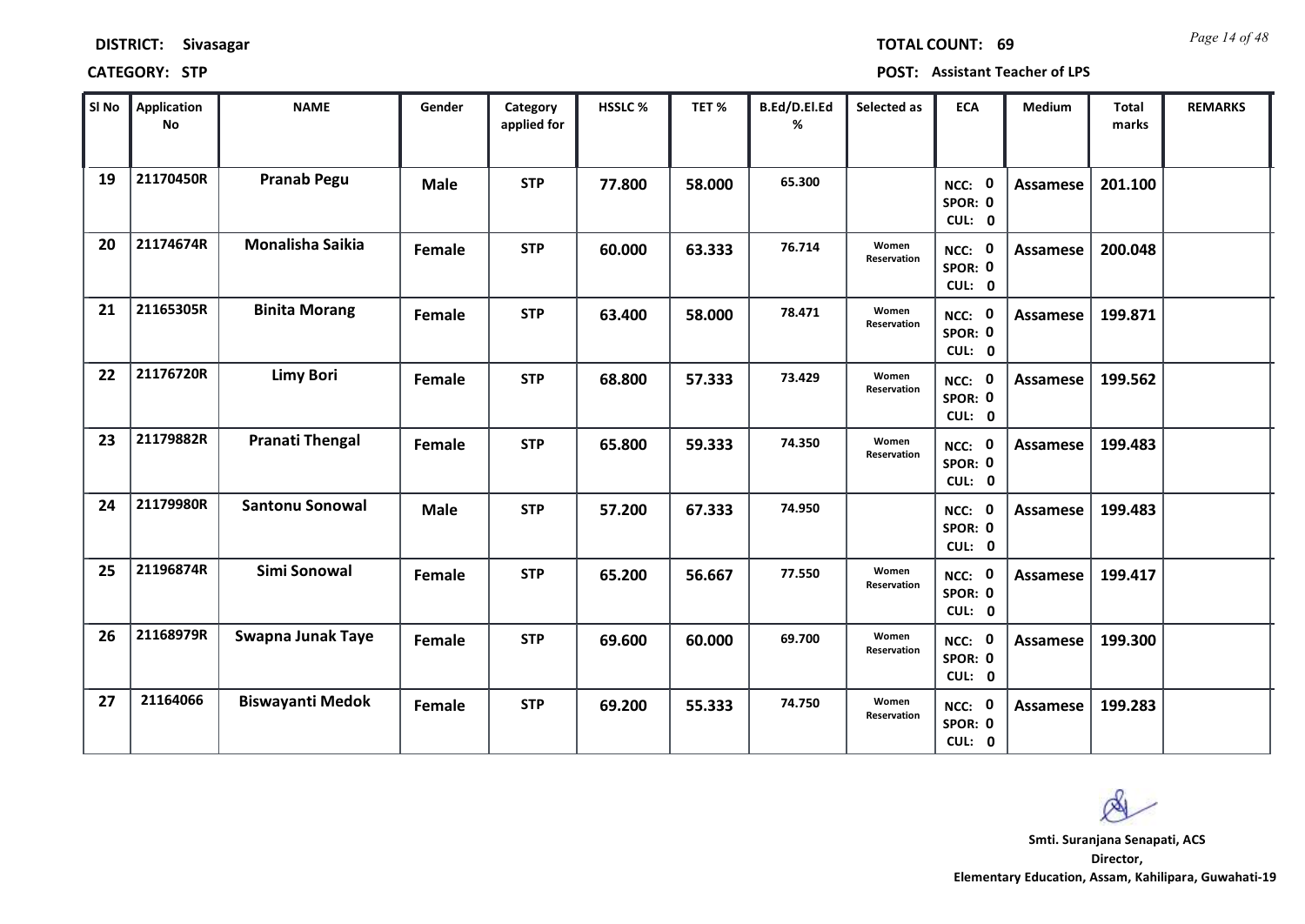**DISTRICT:** Sivasagar

**TOTAL COUNT:** 69

**CATEGORY:** STP

**POST:** Assistant Teacher of LPS

| Sl No | Application No | NAME | Gender | Category applied for | HSSLC % | TET % | B.Ed/D.El.Ed % | Selected as | ECA | Medium | Total marks | REMARKS |
|---|---|---|---|---|---|---|---|---|---|---|---|---|
| 19 | 21170450R | Pranab Pegu | Male | STP | 77.800 | 58.000 | 65.300 | | NCC: 0 SPOR: 0 CUL: 0 | Assamese | 201.100 | |
| 20 | 21174674R | Monalisha Saikia | Female | STP | 60.000 | 63.333 | 76.714 | Women Reservation | NCC: 0 SPOR: 0 CUL: 0 | Assamese | 200.048 | |
| 21 | 21165305R | Binita Morang | Female | STP | 63.400 | 58.000 | 78.471 | Women Reservation | NCC: 0 SPOR: 0 CUL: 0 | Assamese | 199.871 | |
| 22 | 21176720R | Limy Bori | Female | STP | 68.800 | 57.333 | 73.429 | Women Reservation | NCC: 0 SPOR: 0 CUL: 0 | Assamese | 199.562 | |
| 23 | 21179882R | Pranati Thengal | Female | STP | 65.800 | 59.333 | 74.350 | Women Reservation | NCC: 0 SPOR: 0 CUL: 0 | Assamese | 199.483 | |
| 24 | 21179980R | Santonu Sonowal | Male | STP | 57.200 | 67.333 | 74.950 | | NCC: 0 SPOR: 0 CUL: 0 | Assamese | 199.483 | |
| 25 | 21196874R | Simi Sonowal | Female | STP | 65.200 | 56.667 | 77.550 | Women Reservation | NCC: 0 SPOR: 0 CUL: 0 | Assamese | 199.417 | |
| 26 | 21168979R | Swapna Junak Taye | Female | STP | 69.600 | 60.000 | 69.700 | Women Reservation | NCC: 0 SPOR: 0 CUL: 0 | Assamese | 199.300 | |
| 27 | 21164066 | Biswayanti Medok | Female | STP | 69.200 | 55.333 | 74.750 | Women Reservation | NCC: 0 SPOR: 0 CUL: 0 | Assamese | 199.283 | |

**Smti. Suranjana Senapati, ACS**
**Director,**
**Elementary Education, Assam, Kahilipara, Guwahati-19**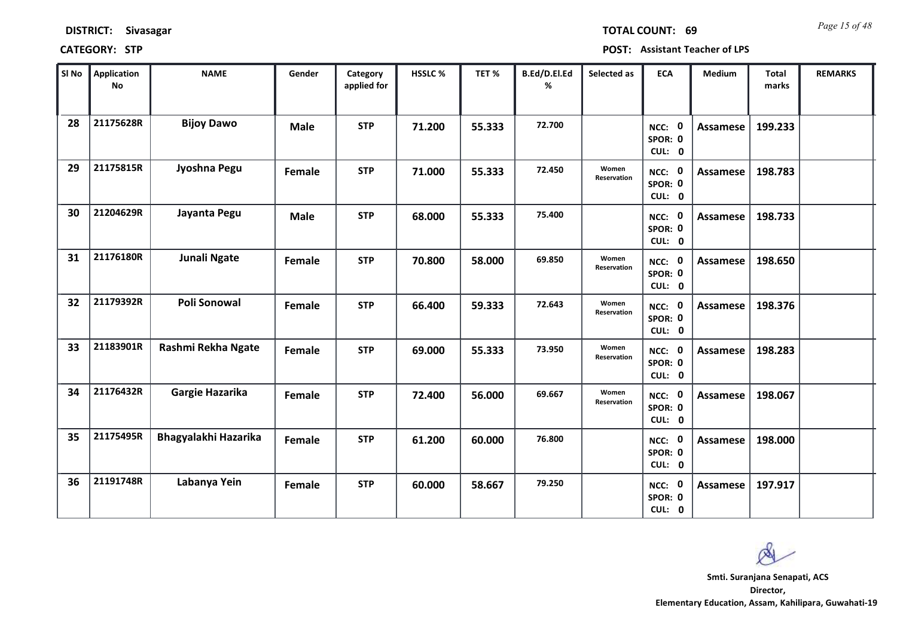**DISTRICT: Sivasagar** | **TOTAL COUNT: 69**

**CATEGORY: STP** | **POST: Assistant Teacher of LPS**

| Sl No | Application No | NAME | Gender | Category applied for | HSSLC % | TET % | B.Ed/D.El.Ed % | Selected as | ECA | Medium | Total marks | REMARKS |
|---|---|---|---|---|---|---|---|---|---|---|---|---|
| 28 | 21175628R | Bijoy Dawo | Male | STP | 71.200 | 55.333 | 72.700 | | NCC: 0 SPOR: 0 CUL: 0 | Assamese | 199.233 | |
| 29 | 21175815R | Jyoshna Pegu | Female | STP | 71.000 | 55.333 | 72.450 | Women Reservation | NCC: 0 SPOR: 0 CUL: 0 | Assamese | 198.783 | |
| 30 | 21204629R | Jayanta Pegu | Male | STP | 68.000 | 55.333 | 75.400 | | NCC: 0 SPOR: 0 CUL: 0 | Assamese | 198.733 | |
| 31 | 21176180R | Junali Ngate | Female | STP | 70.800 | 58.000 | 69.850 | Women Reservation | NCC: 0 SPOR: 0 CUL: 0 | Assamese | 198.650 | |
| 32 | 21179392R | Poli Sonowal | Female | STP | 66.400 | 59.333 | 72.643 | Women Reservation | NCC: 0 SPOR: 0 CUL: 0 | Assamese | 198.376 | |
| 33 | 21183901R | Rashmi Rekha Ngate | Female | STP | 69.000 | 55.333 | 73.950 | Women Reservation | NCC: 0 SPOR: 0 CUL: 0 | Assamese | 198.283 | |
| 34 | 21176432R | Gargie Hazarika | Female | STP | 72.400 | 56.000 | 69.667 | Women Reservation | NCC: 0 SPOR: 0 CUL: 0 | Assamese | 198.067 | |
| 35 | 21175495R | Bhagyalakhi Hazarika | Female | STP | 61.200 | 60.000 | 76.800 | | NCC: 0 SPOR: 0 CUL: 0 | Assamese | 198.000 | |
| 36 | 21191748R | Labanya Yein | Female | STP | 60.000 | 58.667 | 79.250 | | NCC: 0 SPOR: 0 CUL: 0 | Assamese | 197.917 | |

**Smti. Suranjana Senapati, ACS**
**Director,**
**Elementary Education, Assam, Kahilipara, Guwahati-19**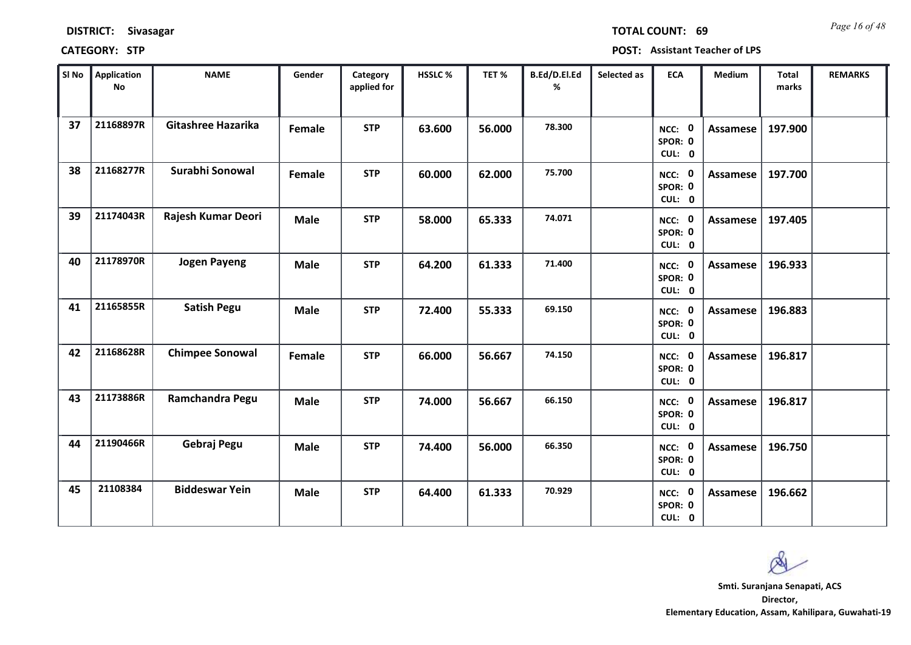**DISTRICT:** Sivasagar

**TOTAL COUNT:** 69

**CATEGORY:** STP

**POST:** Assistant Teacher of LPS

| Sl No | Application No | NAME | Gender | Category applied for | HSSLC % | TET % | B.Ed/D.El.Ed % | Selected as | ECA | Medium | Total marks | REMARKS |
|---|---|---|---|---|---|---|---|---|---|---|---|---|
| 37 | 21168897R | Gitashree Hazarika | Female | STP | 63.600 | 56.000 | 78.300 | | NCC: 0 SPOR: 0 CUL: 0 | Assamese | 197.900 | |
| 38 | 21168277R | Surabhi Sonowal | Female | STP | 60.000 | 62.000 | 75.700 | | NCC: 0 SPOR: 0 CUL: 0 | Assamese | 197.700 | |
| 39 | 21174043R | Rajesh Kumar Deori | Male | STP | 58.000 | 65.333 | 74.071 | | NCC: 0 SPOR: 0 CUL: 0 | Assamese | 197.405 | |
| 40 | 21178970R | Jogen Payeng | Male | STP | 64.200 | 61.333 | 71.400 | | NCC: 0 SPOR: 0 CUL: 0 | Assamese | 196.933 | |
| 41 | 21165855R | Satish Pegu | Male | STP | 72.400 | 55.333 | 69.150 | | NCC: 0 SPOR: 0 CUL: 0 | Assamese | 196.883 | |
| 42 | 21168628R | Chimpee Sonowal | Female | STP | 66.000 | 56.667 | 74.150 | | NCC: 0 SPOR: 0 CUL: 0 | Assamese | 196.817 | |
| 43 | 21173886R | Ramchandra Pegu | Male | STP | 74.000 | 56.667 | 66.150 | | NCC: 0 SPOR: 0 CUL: 0 | Assamese | 196.817 | |
| 44 | 21190466R | Gebraj Pegu | Male | STP | 74.400 | 56.000 | 66.350 | | NCC: 0 SPOR: 0 CUL: 0 | Assamese | 196.750 | |
| 45 | 21108384 | Biddeswar Yein | Male | STP | 64.400 | 61.333 | 70.929 | | NCC: 0 SPOR: 0 CUL: 0 | Assamese | 196.662 | |

**Smti. Suranjana Senapati, ACS**
**Director,**
**Elementary Education, Assam, Kahilipara, Guwahati-19**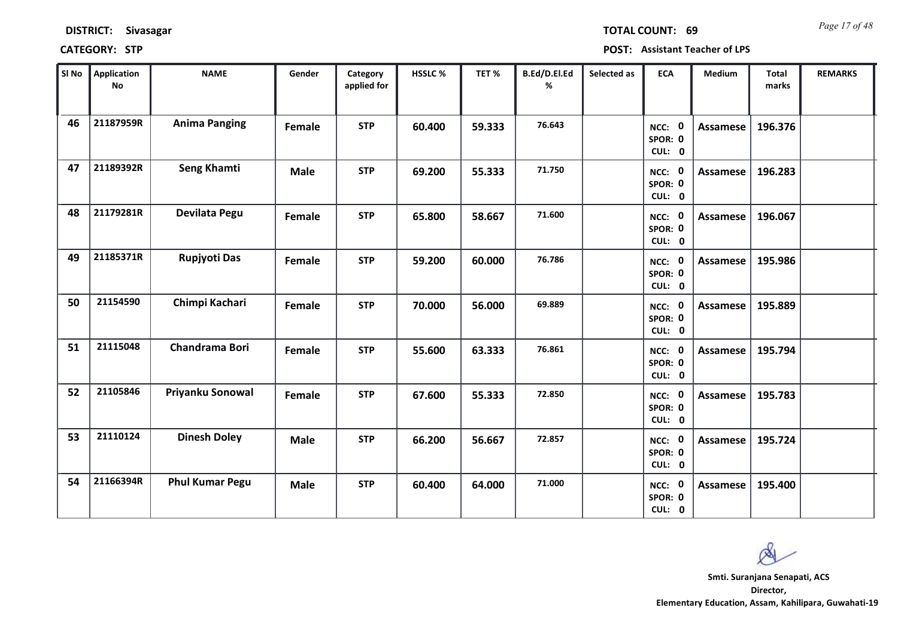**DISTRICT:** Sivasagar

**TOTAL COUNT:** 69

**CATEGORY:** STP

**POST:** Assistant Teacher of LPS

| Sl No | Application No | NAME | Gender | Category applied for | HSSLC % | TET % | B.Ed/D.El.Ed % | Selected as | ECA | Medium | Total marks | REMARKS |
|---|---|---|---|---|---|---|---|---|---|---|---|---|
| 46 | 21187959R | Anima Panging | Female | STP | 60.400 | 59.333 | 76.643 | | NCC: 0 SPOR: 0 CUL: 0 | Assamese | 196.376 | |
| 47 | 21189392R | Seng Khamti | Male | STP | 69.200 | 55.333 | 71.750 | | NCC: 0 SPOR: 0 CUL: 0 | Assamese | 196.283 | |
| 48 | 21179281R | Devilata Pegu | Female | STP | 65.800 | 58.667 | 71.600 | | NCC: 0 SPOR: 0 CUL: 0 | Assamese | 196.067 | |
| 49 | 21185371R | Rupjyoti Das | Female | STP | 59.200 | 60.000 | 76.786 | | NCC: 0 SPOR: 0 CUL: 0 | Assamese | 195.986 | |
| 50 | 21154590 | Chimpi Kachari | Female | STP | 70.000 | 56.000 | 69.889 | | NCC: 0 SPOR: 0 CUL: 0 | Assamese | 195.889 | |
| 51 | 21115048 | Chandrama Bori | Female | STP | 55.600 | 63.333 | 76.861 | | NCC: 0 SPOR: 0 CUL: 0 | Assamese | 195.794 | |
| 52 | 21105846 | Priyanku Sonowal | Female | STP | 67.600 | 55.333 | 72.850 | | NCC: 0 SPOR: 0 CUL: 0 | Assamese | 195.783 | |
| 53 | 21110124 | Dinesh Doley | Male | STP | 66.200 | 56.667 | 72.857 | | NCC: 0 SPOR: 0 CUL: 0 | Assamese | 195.724 | |
| 54 | 21166394R | Phul Kumar Pegu | Male | STP | 60.400 | 64.000 | 71.000 | | NCC: 0 SPOR: 0 CUL: 0 | Assamese | 195.400 | |

**Smti. Suranjana Senapati, ACS**
**Director,**
**Elementary Education, Assam, Kahilipara, Guwahati-19**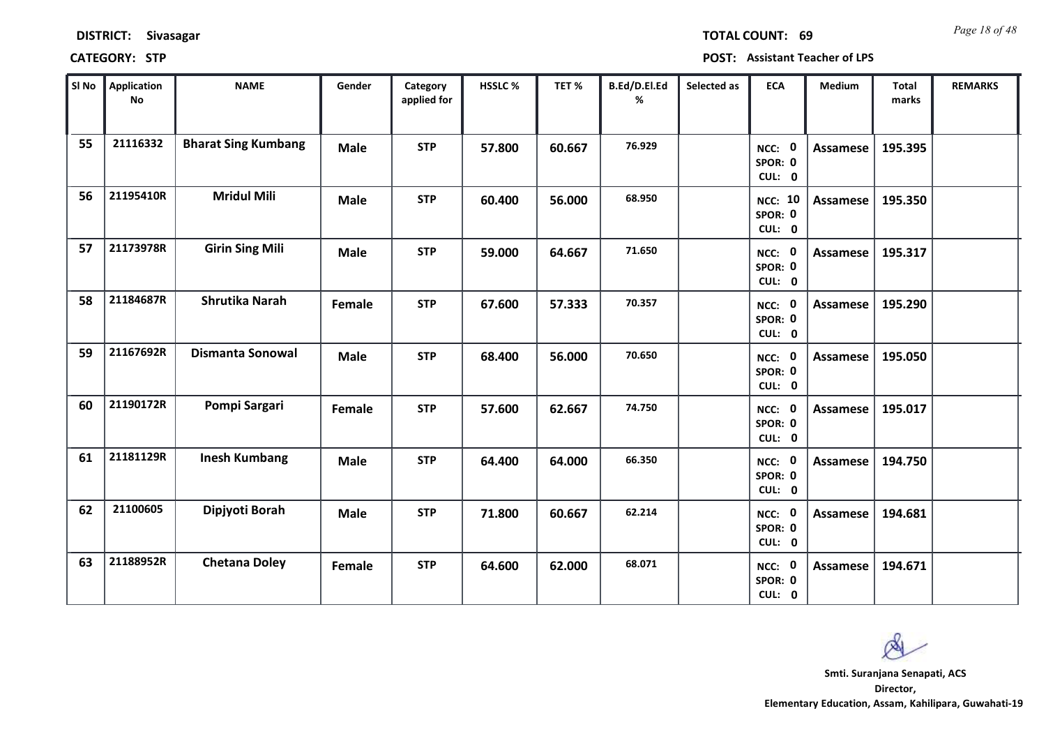**DISTRICT:** Sivasagar

**TOTAL COUNT:** 69

**CATEGORY:** STP

**POST:** Assistant Teacher of LPS

| Sl No | Application No | NAME | Gender | Category applied for | HSSLC % | TET % | B.Ed/D.El.Ed % | Selected as | ECA | Medium | Total marks | REMARKS |
|---|---|---|---|---|---|---|---|---|---|---|---|---|
| 55 | 21116332 | Bharat Sing Kumbang | Male | STP | 57.800 | 60.667 | 76.929 | | NCC: 0 SPOR: 0 CUL: 0 | Assamese | 195.395 | |
| 56 | 21195410R | Mridul Mili | Male | STP | 60.400 | 56.000 | 68.950 | | NCC: 10 SPOR: 0 CUL: 0 | Assamese | 195.350 | |
| 57 | 21173978R | Girin Sing Mili | Male | STP | 59.000 | 64.667 | 71.650 | | NCC: 0 SPOR: 0 CUL: 0 | Assamese | 195.317 | |
| 58 | 21184687R | Shrutika Narah | Female | STP | 67.600 | 57.333 | 70.357 | | NCC: 0 SPOR: 0 CUL: 0 | Assamese | 195.290 | |
| 59 | 21167692R | Dismanta Sonowal | Male | STP | 68.400 | 56.000 | 70.650 | | NCC: 0 SPOR: 0 CUL: 0 | Assamese | 195.050 | |
| 60 | 21190172R | Pompi Sargari | Female | STP | 57.600 | 62.667 | 74.750 | | NCC: 0 SPOR: 0 CUL: 0 | Assamese | 195.017 | |
| 61 | 21181129R | Inesh Kumbang | Male | STP | 64.400 | 64.000 | 66.350 | | NCC: 0 SPOR: 0 CUL: 0 | Assamese | 194.750 | |
| 62 | 21100605 | Dipjyoti Borah | Male | STP | 71.800 | 60.667 | 62.214 | | NCC: 0 SPOR: 0 CUL: 0 | Assamese | 194.681 | |
| 63 | 21188952R | Chetana Doley | Female | STP | 64.600 | 62.000 | 68.071 | | NCC: 0 SPOR: 0 CUL: 0 | Assamese | 194.671 | |

**Smti. Suranjana Senapati, ACS**
**Director,**
**Elementary Education, Assam, Kahilipara, Guwahati-19**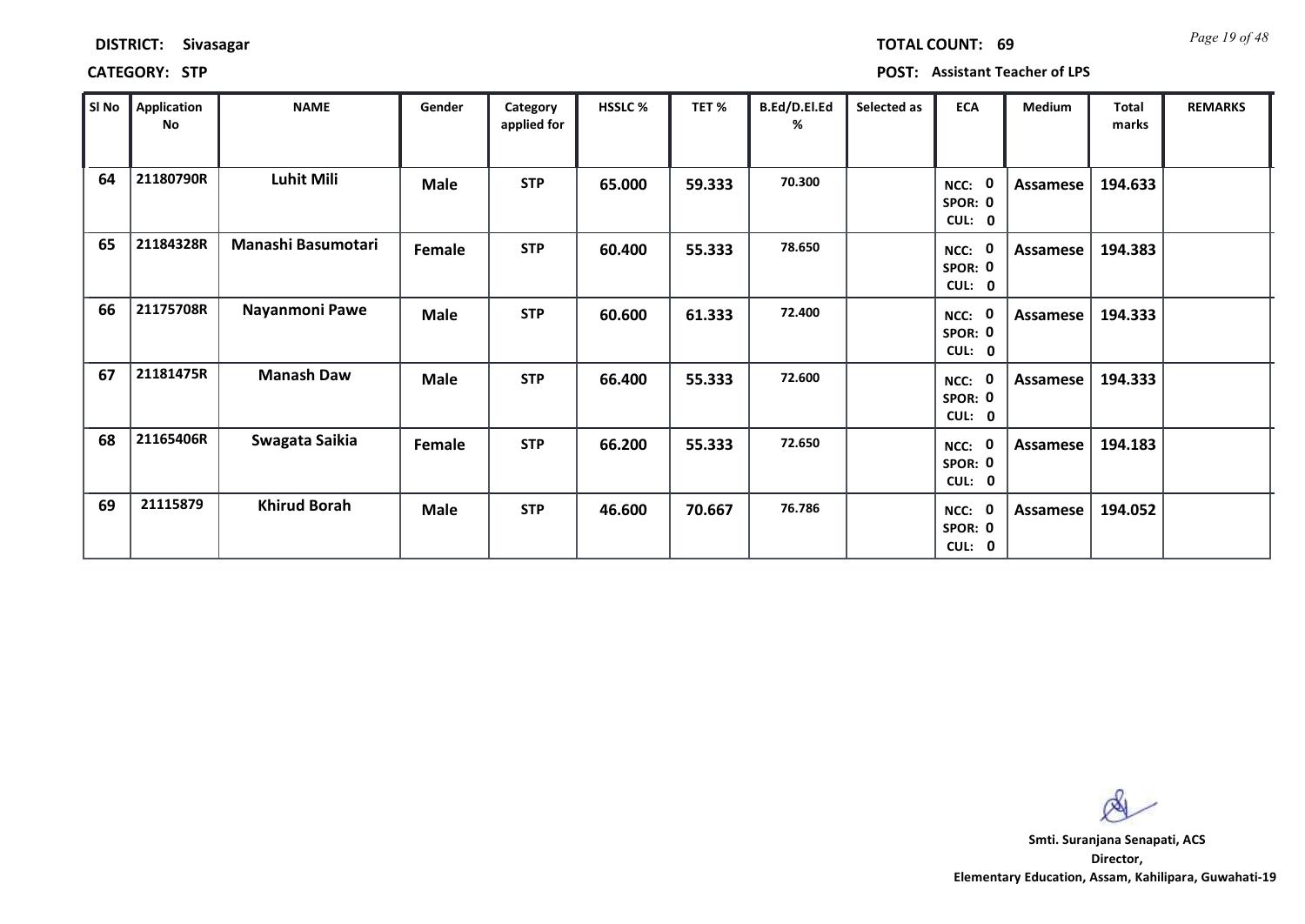**DISTRICT:** Sivasagar **TOTAL COUNT:** 69

**CATEGORY:** STP **POST:** Assistant Teacher of LPS

| Sl No | Application No | NAME | Gender | Category applied for | HSSLC % | TET % | B.Ed/D.El.Ed % | Selected as | ECA | Medium | Total marks | REMARKS |
|---|---|---|---|---|---|---|---|---|---|---|---|---|
| 64 | 21180790R | Luhit Mili | Male | STP | 65.000 | 59.333 | 70.300 | | NCC: 0 SPOR: 0 CUL: 0 | Assamese | 194.633 | |
| 65 | 21184328R | Manashi Basumotari | Female | STP | 60.400 | 55.333 | 78.650 | | NCC: 0 SPOR: 0 CUL: 0 | Assamese | 194.383 | |
| 66 | 21175708R | Nayanmoni Pawe | Male | STP | 60.600 | 61.333 | 72.400 | | NCC: 0 SPOR: 0 CUL: 0 | Assamese | 194.333 | |
| 67 | 21181475R | Manash Daw | Male | STP | 66.400 | 55.333 | 72.600 | | NCC: 0 SPOR: 0 CUL: 0 | Assamese | 194.333 | |
| 68 | 21165406R | Swagata Saikia | Female | STP | 66.200 | 55.333 | 72.650 | | NCC: 0 SPOR: 0 CUL: 0 | Assamese | 194.183 | |
| 69 | 21115879 | Khirud Borah | Male | STP | 46.600 | 70.667 | 76.786 | | NCC: 0 SPOR: 0 CUL: 0 | Assamese | 194.052 | |

**Smti. Suranjana Senapati, ACS**
**Director,**
**Elementary Education, Assam, Kahilipara, Guwahati-19**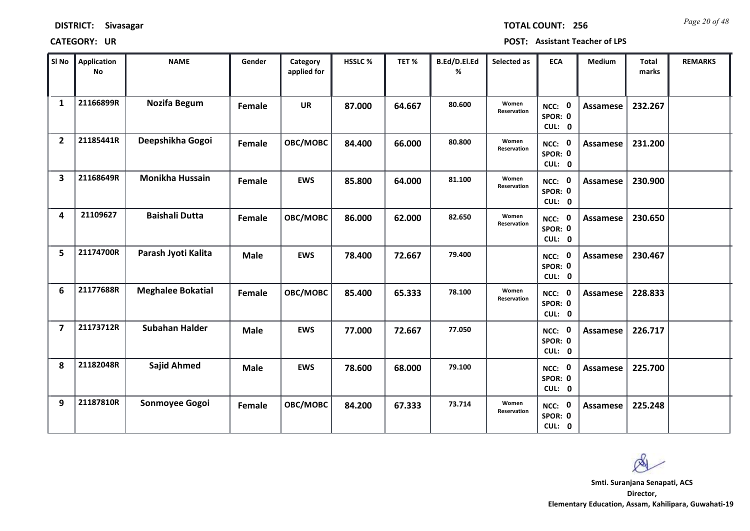**DISTRICT:** Sivasagar

**TOTAL COUNT:** 256

**CATEGORY:** UR

**POST:** Assistant Teacher of LPS

| Sl No | Application No | NAME | Gender | Category applied for | HSSLC % | TET % | B.Ed/D.El.Ed % | Selected as | ECA | Medium | Total marks | REMARKS |
|---|---|---|---|---|---|---|---|---|---|---|---|---|
| 1 | 21166899R | Nozifa Begum | Female | UR | 87.000 | 64.667 | 80.600 | Women Reservation | NCC: 0 SPOR: 0 CUL: 0 | Assamese | 232.267 | |
| 2 | 21185441R | Deepshikha Gogoi | Female | OBC/MOBC | 84.400 | 66.000 | 80.800 | Women Reservation | NCC: 0 SPOR: 0 CUL: 0 | Assamese | 231.200 | |
| 3 | 21168649R | Monikha Hussain | Female | EWS | 85.800 | 64.000 | 81.100 | Women Reservation | NCC: 0 SPOR: 0 CUL: 0 | Assamese | 230.900 | |
| 4 | 21109627 | Baishali Dutta | Female | OBC/MOBC | 86.000 | 62.000 | 82.650 | Women Reservation | NCC: 0 SPOR: 0 CUL: 0 | Assamese | 230.650 | |
| 5 | 21174700R | Parash Jyoti Kalita | Male | EWS | 78.400 | 72.667 | 79.400 | | NCC: 0 SPOR: 0 CUL: 0 | Assamese | 230.467 | |
| 6 | 21177688R | Meghalee Bokatial | Female | OBC/MOBC | 85.400 | 65.333 | 78.100 | Women Reservation | NCC: 0 SPOR: 0 CUL: 0 | Assamese | 228.833 | |
| 7 | 21173712R | Subahan Halder | Male | EWS | 77.000 | 72.667 | 77.050 | | NCC: 0 SPOR: 0 CUL: 0 | Assamese | 226.717 | |
| 8 | 21182048R | Sajid Ahmed | Male | EWS | 78.600 | 68.000 | 79.100 | | NCC: 0 SPOR: 0 CUL: 0 | Assamese | 225.700 | |
| 9 | 21187810R | Sonmoyee Gogoi | Female | OBC/MOBC | 84.200 | 67.333 | 73.714 | Women Reservation | NCC: 0 SPOR: 0 CUL: 0 | Assamese | 225.248 | |

**Smti. Suranjana Senapati, ACS**
**Director,**
**Elementary Education, Assam, Kahilipara, Guwahati-19**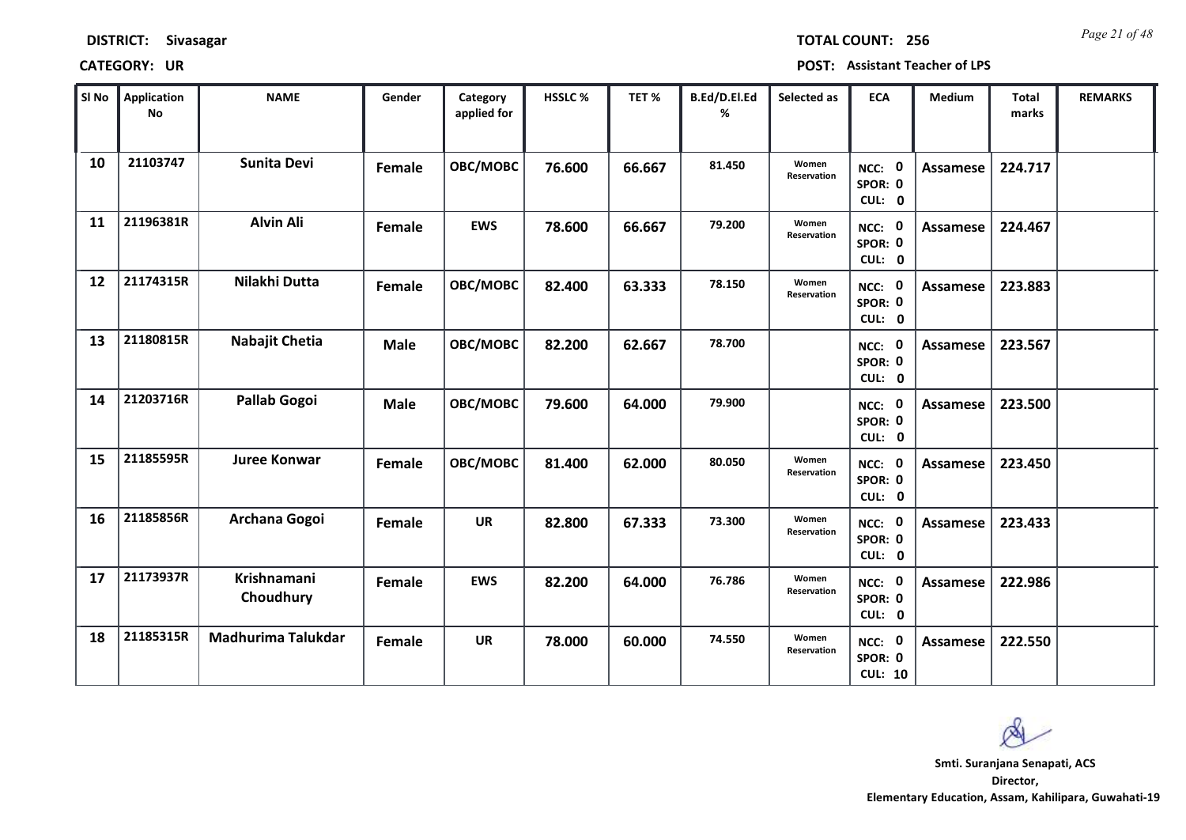**DISTRICT:** Sivasagar

**TOTAL COUNT:** 256

**CATEGORY:** UR

**POST:** Assistant Teacher of LPS

| Sl No | Application No | NAME | Gender | Category applied for | HSSLC % | TET % | B.Ed/D.El.Ed % | Selected as | ECA | Medium | Total marks | REMARKS |
|---|---|---|---|---|---|---|---|---|---|---|---|---|
| 10 | 21103747 | Sunita Devi | Female | OBC/MOBC | 76.600 | 66.667 | 81.450 | Women Reservation | NCC: 0 SPOR: 0 CUL: 0 | Assamese | 224.717 | |
| 11 | 21196381R | Alvin Ali | Female | EWS | 78.600 | 66.667 | 79.200 | Women Reservation | NCC: 0 SPOR: 0 CUL: 0 | Assamese | 224.467 | |
| 12 | 21174315R | Nilakhi Dutta | Female | OBC/MOBC | 82.400 | 63.333 | 78.150 | Women Reservation | NCC: 0 SPOR: 0 CUL: 0 | Assamese | 223.883 | |
| 13 | 21180815R | Nabajit Chetia | Male | OBC/MOBC | 82.200 | 62.667 | 78.700 | | NCC: 0 SPOR: 0 CUL: 0 | Assamese | 223.567 | |
| 14 | 21203716R | Pallab Gogoi | Male | OBC/MOBC | 79.600 | 64.000 | 79.900 | | NCC: 0 SPOR: 0 CUL: 0 | Assamese | 223.500 | |
| 15 | 21185595R | Juree Konwar | Female | OBC/MOBC | 81.400 | 62.000 | 80.050 | Women Reservation | NCC: 0 SPOR: 0 CUL: 0 | Assamese | 223.450 | |
| 16 | 21185856R | Archana Gogoi | Female | UR | 82.800 | 67.333 | 73.300 | Women Reservation | NCC: 0 SPOR: 0 CUL: 0 | Assamese | 223.433 | |
| 17 | 21173937R | Krishnamani Choudhury | Female | EWS | 82.200 | 64.000 | 76.786 | Women Reservation | NCC: 0 SPOR: 0 CUL: 0 | Assamese | 222.986 | |
| 18 | 21185315R | Madhurima Talukdar | Female | UR | 78.000 | 60.000 | 74.550 | Women Reservation | NCC: 0 SPOR: 0 CUL: 10 | Assamese | 222.550 | |

**Smti. Suranjana Senapati, ACS**
**Director,**
**Elementary Education, Assam, Kahilipara, Guwahati-19**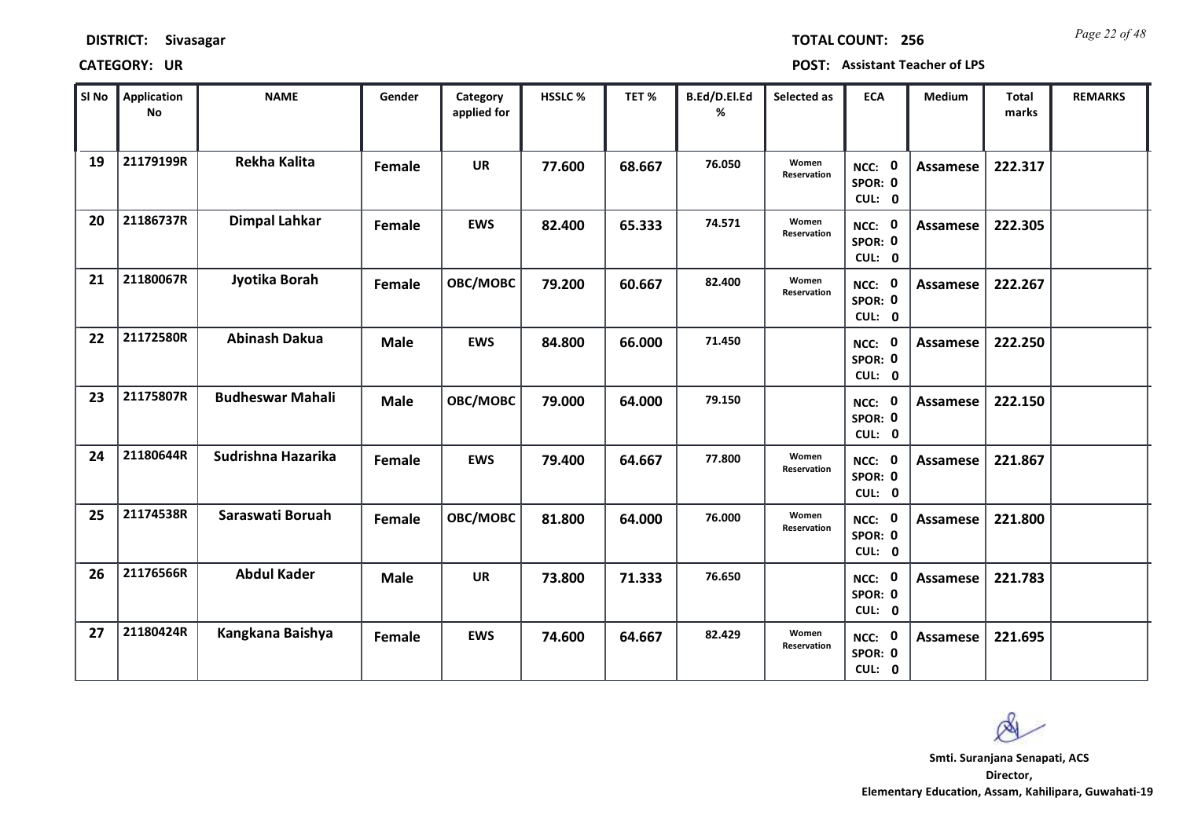**DISTRICT:** Sivasagar **TOTAL COUNT:** 256

**CATEGORY:** UR **POST:** Assistant Teacher of LPS

| Sl No | Application No | NAME | Gender | Category applied for | HSSLC % | TET % | B.Ed/D.El.Ed % | Selected as | ECA | Medium | Total marks | REMARKS |
|---|---|---|---|---|---|---|---|---|---|---|---|---|
| 19 | 21179199R | Rekha Kalita | Female | UR | 77.600 | 68.667 | 76.050 | Women Reservation | NCC: 0 SPOR: 0 CUL: 0 | Assamese | 222.317 | |
| 20 | 21186737R | Dimpal Lahkar | Female | EWS | 82.400 | 65.333 | 74.571 | Women Reservation | NCC: 0 SPOR: 0 CUL: 0 | Assamese | 222.305 | |
| 21 | 21180067R | Jyotika Borah | Female | OBC/MOBC | 79.200 | 60.667 | 82.400 | Women Reservation | NCC: 0 SPOR: 0 CUL: 0 | Assamese | 222.267 | |
| 22 | 21172580R | Abinash Dakua | Male | EWS | 84.800 | 66.000 | 71.450 | | NCC: 0 SPOR: 0 CUL: 0 | Assamese | 222.250 | |
| 23 | 21175807R | Budheswar Mahali | Male | OBC/MOBC | 79.000 | 64.000 | 79.150 | | NCC: 0 SPOR: 0 CUL: 0 | Assamese | 222.150 | |
| 24 | 21180644R | Sudrishna Hazarika | Female | EWS | 79.400 | 64.667 | 77.800 | Women Reservation | NCC: 0 SPOR: 0 CUL: 0 | Assamese | 221.867 | |
| 25 | 21174538R | Saraswati Boruah | Female | OBC/MOBC | 81.800 | 64.000 | 76.000 | Women Reservation | NCC: 0 SPOR: 0 CUL: 0 | Assamese | 221.800 | |
| 26 | 21176566R | Abdul Kader | Male | UR | 73.800 | 71.333 | 76.650 | | NCC: 0 SPOR: 0 CUL: 0 | Assamese | 221.783 | |
| 27 | 21180424R | Kangkana Baishya | Female | EWS | 74.600 | 64.667 | 82.429 | Women Reservation | NCC: 0 SPOR: 0 CUL: 0 | Assamese | 221.695 | |

**Smti. Suranjana Senapati, ACS**
**Director,**
**Elementary Education, Assam, Kahilipara, Guwahati-19**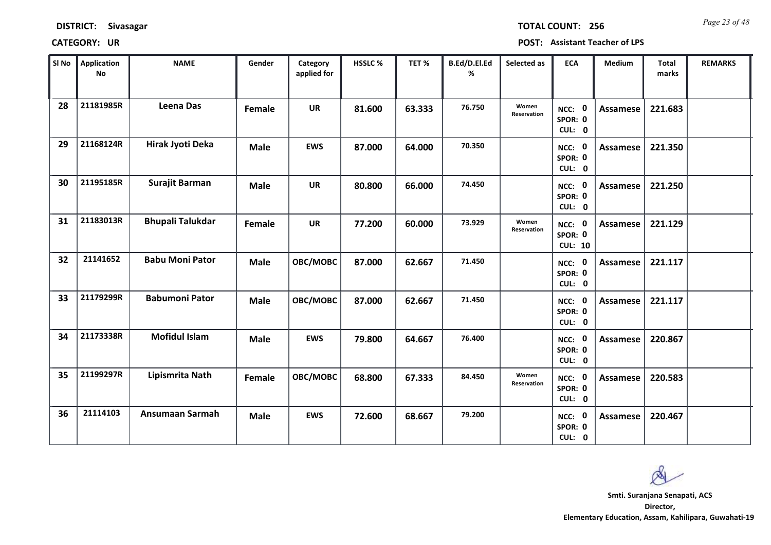**DISTRICT:** Sivasagar

**TOTAL COUNT:** 256

**CATEGORY:** UR

**POST:** Assistant Teacher of LPS

| Sl No | Application No | NAME | Gender | Category applied for | HSSLC % | TET % | B.Ed/D.El.Ed % | Selected as | ECA | Medium | Total marks | REMARKS |
|---|---|---|---|---|---|---|---|---|---|---|---|---|
| 28 | 21181985R | Leena Das | Female | UR | 81.600 | 63.333 | 76.750 | Women Reservation | NCC: 0 SPOR: 0 CUL: 0 | Assamese | 221.683 | |
| 29 | 21168124R | Hirak Jyoti Deka | Male | EWS | 87.000 | 64.000 | 70.350 | | NCC: 0 SPOR: 0 CUL: 0 | Assamese | 221.350 | |
| 30 | 21195185R | Surajit Barman | Male | UR | 80.800 | 66.000 | 74.450 | | NCC: 0 SPOR: 0 CUL: 0 | Assamese | 221.250 | |
| 31 | 21183013R | Bhupali Talukdar | Female | UR | 77.200 | 60.000 | 73.929 | Women Reservation | NCC: 0 SPOR: 0 CUL: 10 | Assamese | 221.129 | |
| 32 | 21141652 | Babu Moni Pator | Male | OBC/MOBC | 87.000 | 62.667 | 71.450 | | NCC: 0 SPOR: 0 CUL: 0 | Assamese | 221.117 | |
| 33 | 21179299R | Babumoni Pator | Male | OBC/MOBC | 87.000 | 62.667 | 71.450 | | NCC: 0 SPOR: 0 CUL: 0 | Assamese | 221.117 | |
| 34 | 21173338R | Mofidul Islam | Male | EWS | 79.800 | 64.667 | 76.400 | | NCC: 0 SPOR: 0 CUL: 0 | Assamese | 220.867 | |
| 35 | 21199297R | Lipismrita Nath | Female | OBC/MOBC | 68.800 | 67.333 | 84.450 | Women Reservation | NCC: 0 SPOR: 0 CUL: 0 | Assamese | 220.583 | |
| 36 | 21114103 | Ansumaan Sarmah | Male | EWS | 72.600 | 68.667 | 79.200 | | NCC: 0 SPOR: 0 CUL: 0 | Assamese | 220.467 | |

**Smti. Suranjana Senapati, ACS**
**Director,**
**Elementary Education, Assam, Kahilipara, Guwahati-19**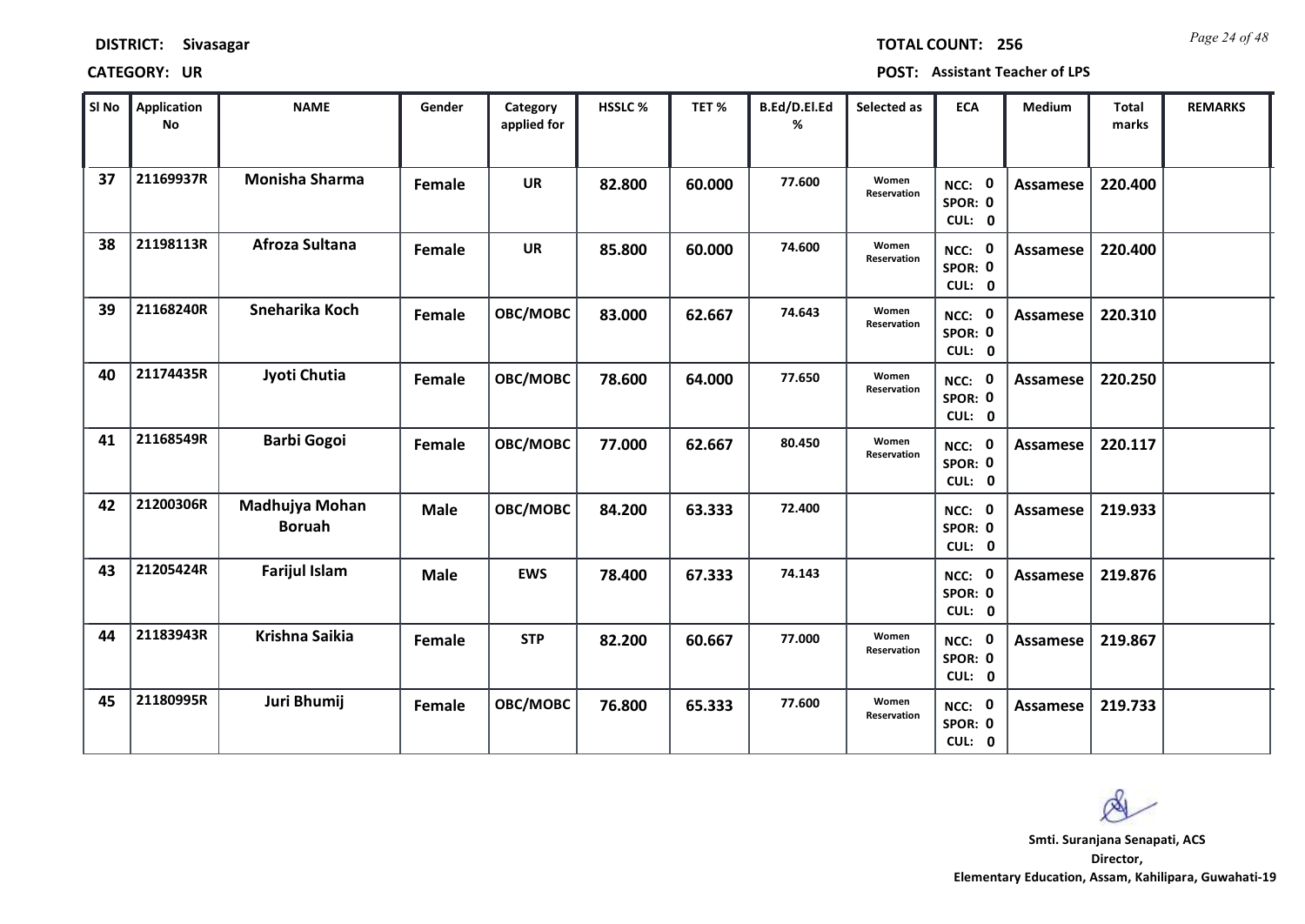**DISTRICT: Sivasagar** **TOTAL COUNT: 256**

**CATEGORY: UR** **POST: Assistant Teacher of LPS**

| Sl No | Application No | NAME | Gender | Category applied for | HSSLC % | TET % | B.Ed/D.El.Ed % | Selected as | ECA | Medium | Total marks | REMARKS |
|---|---|---|---|---|---|---|---|---|---|---|---|---|
| 37 | 21169937R | Monisha Sharma | Female | UR | 82.800 | 60.000 | 77.600 | Women Reservation | NCC: 0 SPOR: 0 CUL: 0 | Assamese | 220.400 | |
| 38 | 21198113R | Afroza Sultana | Female | UR | 85.800 | 60.000 | 74.600 | Women Reservation | NCC: 0 SPOR: 0 CUL: 0 | Assamese | 220.400 | |
| 39 | 21168240R | Sneharika Koch | Female | OBC/MOBC | 83.000 | 62.667 | 74.643 | Women Reservation | NCC: 0 SPOR: 0 CUL: 0 | Assamese | 220.310 | |
| 40 | 21174435R | Jyoti Chutia | Female | OBC/MOBC | 78.600 | 64.000 | 77.650 | Women Reservation | NCC: 0 SPOR: 0 CUL: 0 | Assamese | 220.250 | |
| 41 | 21168549R | Barbi Gogoi | Female | OBC/MOBC | 77.000 | 62.667 | 80.450 | Women Reservation | NCC: 0 SPOR: 0 CUL: 0 | Assamese | 220.117 | |
| 42 | 21200306R | Madhujya Mohan Boruah | Male | OBC/MOBC | 84.200 | 63.333 | 72.400 | | NCC: 0 SPOR: 0 CUL: 0 | Assamese | 219.933 | |
| 43 | 21205424R | Farijul Islam | Male | EWS | 78.400 | 67.333 | 74.143 | | NCC: 0 SPOR: 0 CUL: 0 | Assamese | 219.876 | |
| 44 | 21183943R | Krishna Saikia | Female | STP | 82.200 | 60.667 | 77.000 | Women Reservation | NCC: 0 SPOR: 0 CUL: 0 | Assamese | 219.867 | |
| 45 | 21180995R | Juri Bhumij | Female | OBC/MOBC | 76.800 | 65.333 | 77.600 | Women Reservation | NCC: 0 SPOR: 0 CUL: 0 | Assamese | 219.733 | |

**Smti. Suranjana Senapati, ACS**
**Director,**
**Elementary Education, Assam, Kahilipara, Guwahati-19**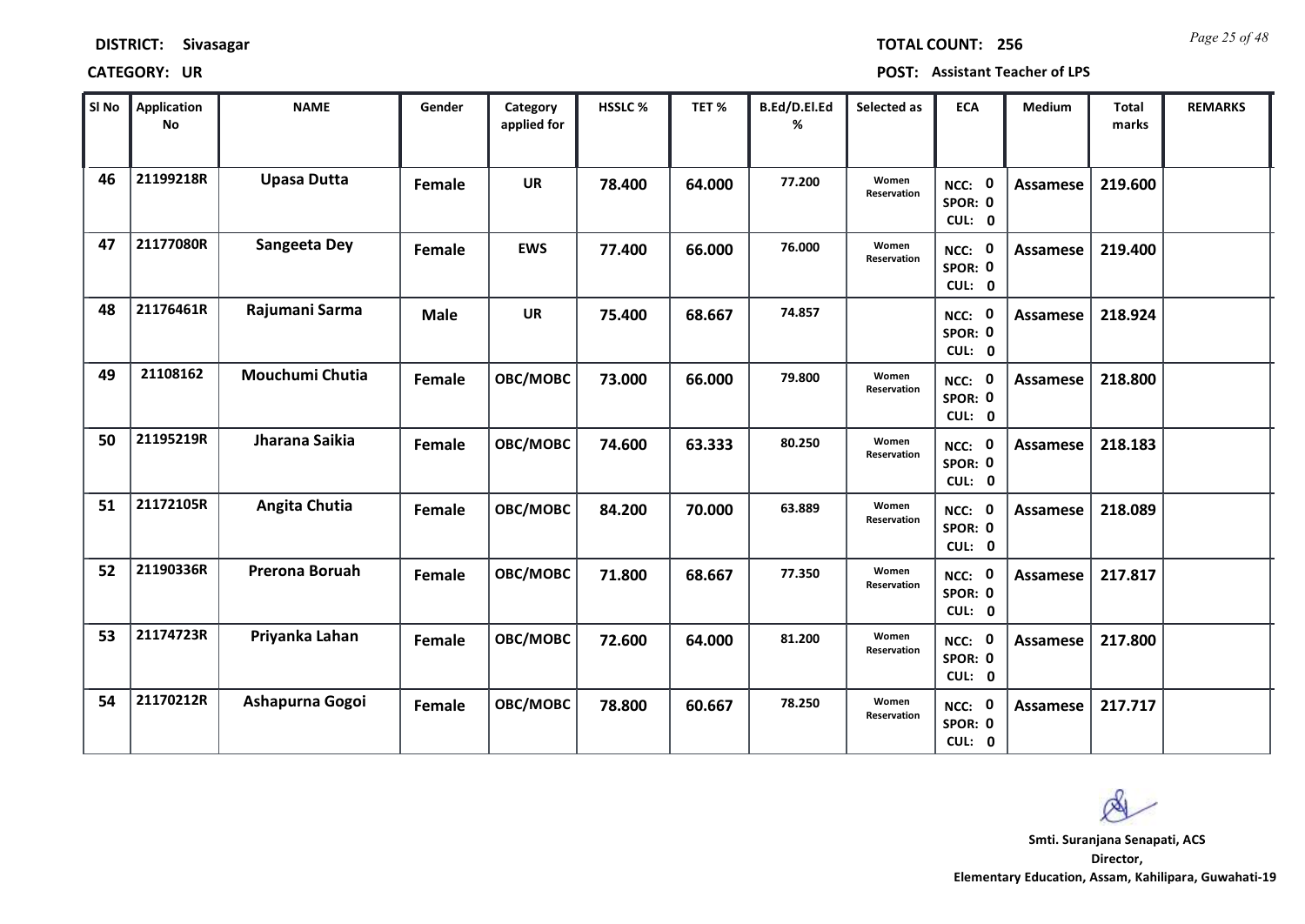**DISTRICT:** Sivasagar **TOTAL COUNT:** 256

**CATEGORY:** UR **POST:** Assistant Teacher of LPS

| Sl No | Application No | NAME | Gender | Category applied for | HSSLC % | TET % | B.Ed/D.El.Ed % | Selected as | ECA | Medium | Total marks | REMARKS |
|---|---|---|---|---|---|---|---|---|---|---|---|---|
| 46 | 21199218R | Upasa Dutta | Female | UR | 78.400 | 64.000 | 77.200 | Women Reservation | NCC: 0 SPOR: 0 CUL: 0 | Assamese | 219.600 | |
| 47 | 21177080R | Sangeeta Dey | Female | EWS | 77.400 | 66.000 | 76.000 | Women Reservation | NCC: 0 SPOR: 0 CUL: 0 | Assamese | 219.400 | |
| 48 | 21176461R | Rajumani Sarma | Male | UR | 75.400 | 68.667 | 74.857 | | NCC: 0 SPOR: 0 CUL: 0 | Assamese | 218.924 | |
| 49 | 21108162 | Mouchumi Chutia | Female | OBC/MOBC | 73.000 | 66.000 | 79.800 | Women Reservation | NCC: 0 SPOR: 0 CUL: 0 | Assamese | 218.800 | |
| 50 | 21195219R | Jharana Saikia | Female | OBC/MOBC | 74.600 | 63.333 | 80.250 | Women Reservation | NCC: 0 SPOR: 0 CUL: 0 | Assamese | 218.183 | |
| 51 | 21172105R | Angita Chutia | Female | OBC/MOBC | 84.200 | 70.000 | 63.889 | Women Reservation | NCC: 0 SPOR: 0 CUL: 0 | Assamese | 218.089 | |
| 52 | 21190336R | Prerona Boruah | Female | OBC/MOBC | 71.800 | 68.667 | 77.350 | Women Reservation | NCC: 0 SPOR: 0 CUL: 0 | Assamese | 217.817 | |
| 53 | 21174723R | Priyanka Lahan | Female | OBC/MOBC | 72.600 | 64.000 | 81.200 | Women Reservation | NCC: 0 SPOR: 0 CUL: 0 | Assamese | 217.800 | |
| 54 | 21170212R | Ashapurna Gogoi | Female | OBC/MOBC | 78.800 | 60.667 | 78.250 | Women Reservation | NCC: 0 SPOR: 0 CUL: 0 | Assamese | 217.717 | |

**Smti. Suranjana Senapati, ACS**
**Director,**
**Elementary Education, Assam, Kahilipara, Guwahati-19**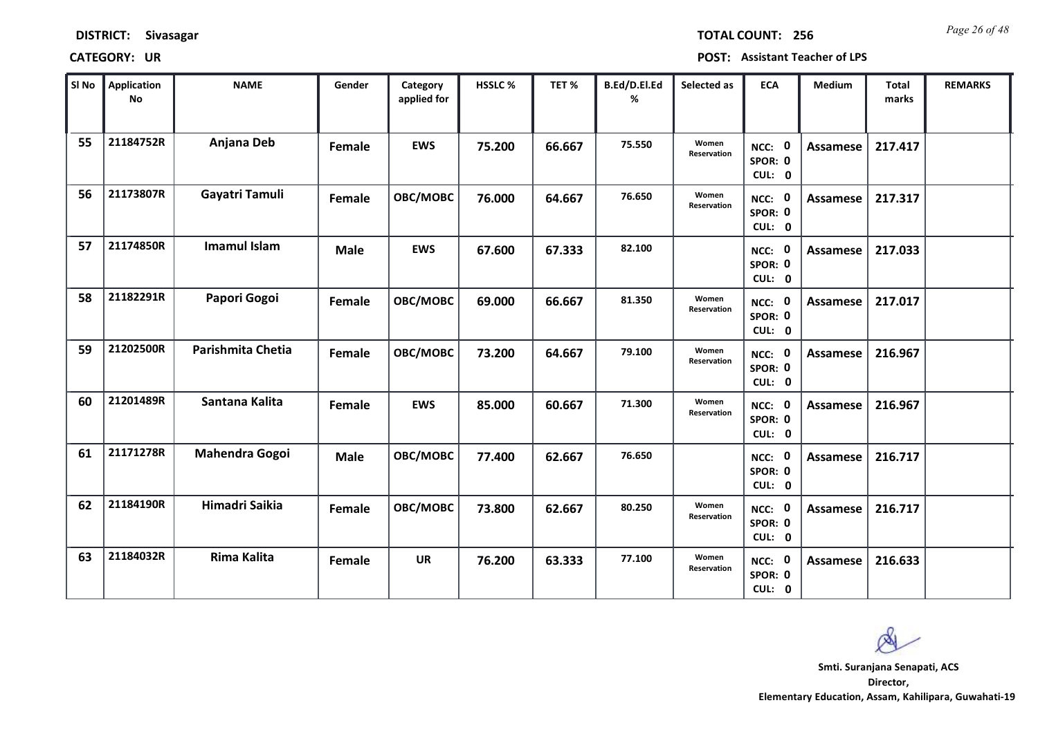**DISTRICT:** Sivasagar

**TOTAL COUNT:** 256

**CATEGORY:** UR

**POST:** Assistant Teacher of LPS

| Sl No | Application No | NAME | Gender | Category applied for | HSSLC % | TET % | B.Ed/D.El.Ed % | Selected as | ECA | Medium | Total marks | REMARKS |
|---|---|---|---|---|---|---|---|---|---|---|---|---|
| 55 | 21184752R | Anjana Deb | Female | EWS | 75.200 | 66.667 | 75.550 | Women Reservation | NCC: 0 SPOR: 0 CUL: 0 | Assamese | 217.417 | |
| 56 | 21173807R | Gayatri Tamuli | Female | OBC/MOBC | 76.000 | 64.667 | 76.650 | Women Reservation | NCC: 0 SPOR: 0 CUL: 0 | Assamese | 217.317 | |
| 57 | 21174850R | Imamul Islam | Male | EWS | 67.600 | 67.333 | 82.100 | | NCC: 0 SPOR: 0 CUL: 0 | Assamese | 217.033 | |
| 58 | 21182291R | Papori Gogoi | Female | OBC/MOBC | 69.000 | 66.667 | 81.350 | Women Reservation | NCC: 0 SPOR: 0 CUL: 0 | Assamese | 217.017 | |
| 59 | 21202500R | Parishmita Chetia | Female | OBC/MOBC | 73.200 | 64.667 | 79.100 | Women Reservation | NCC: 0 SPOR: 0 CUL: 0 | Assamese | 216.967 | |
| 60 | 21201489R | Santana Kalita | Female | EWS | 85.000 | 60.667 | 71.300 | Women Reservation | NCC: 0 SPOR: 0 CUL: 0 | Assamese | 216.967 | |
| 61 | 21171278R | Mahendra Gogoi | Male | OBC/MOBC | 77.400 | 62.667 | 76.650 | | NCC: 0 SPOR: 0 CUL: 0 | Assamese | 216.717 | |
| 62 | 21184190R | Himadri Saikia | Female | OBC/MOBC | 73.800 | 62.667 | 80.250 | Women Reservation | NCC: 0 SPOR: 0 CUL: 0 | Assamese | 216.717 | |
| 63 | 21184032R | Rima Kalita | Female | UR | 76.200 | 63.333 | 77.100 | Women Reservation | NCC: 0 SPOR: 0 CUL: 0 | Assamese | 216.633 | |

**Smti. Suranjana Senapati, ACS**
**Director,**
**Elementary Education, Assam, Kahilipara, Guwahati-19**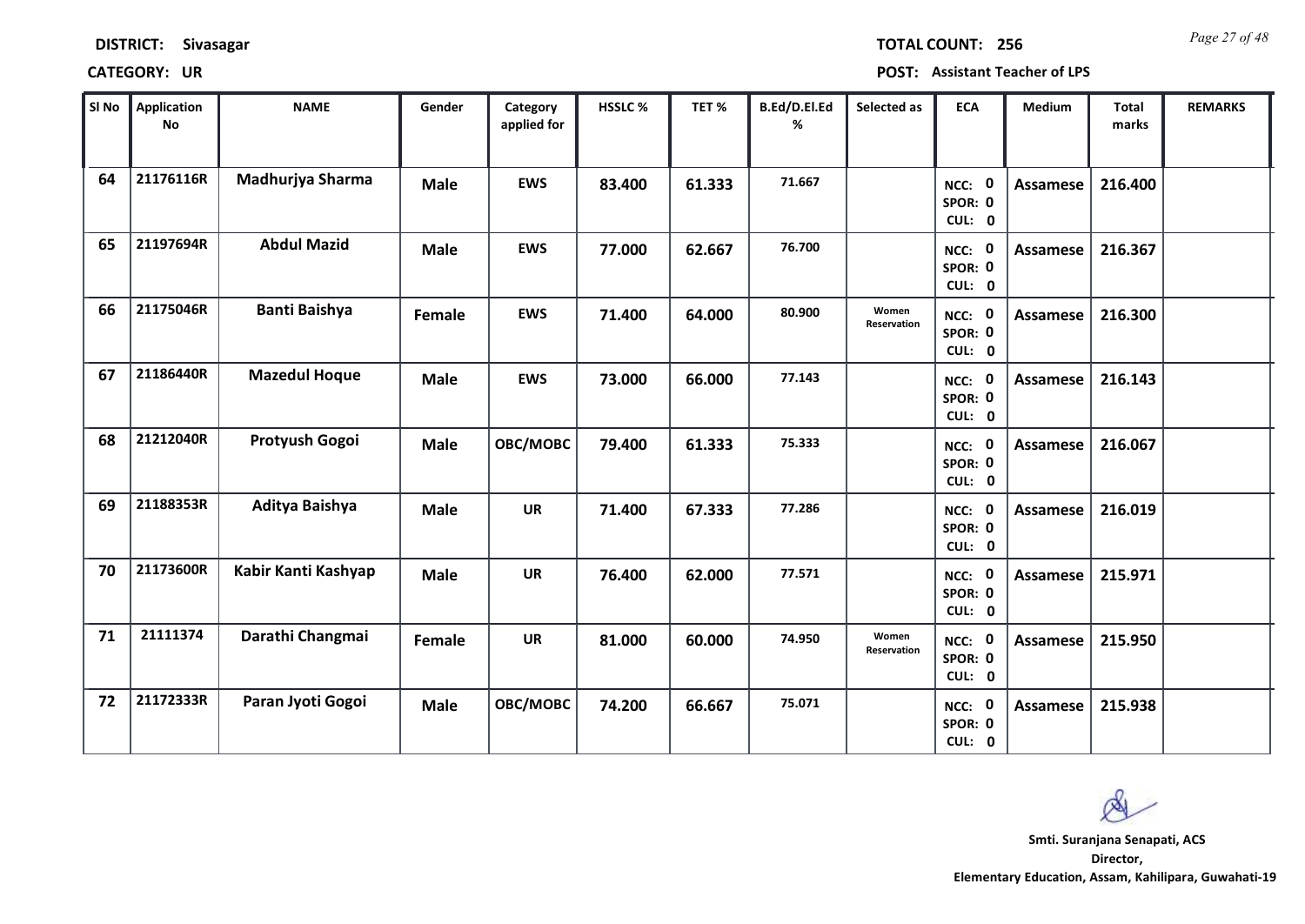**DISTRICT: Sivasagar** **TOTAL COUNT: 256**

**CATEGORY: UR** **POST: Assistant Teacher of LPS**

| Sl No | Application No | NAME | Gender | Category applied for | HSSLC % | TET % | B.Ed/D.El.Ed % | Selected as | ECA | Medium | Total marks | REMARKS |
|---|---|---|---|---|---|---|---|---|---|---|---|---|
| 64 | 21176116R | Madhurjya Sharma | Male | EWS | 83.400 | 61.333 | 71.667 | | NCC: 0 SPOR: 0 CUL: 0 | Assamese | 216.400 | |
| 65 | 21197694R | Abdul Mazid | Male | EWS | 77.000 | 62.667 | 76.700 | | NCC: 0 SPOR: 0 CUL: 0 | Assamese | 216.367 | |
| 66 | 21175046R | Banti Baishya | Female | EWS | 71.400 | 64.000 | 80.900 | Women Reservation | NCC: 0 SPOR: 0 CUL: 0 | Assamese | 216.300 | |
| 67 | 21186440R | Mazedul Hoque | Male | EWS | 73.000 | 66.000 | 77.143 | | NCC: 0 SPOR: 0 CUL: 0 | Assamese | 216.143 | |
| 68 | 21212040R | Protyush Gogoi | Male | OBC/MOBC | 79.400 | 61.333 | 75.333 | | NCC: 0 SPOR: 0 CUL: 0 | Assamese | 216.067 | |
| 69 | 21188353R | Aditya Baishya | Male | UR | 71.400 | 67.333 | 77.286 | | NCC: 0 SPOR: 0 CUL: 0 | Assamese | 216.019 | |
| 70 | 21173600R | Kabir Kanti Kashyap | Male | UR | 76.400 | 62.000 | 77.571 | | NCC: 0 SPOR: 0 CUL: 0 | Assamese | 215.971 | |
| 71 | 21111374 | Darathi Changmai | Female | UR | 81.000 | 60.000 | 74.950 | Women Reservation | NCC: 0 SPOR: 0 CUL: 0 | Assamese | 215.950 | |
| 72 | 21172333R | Paran Jyoti Gogoi | Male | OBC/MOBC | 74.200 | 66.667 | 75.071 | | NCC: 0 SPOR: 0 CUL: 0 | Assamese | 215.938 | |

**Smti. Suranjana Senapati, ACS**
**Director,**
**Elementary Education, Assam, Kahilipara, Guwahati-19**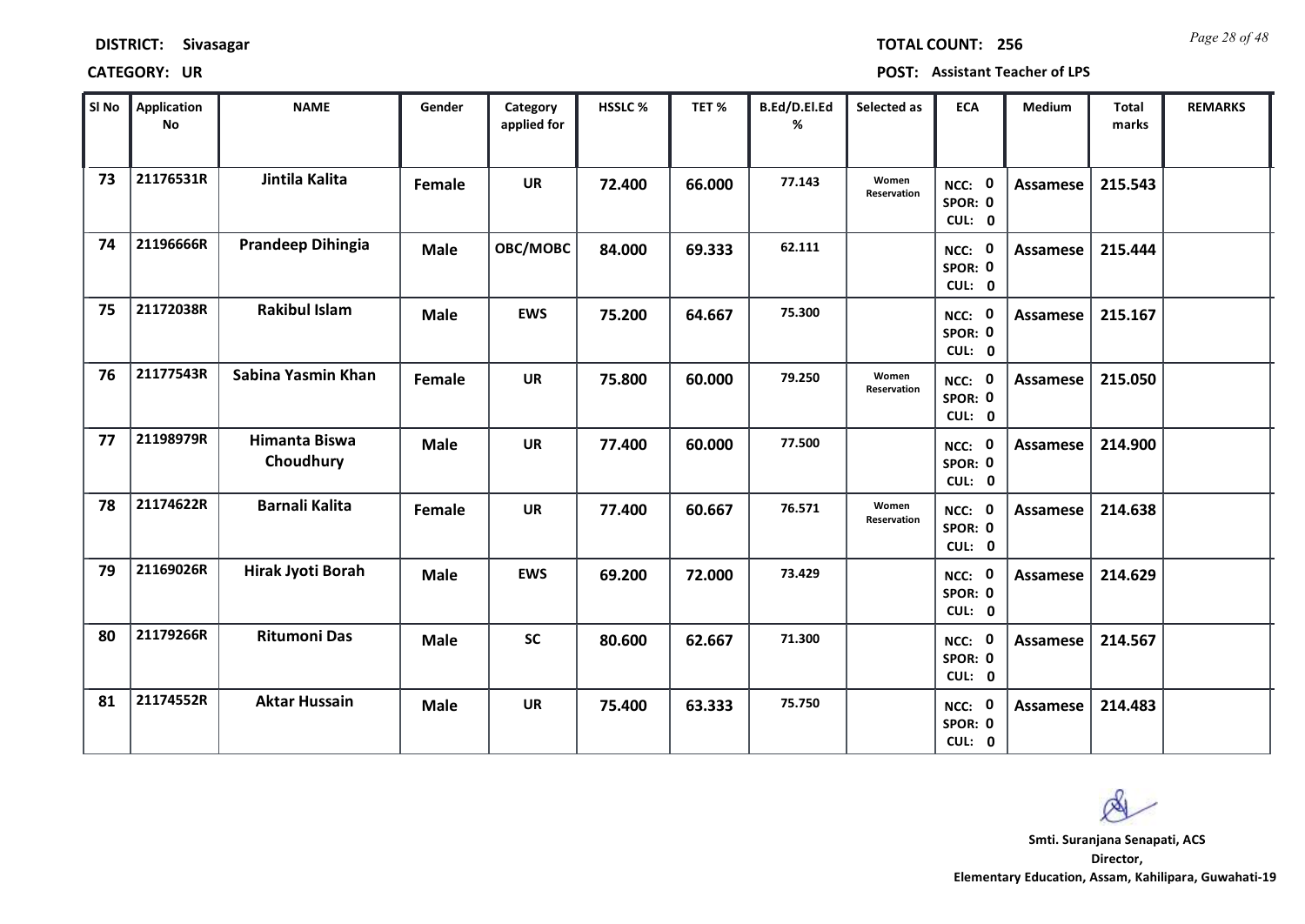**DISTRICT:** Sivasagar

**TOTAL COUNT:** 256

**CATEGORY:** UR

**POST:** Assistant Teacher of LPS

| Sl No | Application No | NAME | Gender | Category applied for | HSSLC % | TET % | B.Ed/D.El.Ed % | Selected as | ECA | Medium | Total marks | REMARKS |
|---|---|---|---|---|---|---|---|---|---|---|---|---|
| 73 | 21176531R | Jintila Kalita | Female | UR | 72.400 | 66.000 | 77.143 | Women Reservation | NCC: 0 SPOR: 0 CUL: 0 | Assamese | 215.543 | |
| 74 | 21196666R | Prandeep Dihingia | Male | OBC/MOBC | 84.000 | 69.333 | 62.111 | | NCC: 0 SPOR: 0 CUL: 0 | Assamese | 215.444 | |
| 75 | 21172038R | Rakibul Islam | Male | EWS | 75.200 | 64.667 | 75.300 | | NCC: 0 SPOR: 0 CUL: 0 | Assamese | 215.167 | |
| 76 | 21177543R | Sabina Yasmin Khan | Female | UR | 75.800 | 60.000 | 79.250 | Women Reservation | NCC: 0 SPOR: 0 CUL: 0 | Assamese | 215.050 | |
| 77 | 21198979R | Himanta Biswa Choudhury | Male | UR | 77.400 | 60.000 | 77.500 | | NCC: 0 SPOR: 0 CUL: 0 | Assamese | 214.900 | |
| 78 | 21174622R | Barnali Kalita | Female | UR | 77.400 | 60.667 | 76.571 | Women Reservation | NCC: 0 SPOR: 0 CUL: 0 | Assamese | 214.638 | |
| 79 | 21169026R | Hirak Jyoti Borah | Male | EWS | 69.200 | 72.000 | 73.429 | | NCC: 0 SPOR: 0 CUL: 0 | Assamese | 214.629 | |
| 80 | 21179266R | Ritumoni Das | Male | SC | 80.600 | 62.667 | 71.300 | | NCC: 0 SPOR: 0 CUL: 0 | Assamese | 214.567 | |
| 81 | 21174552R | Aktar Hussain | Male | UR | 75.400 | 63.333 | 75.750 | | NCC: 0 SPOR: 0 CUL: 0 | Assamese | 214.483 | |

**Smti. Suranjana Senapati, ACS**
**Director,**
**Elementary Education, Assam, Kahilipara, Guwahati-19**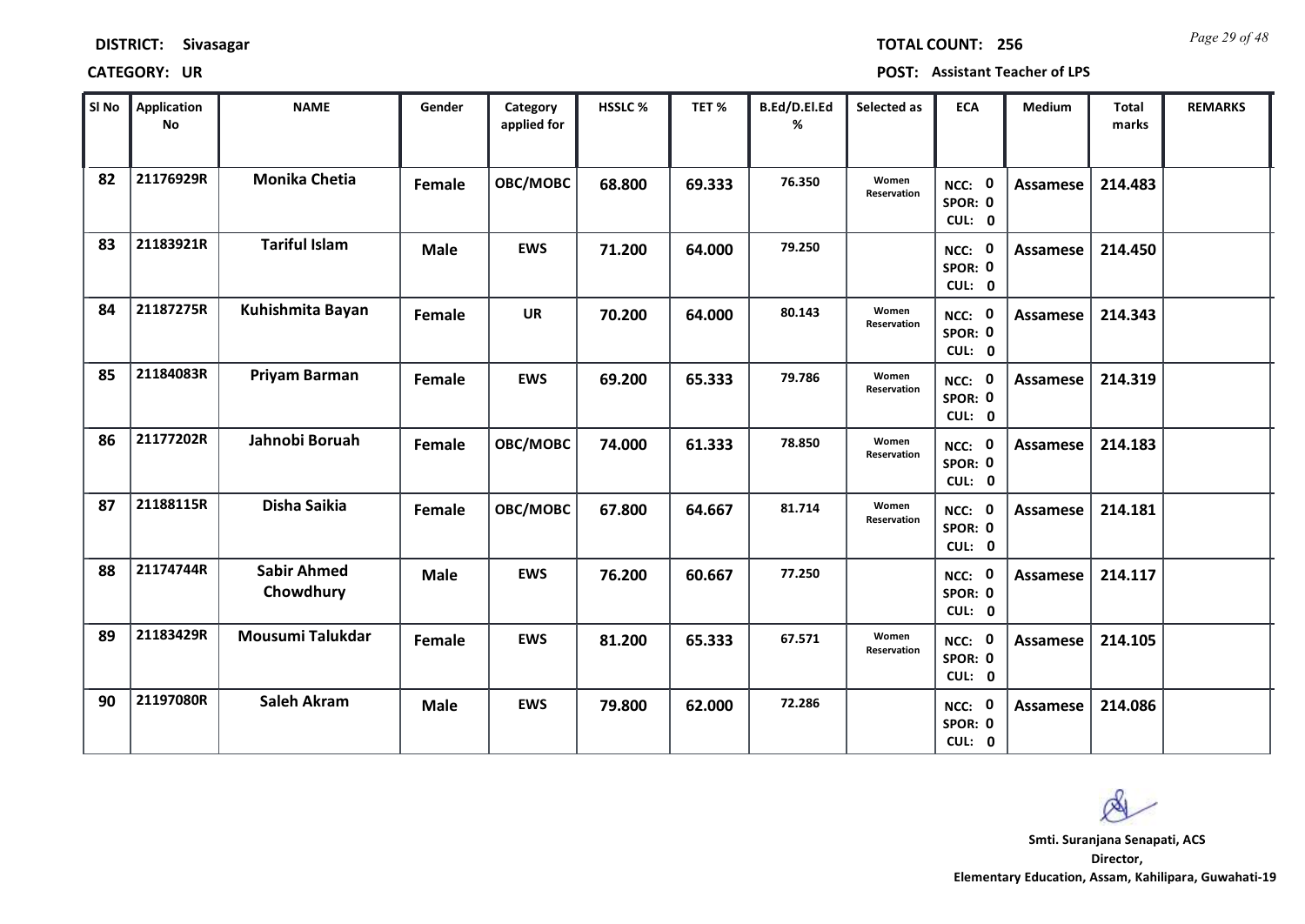**DISTRICT:** Sivasagar

**TOTAL COUNT:** 256

**CATEGORY:** UR

**POST:** Assistant Teacher of LPS

| Sl No | Application No | NAME | Gender | Category applied for | HSSLC % | TET % | B.Ed/D.El.Ed % | Selected as | ECA | Medium | Total marks | REMARKS |
|---|---|---|---|---|---|---|---|---|---|---|---|---|
| 82 | 21176929R | Monika Chetia | Female | OBC/MOBC | 68.800 | 69.333 | 76.350 | Women Reservation | NCC: 0 SPOR: 0 CUL: 0 | Assamese | 214.483 | |
| 83 | 21183921R | Tariful Islam | Male | EWS | 71.200 | 64.000 | 79.250 | | NCC: 0 SPOR: 0 CUL: 0 | Assamese | 214.450 | |
| 84 | 21187275R | Kuhishmita Bayan | Female | UR | 70.200 | 64.000 | 80.143 | Women Reservation | NCC: 0 SPOR: 0 CUL: 0 | Assamese | 214.343 | |
| 85 | 21184083R | Priyam Barman | Female | EWS | 69.200 | 65.333 | 79.786 | Women Reservation | NCC: 0 SPOR: 0 CUL: 0 | Assamese | 214.319 | |
| 86 | 21177202R | Jahnobi Boruah | Female | OBC/MOBC | 74.000 | 61.333 | 78.850 | Women Reservation | NCC: 0 SPOR: 0 CUL: 0 | Assamese | 214.183 | |
| 87 | 21188115R | Disha Saikia | Female | OBC/MOBC | 67.800 | 64.667 | 81.714 | Women Reservation | NCC: 0 SPOR: 0 CUL: 0 | Assamese | 214.181 | |
| 88 | 21174744R | Sabir Ahmed Chowdhury | Male | EWS | 76.200 | 60.667 | 77.250 | | NCC: 0 SPOR: 0 CUL: 0 | Assamese | 214.117 | |
| 89 | 21183429R | Mousumi Talukdar | Female | EWS | 81.200 | 65.333 | 67.571 | Women Reservation | NCC: 0 SPOR: 0 CUL: 0 | Assamese | 214.105 | |
| 90 | 21197080R | Saleh Akram | Male | EWS | 79.800 | 62.000 | 72.286 | | NCC: 0 SPOR: 0 CUL: 0 | Assamese | 214.086 | |

**Smti. Suranjana Senapati, ACS**
**Director,**
**Elementary Education, Assam, Kahilipara, Guwahati-19**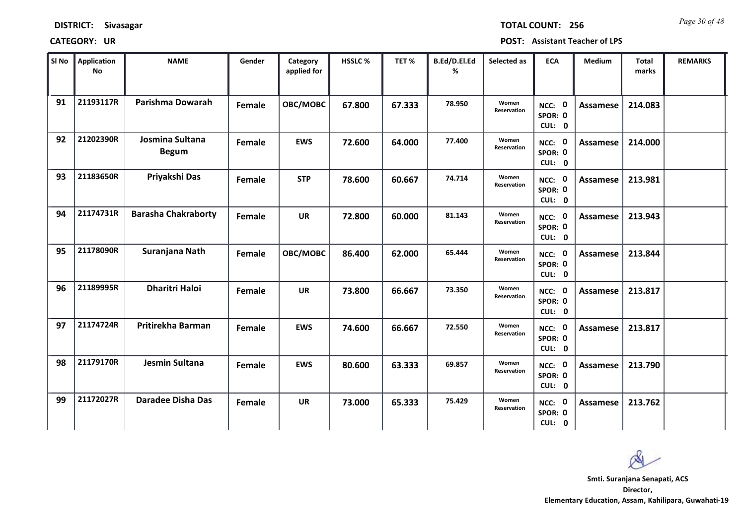**DISTRICT: Sivasagar** | **TOTAL COUNT: 256**

**CATEGORY: UR** | **POST: Assistant Teacher of LPS**

| Sl No | Application No | NAME | Gender | Category applied for | HSSLC % | TET % | B.Ed/D.El.Ed % | Selected as | ECA | Medium | Total marks | REMARKS |
|---|---|---|---|---|---|---|---|---|---|---|---|---|
| 91 | 21193117R | Parishma Dowarah | Female | OBC/MOBC | 67.800 | 67.333 | 78.950 | Women Reservation | NCC: 0 SPOR: 0 CUL: 0 | Assamese | 214.083 | |
| 92 | 21202390R | Josmina Sultana Begum | Female | EWS | 72.600 | 64.000 | 77.400 | Women Reservation | NCC: 0 SPOR: 0 CUL: 0 | Assamese | 214.000 | |
| 93 | 21183650R | Priyakshi Das | Female | STP | 78.600 | 60.667 | 74.714 | Women Reservation | NCC: 0 SPOR: 0 CUL: 0 | Assamese | 213.981 | |
| 94 | 21174731R | Barasha Chakraborty | Female | UR | 72.800 | 60.000 | 81.143 | Women Reservation | NCC: 0 SPOR: 0 CUL: 0 | Assamese | 213.943 | |
| 95 | 21178090R | Suranjana Nath | Female | OBC/MOBC | 86.400 | 62.000 | 65.444 | Women Reservation | NCC: 0 SPOR: 0 CUL: 0 | Assamese | 213.844 | |
| 96 | 21189995R | Dharitri Haloi | Female | UR | 73.800 | 66.667 | 73.350 | Women Reservation | NCC: 0 SPOR: 0 CUL: 0 | Assamese | 213.817 | |
| 97 | 21174724R | Pritirekha Barman | Female | EWS | 74.600 | 66.667 | 72.550 | Women Reservation | NCC: 0 SPOR: 0 CUL: 0 | Assamese | 213.817 | |
| 98 | 21179170R | Jesmin Sultana | Female | EWS | 80.600 | 63.333 | 69.857 | Women Reservation | NCC: 0 SPOR: 0 CUL: 0 | Assamese | 213.790 | |
| 99 | 21172027R | Daradee Disha Das | Female | UR | 73.000 | 65.333 | 75.429 | Women Reservation | NCC: 0 SPOR: 0 CUL: 0 | Assamese | 213.762 | |

**Smti. Suranjana Senapati, ACS**
**Director,**
**Elementary Education, Assam, Kahilipara, Guwahati-19**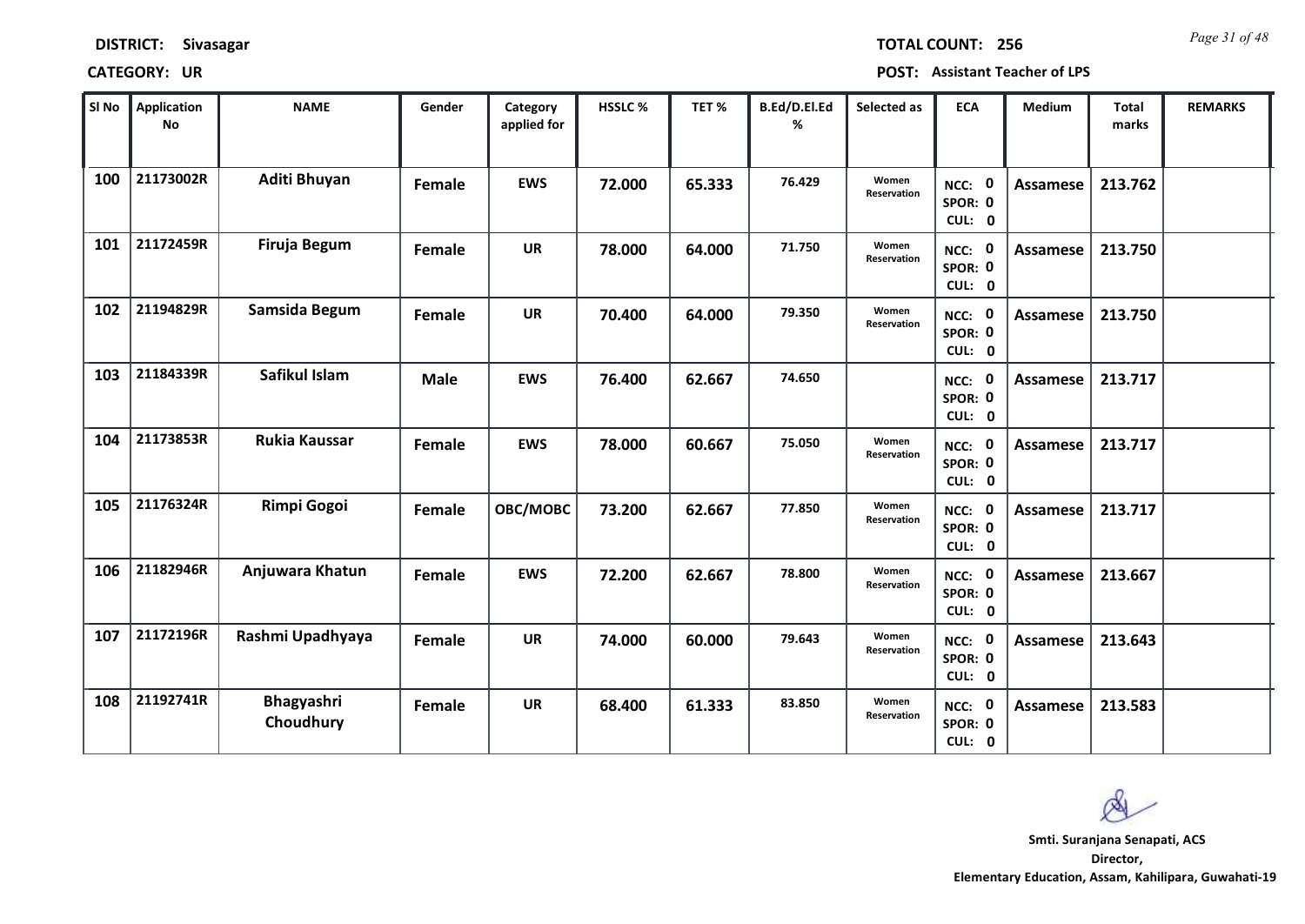**DISTRICT: Sivasagar** **TOTAL COUNT: 256**

**CATEGORY: UR** **POST: Assistant Teacher of LPS**

| Sl No | Application No | NAME | Gender | Category applied for | HSSLC % | TET % | B.Ed/D.El.Ed % | Selected as | ECA | Medium | Total marks | REMARKS |
|---|---|---|---|---|---|---|---|---|---|---|---|---|
| 100 | 21173002R | Aditi Bhuyan | Female | EWS | 72.000 | 65.333 | 76.429 | Women Reservation | NCC: 0 SPOR: 0 CUL: 0 | Assamese | 213.762 | |
| 101 | 21172459R | Firuja Begum | Female | UR | 78.000 | 64.000 | 71.750 | Women Reservation | NCC: 0 SPOR: 0 CUL: 0 | Assamese | 213.750 | |
| 102 | 21194829R | Samsida Begum | Female | UR | 70.400 | 64.000 | 79.350 | Women Reservation | NCC: 0 SPOR: 0 CUL: 0 | Assamese | 213.750 | |
| 103 | 21184339R | Safikul Islam | Male | EWS | 76.400 | 62.667 | 74.650 | | NCC: 0 SPOR: 0 CUL: 0 | Assamese | 213.717 | |
| 104 | 21173853R | Rukia Kaussar | Female | EWS | 78.000 | 60.667 | 75.050 | Women Reservation | NCC: 0 SPOR: 0 CUL: 0 | Assamese | 213.717 | |
| 105 | 21176324R | Rimpi Gogoi | Female | OBC/MOBC | 73.200 | 62.667 | 77.850 | Women Reservation | NCC: 0 SPOR: 0 CUL: 0 | Assamese | 213.717 | |
| 106 | 21182946R | Anjuwara Khatun | Female | EWS | 72.200 | 62.667 | 78.800 | Women Reservation | NCC: 0 SPOR: 0 CUL: 0 | Assamese | 213.667 | |
| 107 | 21172196R | Rashmi Upadhyaya | Female | UR | 74.000 | 60.000 | 79.643 | Women Reservation | NCC: 0 SPOR: 0 CUL: 0 | Assamese | 213.643 | |
| 108 | 21192741R | Bhagyashri Choudhury | Female | UR | 68.400 | 61.333 | 83.850 | Women Reservation | NCC: 0 SPOR: 0 CUL: 0 | Assamese | 213.583 | |

**Smti. Suranjana Senapati, ACS**
**Director,**
**Elementary Education, Assam, Kahilipara, Guwahati-19**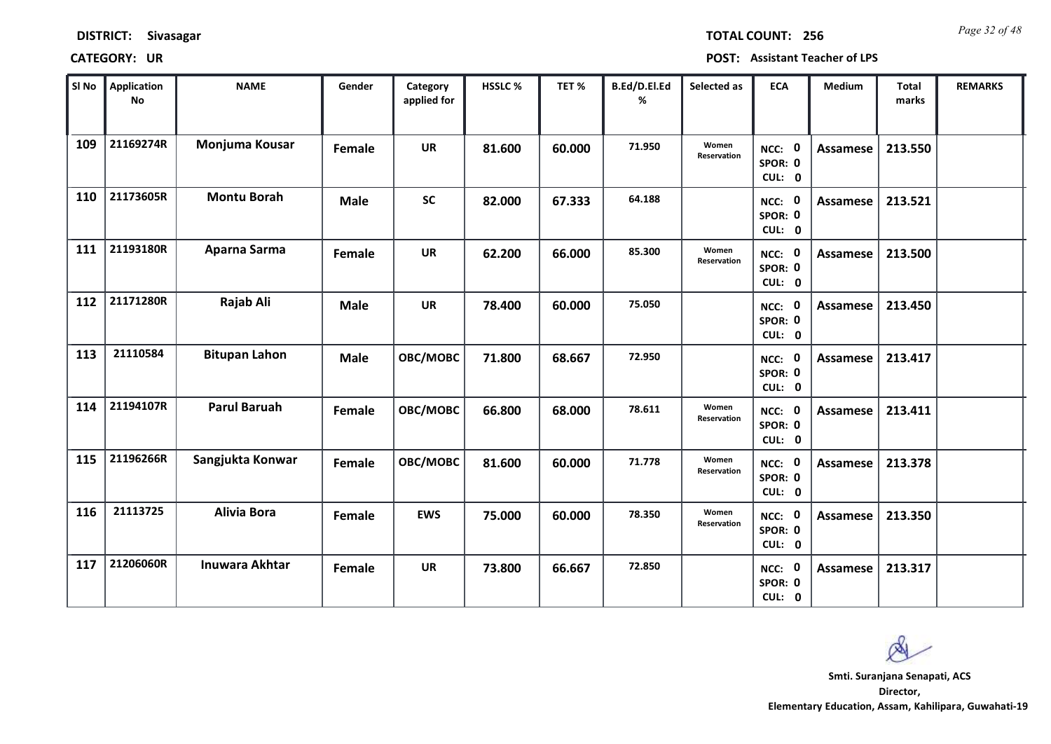**DISTRICT:** Sivasagar

**TOTAL COUNT:** 256

**CATEGORY:** UR

**POST:** Assistant Teacher of LPS

| Sl No | Application No | NAME | Gender | Category applied for | HSSLC % | TET % | B.Ed/D.El.Ed % | Selected as | ECA | Medium | Total marks | REMARKS |
|---|---|---|---|---|---|---|---|---|---|---|---|---|
| 109 | 21169274R | Monjuma Kousar | Female | UR | 81.600 | 60.000 | 71.950 | Women Reservation | NCC: 0 SPOR: 0 CUL: 0 | Assamese | 213.550 | |
| 110 | 21173605R | Montu Borah | Male | SC | 82.000 | 67.333 | 64.188 | | NCC: 0 SPOR: 0 CUL: 0 | Assamese | 213.521 | |
| 111 | 21193180R | Aparna Sarma | Female | UR | 62.200 | 66.000 | 85.300 | Women Reservation | NCC: 0 SPOR: 0 CUL: 0 | Assamese | 213.500 | |
| 112 | 21171280R | Rajab Ali | Male | UR | 78.400 | 60.000 | 75.050 | | NCC: 0 SPOR: 0 CUL: 0 | Assamese | 213.450 | |
| 113 | 21110584 | Bitupan Lahon | Male | OBC/MOBC | 71.800 | 68.667 | 72.950 | | NCC: 0 SPOR: 0 CUL: 0 | Assamese | 213.417 | |
| 114 | 21194107R | Parul Baruah | Female | OBC/MOBC | 66.800 | 68.000 | 78.611 | Women Reservation | NCC: 0 SPOR: 0 CUL: 0 | Assamese | 213.411 | |
| 115 | 21196266R | Sangjukta Konwar | Female | OBC/MOBC | 81.600 | 60.000 | 71.778 | Women Reservation | NCC: 0 SPOR: 0 CUL: 0 | Assamese | 213.378 | |
| 116 | 21113725 | Alivia Bora | Female | EWS | 75.000 | 60.000 | 78.350 | Women Reservation | NCC: 0 SPOR: 0 CUL: 0 | Assamese | 213.350 | |
| 117 | 21206060R | Inuwara Akhtar | Female | UR | 73.800 | 66.667 | 72.850 | | NCC: 0 SPOR: 0 CUL: 0 | Assamese | 213.317 | |

**Smti. Suranjana Senapati, ACS**
**Director,**
**Elementary Education, Assam, Kahilipara, Guwahati-19**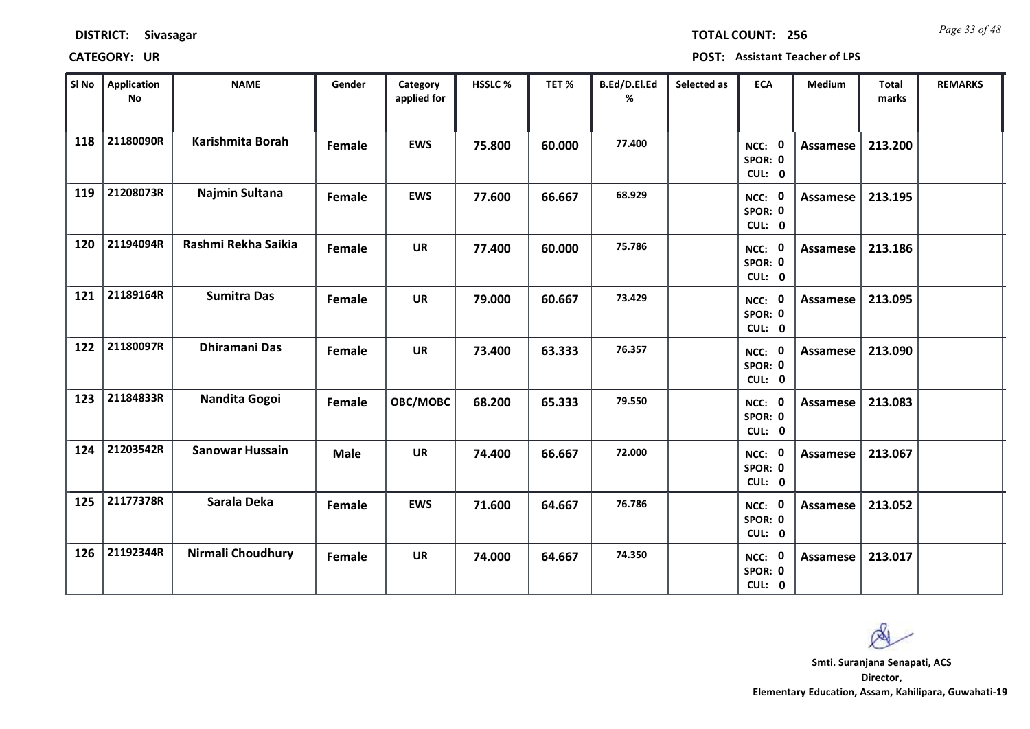**DISTRICT: Sivasagar** | **TOTAL COUNT: 256**

**CATEGORY: UR** | **POST: Assistant Teacher of LPS**

| Sl No | Application No | NAME | Gender | Category applied for | HSSLC % | TET % | B.Ed/D.El.Ed % | Selected as | ECA | Medium | Total marks | REMARKS |
|---|---|---|---|---|---|---|---|---|---|---|---|---|
| 118 | 21180090R | Karishmita Borah | Female | EWS | 75.800 | 60.000 | 77.400 | | NCC: 0 SPOR: 0 CUL: 0 | Assamese | 213.200 | |
| 119 | 21208073R | Najmin Sultana | Female | EWS | 77.600 | 66.667 | 68.929 | | NCC: 0 SPOR: 0 CUL: 0 | Assamese | 213.195 | |
| 120 | 21194094R | Rashmi Rekha Saikia | Female | UR | 77.400 | 60.000 | 75.786 | | NCC: 0 SPOR: 0 CUL: 0 | Assamese | 213.186 | |
| 121 | 21189164R | Sumitra Das | Female | UR | 79.000 | 60.667 | 73.429 | | NCC: 0 SPOR: 0 CUL: 0 | Assamese | 213.095 | |
| 122 | 21180097R | Dhiramani Das | Female | UR | 73.400 | 63.333 | 76.357 | | NCC: 0 SPOR: 0 CUL: 0 | Assamese | 213.090 | |
| 123 | 21184833R | Nandita Gogoi | Female | OBC/MOBC | 68.200 | 65.333 | 79.550 | | NCC: 0 SPOR: 0 CUL: 0 | Assamese | 213.083 | |
| 124 | 21203542R | Sanowar Hussain | Male | UR | 74.400 | 66.667 | 72.000 | | NCC: 0 SPOR: 0 CUL: 0 | Assamese | 213.067 | |
| 125 | 21177378R | Sarala Deka | Female | EWS | 71.600 | 64.667 | 76.786 | | NCC: 0 SPOR: 0 CUL: 0 | Assamese | 213.052 | |
| 126 | 21192344R | Nirmali Choudhury | Female | UR | 74.000 | 64.667 | 74.350 | | NCC: 0 SPOR: 0 CUL: 0 | Assamese | 213.017 | |

**Smti. Suranjana Senapati, ACS**
**Director,**
**Elementary Education, Assam, Kahilipara, Guwahati-19**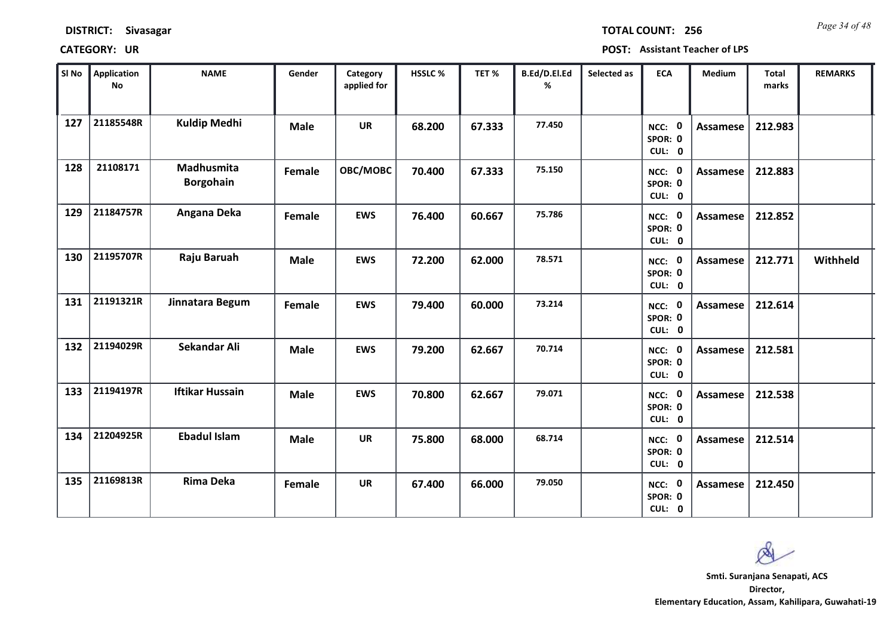**DISTRICT:** Sivasagar

**TOTAL COUNT:** 256

**CATEGORY:** UR

**POST:** Assistant Teacher of LPS

| Sl No | Application No | NAME | Gender | Category applied for | HSSLC % | TET % | B.Ed/D.El.Ed % | Selected as | ECA | Medium | Total marks | REMARKS |
|---|---|---|---|---|---|---|---|---|---|---|---|---|
| 127 | 21185548R | Kuldip Medhi | Male | UR | 68.200 | 67.333 | 77.450 | | NCC: 0 SPOR: 0 CUL: 0 | Assamese | 212.983 | |
| 128 | 21108171 | Madhusmita Borgohain | Female | OBC/MOBC | 70.400 | 67.333 | 75.150 | | NCC: 0 SPOR: 0 CUL: 0 | Assamese | 212.883 | |
| 129 | 21184757R | Angana Deka | Female | EWS | 76.400 | 60.667 | 75.786 | | NCC: 0 SPOR: 0 CUL: 0 | Assamese | 212.852 | |
| 130 | 21195707R | Raju Baruah | Male | EWS | 72.200 | 62.000 | 78.571 | | NCC: 0 SPOR: 0 CUL: 0 | Assamese | 212.771 | Withheld |
| 131 | 21191321R | Jinnatara Begum | Female | EWS | 79.400 | 60.000 | 73.214 | | NCC: 0 SPOR: 0 CUL: 0 | Assamese | 212.614 | |
| 132 | 21194029R | Sekandar Ali | Male | EWS | 79.200 | 62.667 | 70.714 | | NCC: 0 SPOR: 0 CUL: 0 | Assamese | 212.581 | |
| 133 | 21194197R | Iftikar Hussain | Male | EWS | 70.800 | 62.667 | 79.071 | | NCC: 0 SPOR: 0 CUL: 0 | Assamese | 212.538 | |
| 134 | 21204925R | Ebadul Islam | Male | UR | 75.800 | 68.000 | 68.714 | | NCC: 0 SPOR: 0 CUL: 0 | Assamese | 212.514 | |
| 135 | 21169813R | Rima Deka | Female | UR | 67.400 | 66.000 | 79.050 | | NCC: 0 SPOR: 0 CUL: 0 | Assamese | 212.450 | |

**Smti. Suranjana Senapati, ACS**
**Director,**
**Elementary Education, Assam, Kahilipara, Guwahati-19**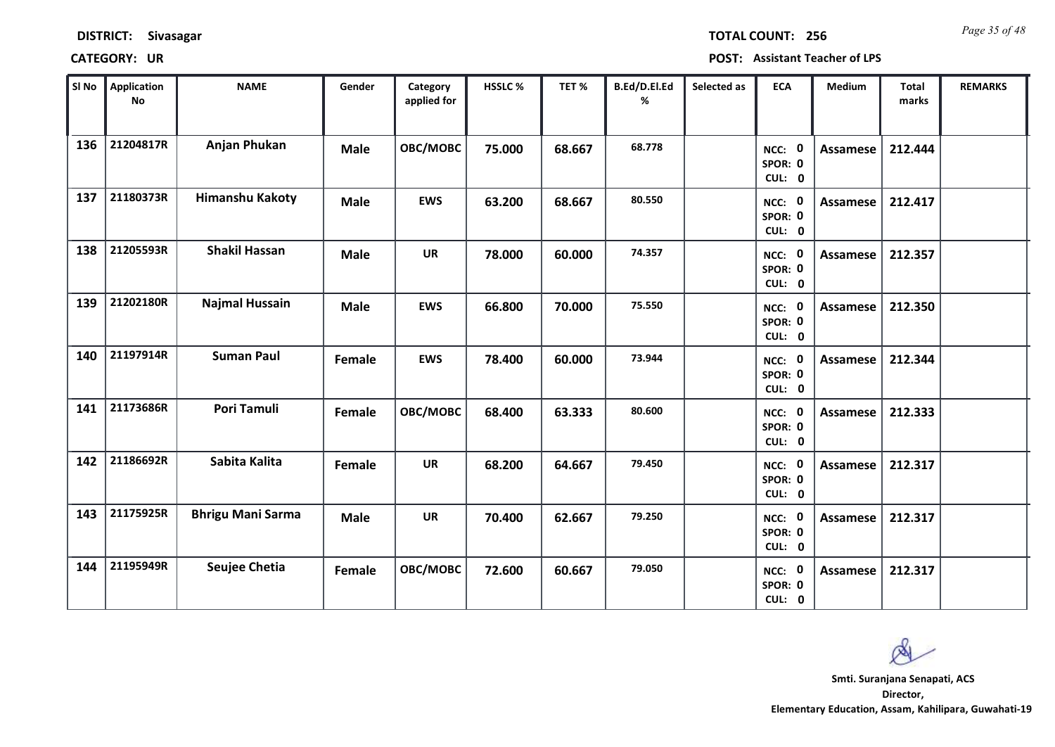**DISTRICT:** Sivasagar

**TOTAL COUNT:** 256

**CATEGORY:** UR

**POST:** Assistant Teacher of LPS

| Sl No | Application No | NAME | Gender | Category applied for | HSSLC % | TET % | B.Ed/D.El.Ed % | Selected as | ECA | Medium | Total marks | REMARKS |
|---|---|---|---|---|---|---|---|---|---|---|---|---|
| 136 | 21204817R | Anjan Phukan | Male | OBC/MOBC | 75.000 | 68.667 | 68.778 | | NCC: 0 SPOR: 0 CUL: 0 | Assamese | 212.444 | |
| 137 | 21180373R | Himanshu Kakoty | Male | EWS | 63.200 | 68.667 | 80.550 | | NCC: 0 SPOR: 0 CUL: 0 | Assamese | 212.417 | |
| 138 | 21205593R | Shakil Hassan | Male | UR | 78.000 | 60.000 | 74.357 | | NCC: 0 SPOR: 0 CUL: 0 | Assamese | 212.357 | |
| 139 | 21202180R | Najmal Hussain | Male | EWS | 66.800 | 70.000 | 75.550 | | NCC: 0 SPOR: 0 CUL: 0 | Assamese | 212.350 | |
| 140 | 21197914R | Suman Paul | Female | EWS | 78.400 | 60.000 | 73.944 | | NCC: 0 SPOR: 0 CUL: 0 | Assamese | 212.344 | |
| 141 | 21173686R | Pori Tamuli | Female | OBC/MOBC | 68.400 | 63.333 | 80.600 | | NCC: 0 SPOR: 0 CUL: 0 | Assamese | 212.333 | |
| 142 | 21186692R | Sabita Kalita | Female | UR | 68.200 | 64.667 | 79.450 | | NCC: 0 SPOR: 0 CUL: 0 | Assamese | 212.317 | |
| 143 | 21175925R | Bhrigu Mani Sarma | Male | UR | 70.400 | 62.667 | 79.250 | | NCC: 0 SPOR: 0 CUL: 0 | Assamese | 212.317 | |
| 144 | 21195949R | Seujee Chetia | Female | OBC/MOBC | 72.600 | 60.667 | 79.050 | | NCC: 0 SPOR: 0 CUL: 0 | Assamese | 212.317 | |

**Smti. Suranjana Senapati, ACS**
**Director,**
**Elementary Education, Assam, Kahilipara, Guwahati-19**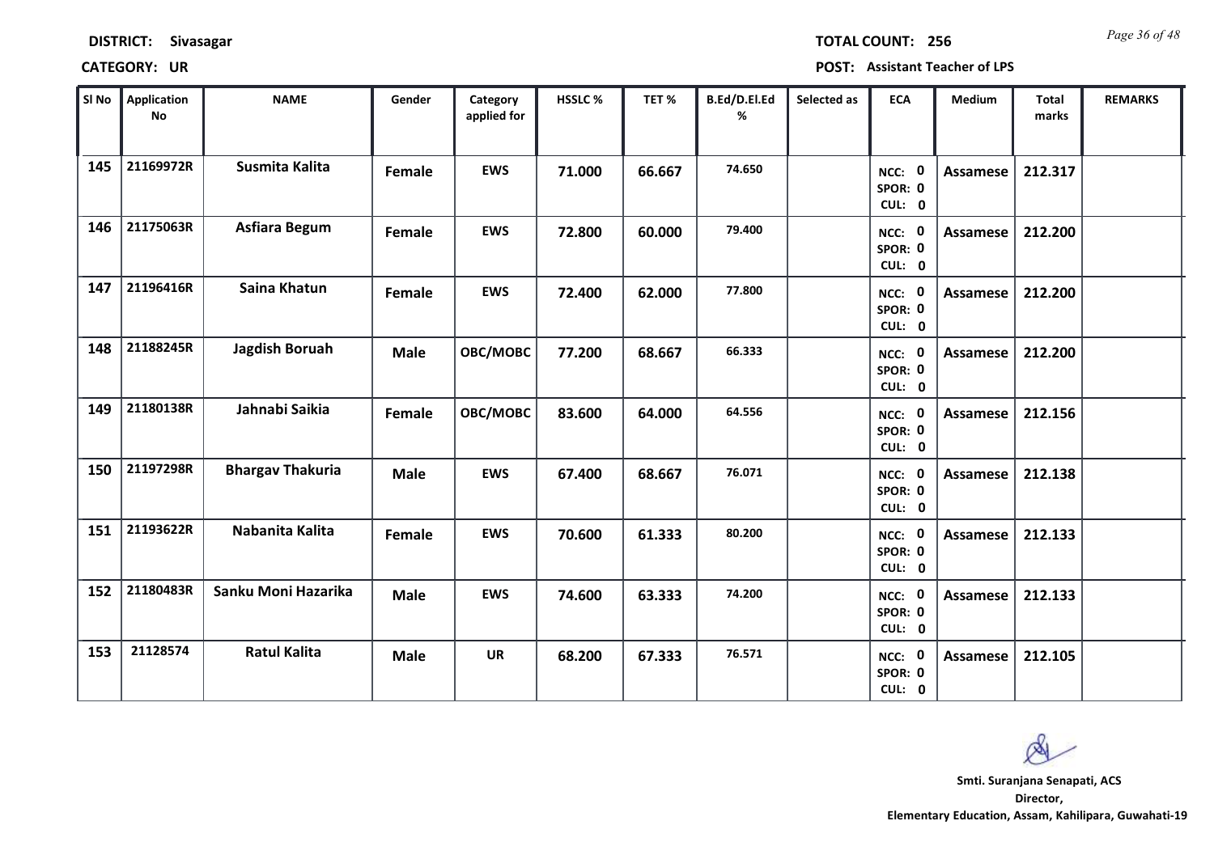**DISTRICT:** Sivasagar

**TOTAL COUNT:** 256

**CATEGORY:** UR

**POST:** Assistant Teacher of LPS

| Sl No | Application No | NAME | Gender | Category applied for | HSSLC % | TET % | B.Ed/D.El.Ed % | Selected as | ECA | Medium | Total marks | REMARKS |
|---|---|---|---|---|---|---|---|---|---|---|---|---|
| 145 | 21169972R | Susmita Kalita | Female | EWS | 71.000 | 66.667 | 74.650 | | NCC: 0 SPOR: 0 CUL: 0 | Assamese | 212.317 | |
| 146 | 21175063R | Asfiara Begum | Female | EWS | 72.800 | 60.000 | 79.400 | | NCC: 0 SPOR: 0 CUL: 0 | Assamese | 212.200 | |
| 147 | 21196416R | Saina Khatun | Female | EWS | 72.400 | 62.000 | 77.800 | | NCC: 0 SPOR: 0 CUL: 0 | Assamese | 212.200 | |
| 148 | 21188245R | Jagdish Boruah | Male | OBC/MOBC | 77.200 | 68.667 | 66.333 | | NCC: 0 SPOR: 0 CUL: 0 | Assamese | 212.200 | |
| 149 | 21180138R | Jahnabi Saikia | Female | OBC/MOBC | 83.600 | 64.000 | 64.556 | | NCC: 0 SPOR: 0 CUL: 0 | Assamese | 212.156 | |
| 150 | 21197298R | Bhargav Thakuria | Male | EWS | 67.400 | 68.667 | 76.071 | | NCC: 0 SPOR: 0 CUL: 0 | Assamese | 212.138 | |
| 151 | 21193622R | Nabanita Kalita | Female | EWS | 70.600 | 61.333 | 80.200 | | NCC: 0 SPOR: 0 CUL: 0 | Assamese | 212.133 | |
| 152 | 21180483R | Sanku Moni Hazarika | Male | EWS | 74.600 | 63.333 | 74.200 | | NCC: 0 SPOR: 0 CUL: 0 | Assamese | 212.133 | |
| 153 | 21128574 | Ratul Kalita | Male | UR | 68.200 | 67.333 | 76.571 | | NCC: 0 SPOR: 0 CUL: 0 | Assamese | 212.105 | |

**Smti. Suranjana Senapati, ACS**
**Director,**
**Elementary Education, Assam, Kahilipara, Guwahati-19**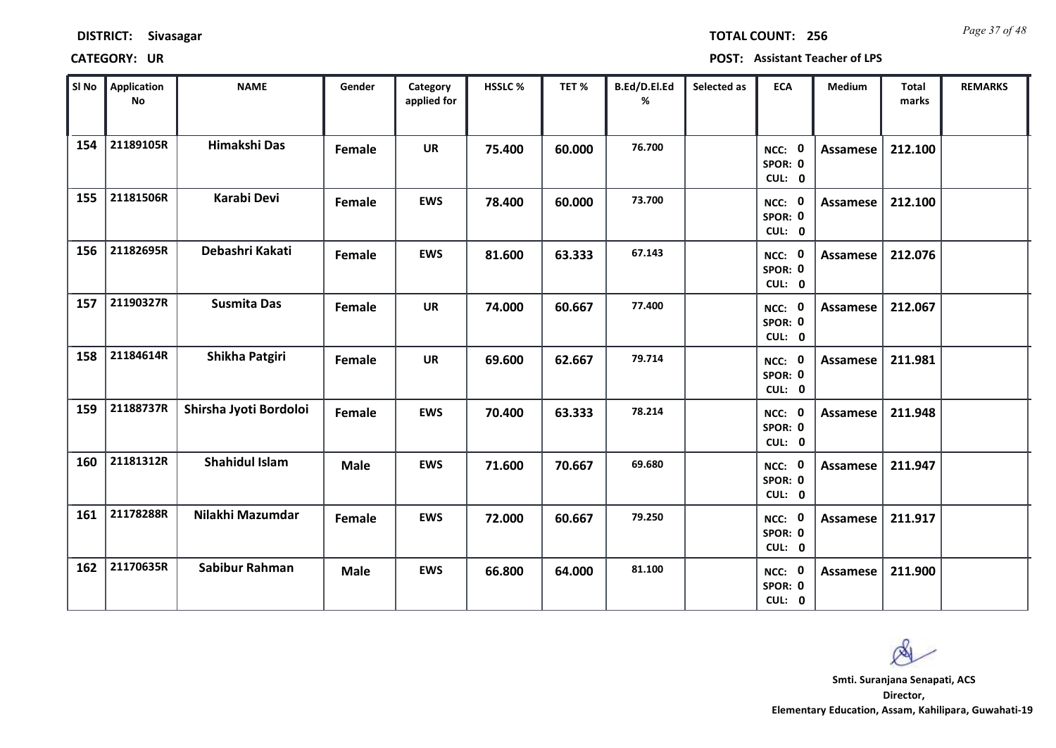**DISTRICT:** Sivasagar

**TOTAL COUNT:** 256

**CATEGORY:** UR

**POST:** Assistant Teacher of LPS

| Sl No | Application No | NAME | Gender | Category applied for | HSSLC % | TET % | B.Ed/D.El.Ed % | Selected as | ECA | Medium | Total marks | REMARKS |
|---|---|---|---|---|---|---|---|---|---|---|---|---|
| 154 | 21189105R | Himakshi Das | Female | UR | 75.400 | 60.000 | 76.700 | | NCC: 0 SPOR: 0 CUL: 0 | Assamese | 212.100 | |
| 155 | 21181506R | Karabi Devi | Female | EWS | 78.400 | 60.000 | 73.700 | | NCC: 0 SPOR: 0 CUL: 0 | Assamese | 212.100 | |
| 156 | 21182695R | Debashri Kakati | Female | EWS | 81.600 | 63.333 | 67.143 | | NCC: 0 SPOR: 0 CUL: 0 | Assamese | 212.076 | |
| 157 | 21190327R | Susmita Das | Female | UR | 74.000 | 60.667 | 77.400 | | NCC: 0 SPOR: 0 CUL: 0 | Assamese | 212.067 | |
| 158 | 21184614R | Shikha Patgiri | Female | UR | 69.600 | 62.667 | 79.714 | | NCC: 0 SPOR: 0 CUL: 0 | Assamese | 211.981 | |
| 159 | 21188737R | Shirsha Jyoti Bordoloi | Female | EWS | 70.400 | 63.333 | 78.214 | | NCC: 0 SPOR: 0 CUL: 0 | Assamese | 211.948 | |
| 160 | 21181312R | Shahidul Islam | Male | EWS | 71.600 | 70.667 | 69.680 | | NCC: 0 SPOR: 0 CUL: 0 | Assamese | 211.947 | |
| 161 | 21178288R | Nilakhi Mazumdar | Female | EWS | 72.000 | 60.667 | 79.250 | | NCC: 0 SPOR: 0 CUL: 0 | Assamese | 211.917 | |
| 162 | 21170635R | Sabibur Rahman | Male | EWS | 66.800 | 64.000 | 81.100 | | NCC: 0 SPOR: 0 CUL: 0 | Assamese | 211.900 | |

**Smti. Suranjana Senapati, ACS**
**Director,**
**Elementary Education, Assam, Kahilipara, Guwahati-19**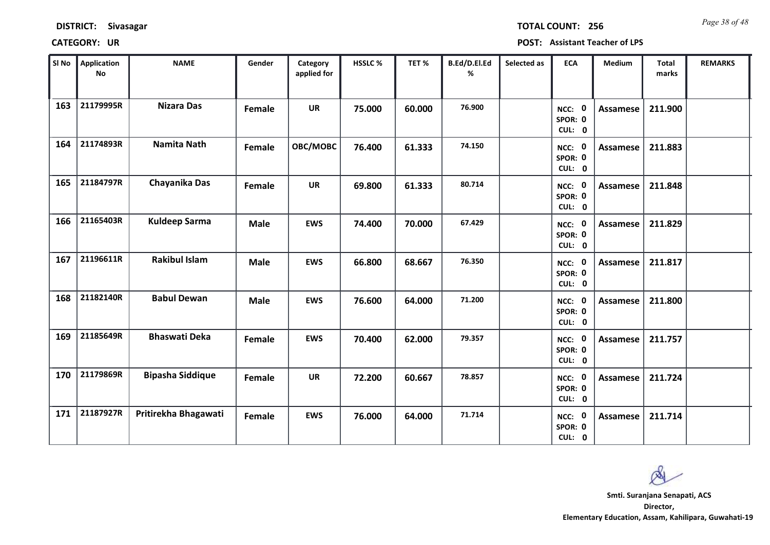**DISTRICT:** Sivasagar

**TOTAL COUNT:** 256

**CATEGORY:** UR

**POST:** Assistant Teacher of LPS

| Sl No | Application No | NAME | Gender | Category applied for | HSSLC % | TET % | B.Ed/D.El.Ed % | Selected as | ECA | Medium | Total marks | REMARKS |
|---|---|---|---|---|---|---|---|---|---|---|---|---|
| 163 | 21179995R | Nizara Das | Female | UR | 75.000 | 60.000 | 76.900 | | NCC: 0 SPOR: 0 CUL: 0 | Assamese | 211.900 | |
| 164 | 21174893R | Namita Nath | Female | OBC/MOBC | 76.400 | 61.333 | 74.150 | | NCC: 0 SPOR: 0 CUL: 0 | Assamese | 211.883 | |
| 165 | 21184797R | Chayanika Das | Female | UR | 69.800 | 61.333 | 80.714 | | NCC: 0 SPOR: 0 CUL: 0 | Assamese | 211.848 | |
| 166 | 21165403R | Kuldeep Sarma | Male | EWS | 74.400 | 70.000 | 67.429 | | NCC: 0 SPOR: 0 CUL: 0 | Assamese | 211.829 | |
| 167 | 21196611R | Rakibul Islam | Male | EWS | 66.800 | 68.667 | 76.350 | | NCC: 0 SPOR: 0 CUL: 0 | Assamese | 211.817 | |
| 168 | 21182140R | Babul Dewan | Male | EWS | 76.600 | 64.000 | 71.200 | | NCC: 0 SPOR: 0 CUL: 0 | Assamese | 211.800 | |
| 169 | 21185649R | Bhaswati Deka | Female | EWS | 70.400 | 62.000 | 79.357 | | NCC: 0 SPOR: 0 CUL: 0 | Assamese | 211.757 | |
| 170 | 21179869R | Bipasha Siddique | Female | UR | 72.200 | 60.667 | 78.857 | | NCC: 0 SPOR: 0 CUL: 0 | Assamese | 211.724 | |
| 171 | 21187927R | Pritirekha Bhagawati | Female | EWS | 76.000 | 64.000 | 71.714 | | NCC: 0 SPOR: 0 CUL: 0 | Assamese | 211.714 | |

**Smti. Suranjana Senapati, ACS**
**Director,**
**Elementary Education, Assam, Kahilipara, Guwahati-19**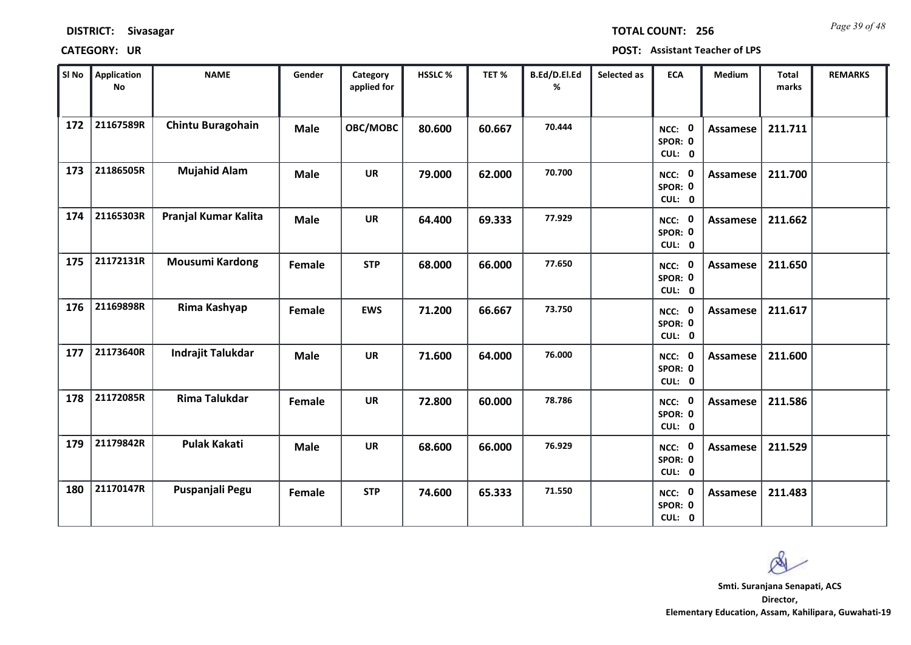**DISTRICT: Sivasagar** | **TOTAL COUNT: 256**

**CATEGORY: UR** | **POST: Assistant Teacher of LPS**

| Sl No | Application No | NAME | Gender | Category applied for | HSSLC % | TET % | B.Ed/D.El.Ed % | Selected as | ECA | Medium | Total marks | REMARKS |
|---|---|---|---|---|---|---|---|---|---|---|---|---|
| 172 | 21167589R | Chintu Buragohain | Male | OBC/MOBC | 80.600 | 60.667 | 70.444 | | NCC: 0 SPOR: 0 CUL: 0 | Assamese | 211.711 | |
| 173 | 21186505R | Mujahid Alam | Male | UR | 79.000 | 62.000 | 70.700 | | NCC: 0 SPOR: 0 CUL: 0 | Assamese | 211.700 | |
| 174 | 21165303R | Pranjal Kumar Kalita | Male | UR | 64.400 | 69.333 | 77.929 | | NCC: 0 SPOR: 0 CUL: 0 | Assamese | 211.662 | |
| 175 | 21172131R | Mousumi Kardong | Female | STP | 68.000 | 66.000 | 77.650 | | NCC: 0 SPOR: 0 CUL: 0 | Assamese | 211.650 | |
| 176 | 21169898R | Rima Kashyap | Female | EWS | 71.200 | 66.667 | 73.750 | | NCC: 0 SPOR: 0 CUL: 0 | Assamese | 211.617 | |
| 177 | 21173640R | Indrajit Talukdar | Male | UR | 71.600 | 64.000 | 76.000 | | NCC: 0 SPOR: 0 CUL: 0 | Assamese | 211.600 | |
| 178 | 21172085R | Rima Talukdar | Female | UR | 72.800 | 60.000 | 78.786 | | NCC: 0 SPOR: 0 CUL: 0 | Assamese | 211.586 | |
| 179 | 21179842R | Pulak Kakati | Male | UR | 68.600 | 66.000 | 76.929 | | NCC: 0 SPOR: 0 CUL: 0 | Assamese | 211.529 | |
| 180 | 21170147R | Puspanjali Pegu | Female | STP | 74.600 | 65.333 | 71.550 | | NCC: 0 SPOR: 0 CUL: 0 | Assamese | 211.483 | |

**Smti. Suranjana Senapati, ACS**
**Director,**
**Elementary Education, Assam, Kahilipara, Guwahati-19**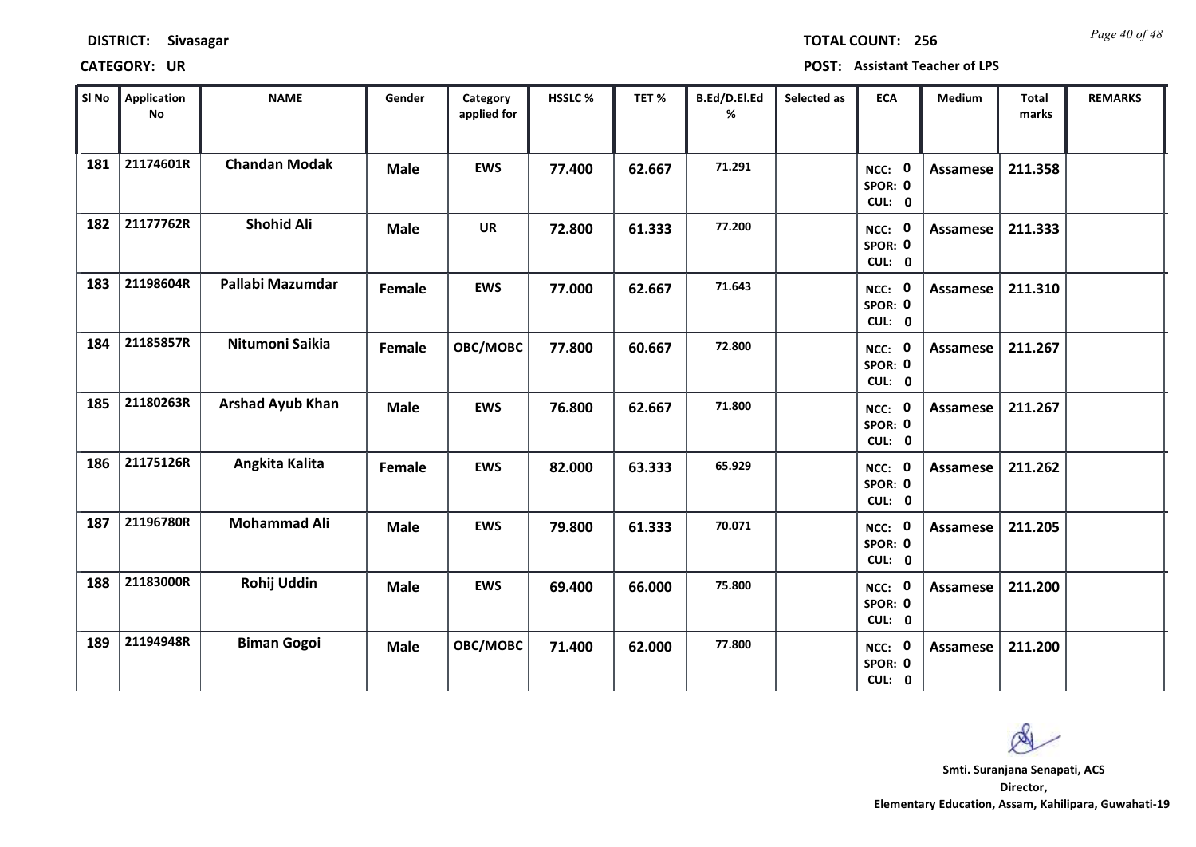**DISTRICT: Sivasagar** **TOTAL COUNT: 256**

**CATEGORY: UR** **POST: Assistant Teacher of LPS**

| Sl No | Application No | NAME | Gender | Category applied for | HSSLC % | TET % | B.Ed/D.El.Ed % | Selected as | ECA | Medium | Total marks | REMARKS |
|---|---|---|---|---|---|---|---|---|---|---|---|---|
| 181 | 21174601R | Chandan Modak | Male | EWS | 77.400 | 62.667 | 71.291 | | NCC: 0 SPOR: 0 CUL: 0 | Assamese | 211.358 | |
| 182 | 21177762R | Shohid Ali | Male | UR | 72.800 | 61.333 | 77.200 | | NCC: 0 SPOR: 0 CUL: 0 | Assamese | 211.333 | |
| 183 | 21198604R | Pallabi Mazumdar | Female | EWS | 77.000 | 62.667 | 71.643 | | NCC: 0 SPOR: 0 CUL: 0 | Assamese | 211.310 | |
| 184 | 21185857R | Nitumoni Saikia | Female | OBC/MOBC | 77.800 | 60.667 | 72.800 | | NCC: 0 SPOR: 0 CUL: 0 | Assamese | 211.267 | |
| 185 | 21180263R | Arshad Ayub Khan | Male | EWS | 76.800 | 62.667 | 71.800 | | NCC: 0 SPOR: 0 CUL: 0 | Assamese | 211.267 | |
| 186 | 21175126R | Angkita Kalita | Female | EWS | 82.000 | 63.333 | 65.929 | | NCC: 0 SPOR: 0 CUL: 0 | Assamese | 211.262 | |
| 187 | 21196780R | Mohammad Ali | Male | EWS | 79.800 | 61.333 | 70.071 | | NCC: 0 SPOR: 0 CUL: 0 | Assamese | 211.205 | |
| 188 | 21183000R | Rohij Uddin | Male | EWS | 69.400 | 66.000 | 75.800 | | NCC: 0 SPOR: 0 CUL: 0 | Assamese | 211.200 | |
| 189 | 21194948R | Biman Gogoi | Male | OBC/MOBC | 71.400 | 62.000 | 77.800 | | NCC: 0 SPOR: 0 CUL: 0 | Assamese | 211.200 | |

**Smti. Suranjana Senapati, ACS**
**Director,**
**Elementary Education, Assam, Kahilipara, Guwahati-19**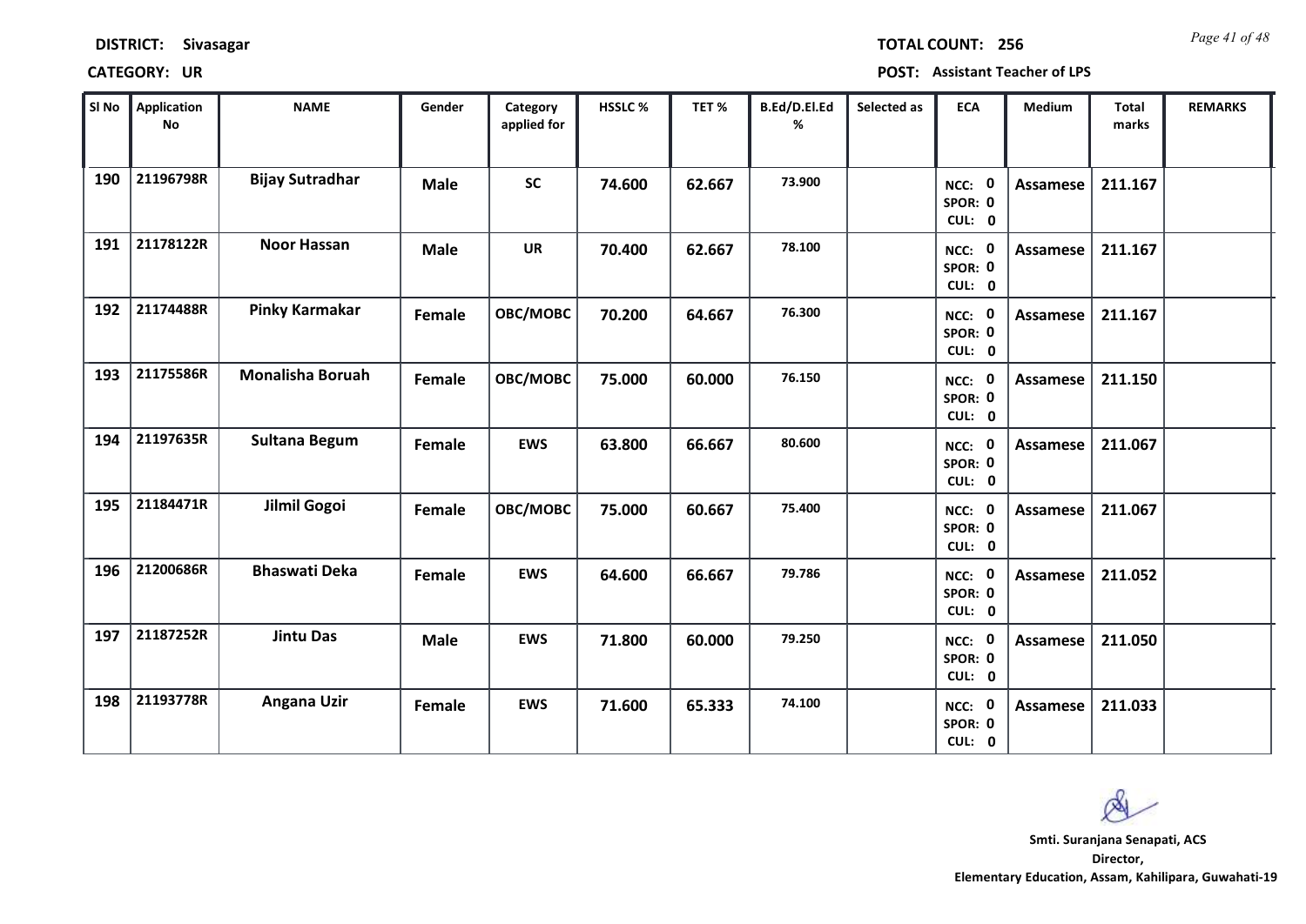**DISTRICT: Sivasagar** **TOTAL COUNT: 256**

**CATEGORY: UR** **POST: Assistant Teacher of LPS**

| Sl No | Application No | NAME | Gender | Category applied for | HSSLC % | TET % | B.Ed/D.El.Ed % | Selected as | ECA | Medium | Total marks | REMARKS |
|---|---|---|---|---|---|---|---|---|---|---|---|---|
| 190 | 21196798R | Bijay Sutradhar | Male | SC | 74.600 | 62.667 | 73.900 | | NCC: 0 SPOR: 0 CUL: 0 | Assamese | 211.167 | |
| 191 | 21178122R | Noor Hassan | Male | UR | 70.400 | 62.667 | 78.100 | | NCC: 0 SPOR: 0 CUL: 0 | Assamese | 211.167 | |
| 192 | 21174488R | Pinky Karmakar | Female | OBC/MOBC | 70.200 | 64.667 | 76.300 | | NCC: 0 SPOR: 0 CUL: 0 | Assamese | 211.167 | |
| 193 | 21175586R | Monalisha Boruah | Female | OBC/MOBC | 75.000 | 60.000 | 76.150 | | NCC: 0 SPOR: 0 CUL: 0 | Assamese | 211.150 | |
| 194 | 21197635R | Sultana Begum | Female | EWS | 63.800 | 66.667 | 80.600 | | NCC: 0 SPOR: 0 CUL: 0 | Assamese | 211.067 | |
| 195 | 21184471R | Jilmil Gogoi | Female | OBC/MOBC | 75.000 | 60.667 | 75.400 | | NCC: 0 SPOR: 0 CUL: 0 | Assamese | 211.067 | |
| 196 | 21200686R | Bhaswati Deka | Female | EWS | 64.600 | 66.667 | 79.786 | | NCC: 0 SPOR: 0 CUL: 0 | Assamese | 211.052 | |
| 197 | 21187252R | Jintu Das | Male | EWS | 71.800 | 60.000 | 79.250 | | NCC: 0 SPOR: 0 CUL: 0 | Assamese | 211.050 | |
| 198 | 21193778R | Angana Uzir | Female | EWS | 71.600 | 65.333 | 74.100 | | NCC: 0 SPOR: 0 CUL: 0 | Assamese | 211.033 | |

**Smti. Suranjana Senapati, ACS**
**Director,**
**Elementary Education, Assam, Kahilipara, Guwahati-19**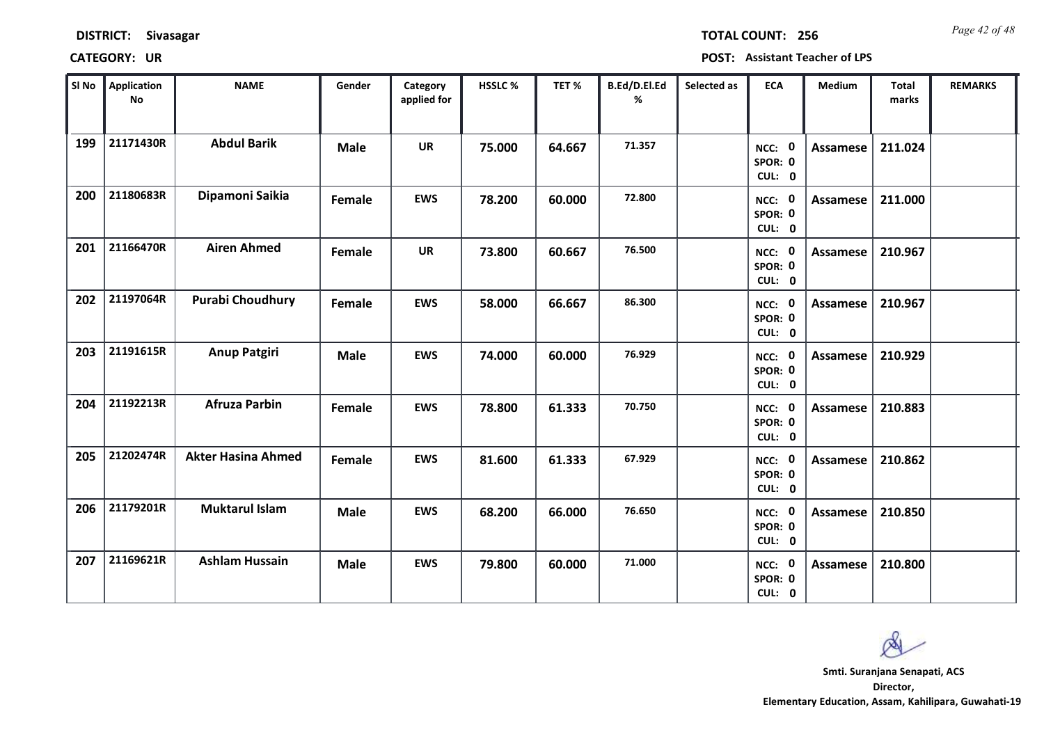**DISTRICT:** Sivasagar **TOTAL COUNT:** 256

**CATEGORY:** UR **POST:** Assistant Teacher of LPS

| Sl No | Application No | NAME | Gender | Category applied for | HSSLC % | TET % | B.Ed/D.El.Ed % | Selected as | ECA | Medium | Total marks | REMARKS |
|---|---|---|---|---|---|---|---|---|---|---|---|---|
| 199 | 21171430R | Abdul Barik | Male | UR | 75.000 | 64.667 | 71.357 | | NCC: 0 SPOR: 0 CUL: 0 | Assamese | 211.024 | |
| 200 | 21180683R | Dipamoni Saikia | Female | EWS | 78.200 | 60.000 | 72.800 | | NCC: 0 SPOR: 0 CUL: 0 | Assamese | 211.000 | |
| 201 | 21166470R | Airen Ahmed | Female | UR | 73.800 | 60.667 | 76.500 | | NCC: 0 SPOR: 0 CUL: 0 | Assamese | 210.967 | |
| 202 | 21197064R | Purabi Choudhury | Female | EWS | 58.000 | 66.667 | 86.300 | | NCC: 0 SPOR: 0 CUL: 0 | Assamese | 210.967 | |
| 203 | 21191615R | Anup Patgiri | Male | EWS | 74.000 | 60.000 | 76.929 | | NCC: 0 SPOR: 0 CUL: 0 | Assamese | 210.929 | |
| 204 | 21192213R | Afruza Parbin | Female | EWS | 78.800 | 61.333 | 70.750 | | NCC: 0 SPOR: 0 CUL: 0 | Assamese | 210.883 | |
| 205 | 21202474R | Akter Hasina Ahmed | Female | EWS | 81.600 | 61.333 | 67.929 | | NCC: 0 SPOR: 0 CUL: 0 | Assamese | 210.862 | |
| 206 | 21179201R | Muktarul Islam | Male | EWS | 68.200 | 66.000 | 76.650 | | NCC: 0 SPOR: 0 CUL: 0 | Assamese | 210.850 | |
| 207 | 21169621R | Ashlam Hussain | Male | EWS | 79.800 | 60.000 | 71.000 | | NCC: 0 SPOR: 0 CUL: 0 | Assamese | 210.800 | |

**Smti. Suranjana Senapati, ACS**
**Director,**
**Elementary Education, Assam, Kahilipara, Guwahati-19**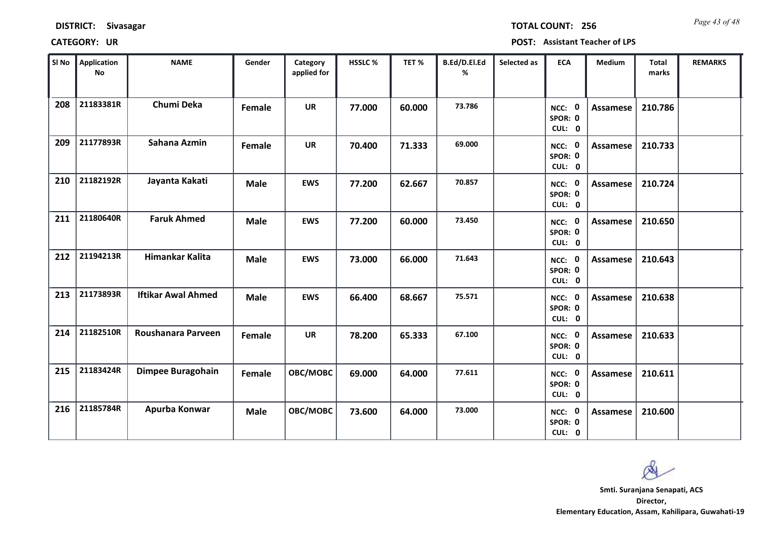**DISTRICT:** Sivasagar **TOTAL COUNT:** 256

**CATEGORY:** UR **POST:** Assistant Teacher of LPS

| Sl No | Application No | NAME | Gender | Category applied for | HSSLC % | TET % | B.Ed/D.El.Ed % | Selected as | ECA | Medium | Total marks | REMARKS |
|---|---|---|---|---|---|---|---|---|---|---|---|---|
| 208 | 21183381R | Chumi Deka | Female | UR | 77.000 | 60.000 | 73.786 | | NCC: 0 SPOR: 0 CUL: 0 | Assamese | 210.786 | |
| 209 | 21177893R | Sahana Azmin | Female | UR | 70.400 | 71.333 | 69.000 | | NCC: 0 SPOR: 0 CUL: 0 | Assamese | 210.733 | |
| 210 | 21182192R | Jayanta Kakati | Male | EWS | 77.200 | 62.667 | 70.857 | | NCC: 0 SPOR: 0 CUL: 0 | Assamese | 210.724 | |
| 211 | 21180640R | Faruk Ahmed | Male | EWS | 77.200 | 60.000 | 73.450 | | NCC: 0 SPOR: 0 CUL: 0 | Assamese | 210.650 | |
| 212 | 21194213R | Himankar Kalita | Male | EWS | 73.000 | 66.000 | 71.643 | | NCC: 0 SPOR: 0 CUL: 0 | Assamese | 210.643 | |
| 213 | 21173893R | Iftikar Awal Ahmed | Male | EWS | 66.400 | 68.667 | 75.571 | | NCC: 0 SPOR: 0 CUL: 0 | Assamese | 210.638 | |
| 214 | 21182510R | Roushanara Parveen | Female | UR | 78.200 | 65.333 | 67.100 | | NCC: 0 SPOR: 0 CUL: 0 | Assamese | 210.633 | |
| 215 | 21183424R | Dimpee Buragohain | Female | OBC/MOBC | 69.000 | 64.000 | 77.611 | | NCC: 0 SPOR: 0 CUL: 0 | Assamese | 210.611 | |
| 216 | 21185784R | Apurba Konwar | Male | OBC/MOBC | 73.600 | 64.000 | 73.000 | | NCC: 0 SPOR: 0 CUL: 0 | Assamese | 210.600 | |

**Smti. Suranjana Senapati, ACS**
**Director,**
**Elementary Education, Assam, Kahilipara, Guwahati-19**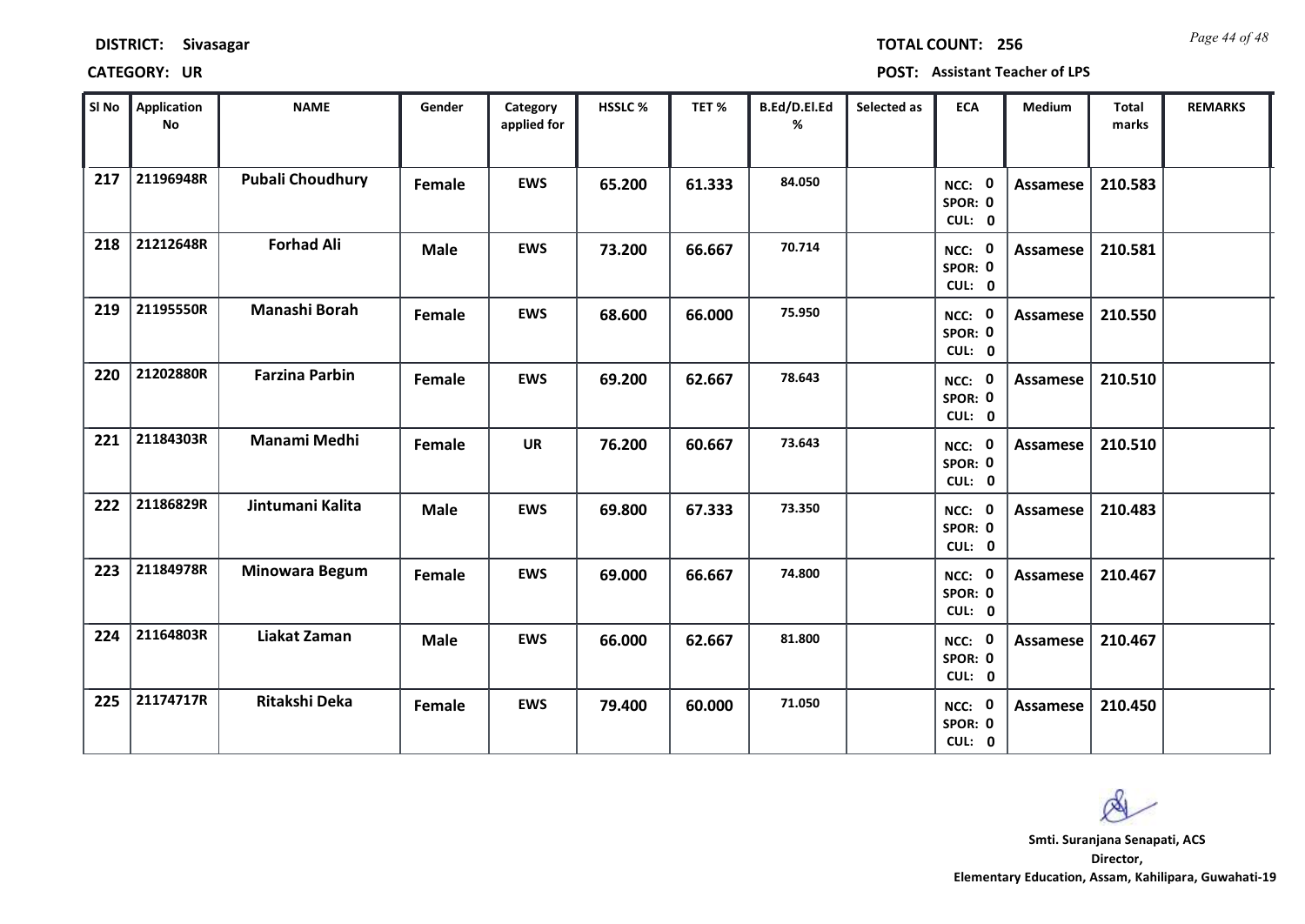**DISTRICT:** Sivasagar  **TOTAL COUNT:** 256

**CATEGORY:** UR  **POST:** Assistant Teacher of LPS

| Sl No | Application No | NAME | Gender | Category applied for | HSSLC % | TET % | B.Ed/D.El.Ed % | Selected as | ECA | Medium | Total marks | REMARKS |
|---|---|---|---|---|---|---|---|---|---|---|---|---|
| 217 | 21196948R | Pubali Choudhury | Female | EWS | 65.200 | 61.333 | 84.050 | | NCC: 0 SPOR: 0 CUL: 0 | Assamese | 210.583 | |
| 218 | 21212648R | Forhad Ali | Male | EWS | 73.200 | 66.667 | 70.714 | | NCC: 0 SPOR: 0 CUL: 0 | Assamese | 210.581 | |
| 219 | 21195550R | Manashi Borah | Female | EWS | 68.600 | 66.000 | 75.950 | | NCC: 0 SPOR: 0 CUL: 0 | Assamese | 210.550 | |
| 220 | 21202880R | Farzina Parbin | Female | EWS | 69.200 | 62.667 | 78.643 | | NCC: 0 SPOR: 0 CUL: 0 | Assamese | 210.510 | |
| 221 | 21184303R | Manami Medhi | Female | UR | 76.200 | 60.667 | 73.643 | | NCC: 0 SPOR: 0 CUL: 0 | Assamese | 210.510 | |
| 222 | 21186829R | Jintumani Kalita | Male | EWS | 69.800 | 67.333 | 73.350 | | NCC: 0 SPOR: 0 CUL: 0 | Assamese | 210.483 | |
| 223 | 21184978R | Minowara Begum | Female | EWS | 69.000 | 66.667 | 74.800 | | NCC: 0 SPOR: 0 CUL: 0 | Assamese | 210.467 | |
| 224 | 21164803R | Liakat Zaman | Male | EWS | 66.000 | 62.667 | 81.800 | | NCC: 0 SPOR: 0 CUL: 0 | Assamese | 210.467 | |
| 225 | 21174717R | Ritakshi Deka | Female | EWS | 79.400 | 60.000 | 71.050 | | NCC: 0 SPOR: 0 CUL: 0 | Assamese | 210.450 | |

**Smti. Suranjana Senapati, ACS**
**Director,**
**Elementary Education, Assam, Kahilipara, Guwahati-19**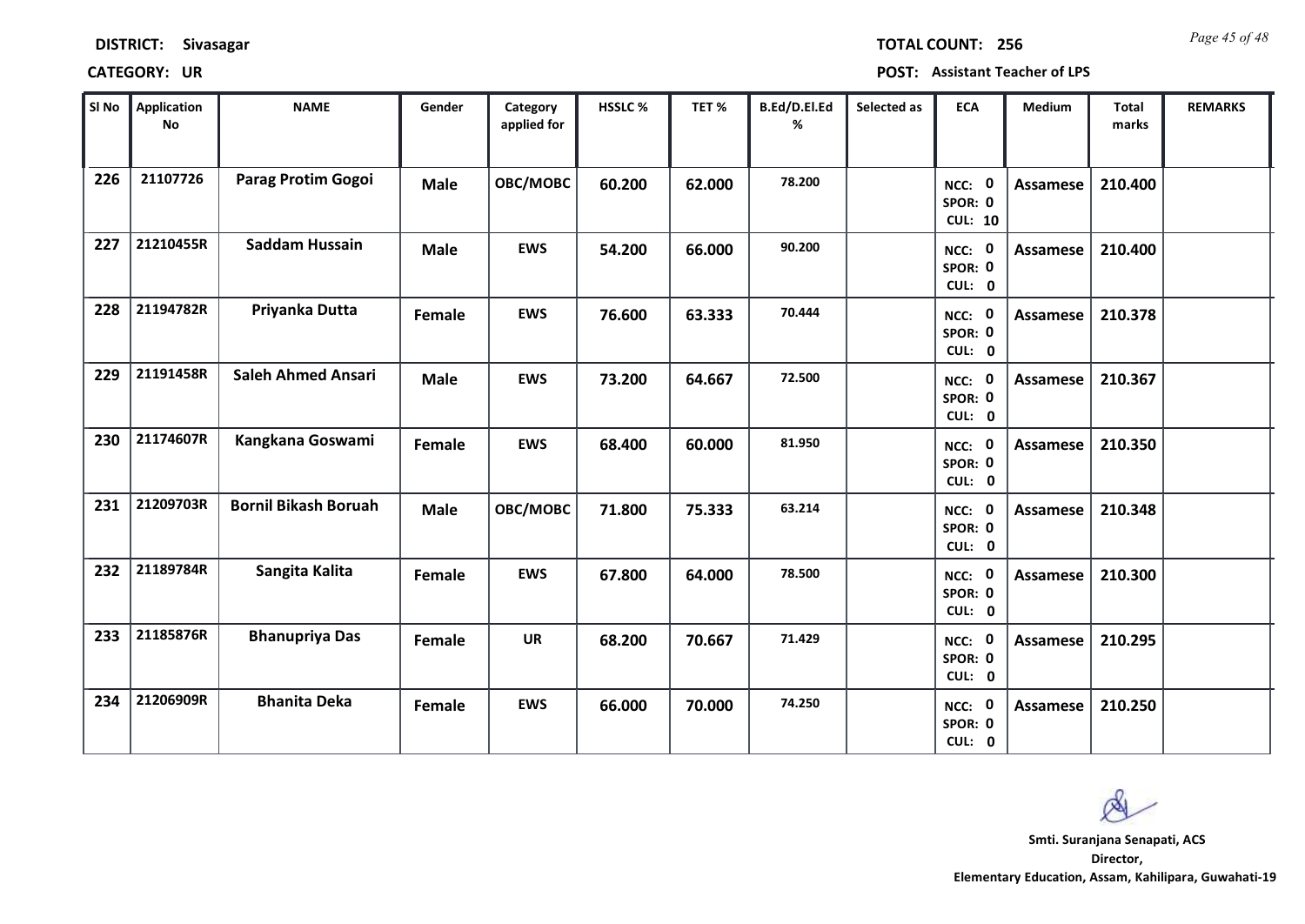**DISTRICT:** Sivasagar

**TOTAL COUNT:** 256

**CATEGORY:** UR

**POST:** Assistant Teacher of LPS

| Sl No | Application No | NAME | Gender | Category applied for | HSSLC % | TET % | B.Ed/D.El.Ed % | Selected as | ECA | Medium | Total marks | REMARKS |
|---|---|---|---|---|---|---|---|---|---|---|---|---|
| 226 | 21107726 | Parag Protim Gogoi | Male | OBC/MOBC | 60.200 | 62.000 | 78.200 | | NCC: 0 SPOR: 0 CUL: 10 | Assamese | 210.400 | |
| 227 | 21210455R | Saddam Hussain | Male | EWS | 54.200 | 66.000 | 90.200 | | NCC: 0 SPOR: 0 CUL: 0 | Assamese | 210.400 | |
| 228 | 21194782R | Priyanka Dutta | Female | EWS | 76.600 | 63.333 | 70.444 | | NCC: 0 SPOR: 0 CUL: 0 | Assamese | 210.378 | |
| 229 | 21191458R | Saleh Ahmed Ansari | Male | EWS | 73.200 | 64.667 | 72.500 | | NCC: 0 SPOR: 0 CUL: 0 | Assamese | 210.367 | |
| 230 | 21174607R | Kangkana Goswami | Female | EWS | 68.400 | 60.000 | 81.950 | | NCC: 0 SPOR: 0 CUL: 0 | Assamese | 210.350 | |
| 231 | 21209703R | Bornil Bikash Boruah | Male | OBC/MOBC | 71.800 | 75.333 | 63.214 | | NCC: 0 SPOR: 0 CUL: 0 | Assamese | 210.348 | |
| 232 | 21189784R | Sangita Kalita | Female | EWS | 67.800 | 64.000 | 78.500 | | NCC: 0 SPOR: 0 CUL: 0 | Assamese | 210.300 | |
| 233 | 21185876R | Bhanupriya Das | Female | UR | 68.200 | 70.667 | 71.429 | | NCC: 0 SPOR: 0 CUL: 0 | Assamese | 210.295 | |
| 234 | 21206909R | Bhanita Deka | Female | EWS | 66.000 | 70.000 | 74.250 | | NCC: 0 SPOR: 0 CUL: 0 | Assamese | 210.250 | |

**Smti. Suranjana Senapati, ACS**
**Director,**
**Elementary Education, Assam, Kahilipara, Guwahati-19**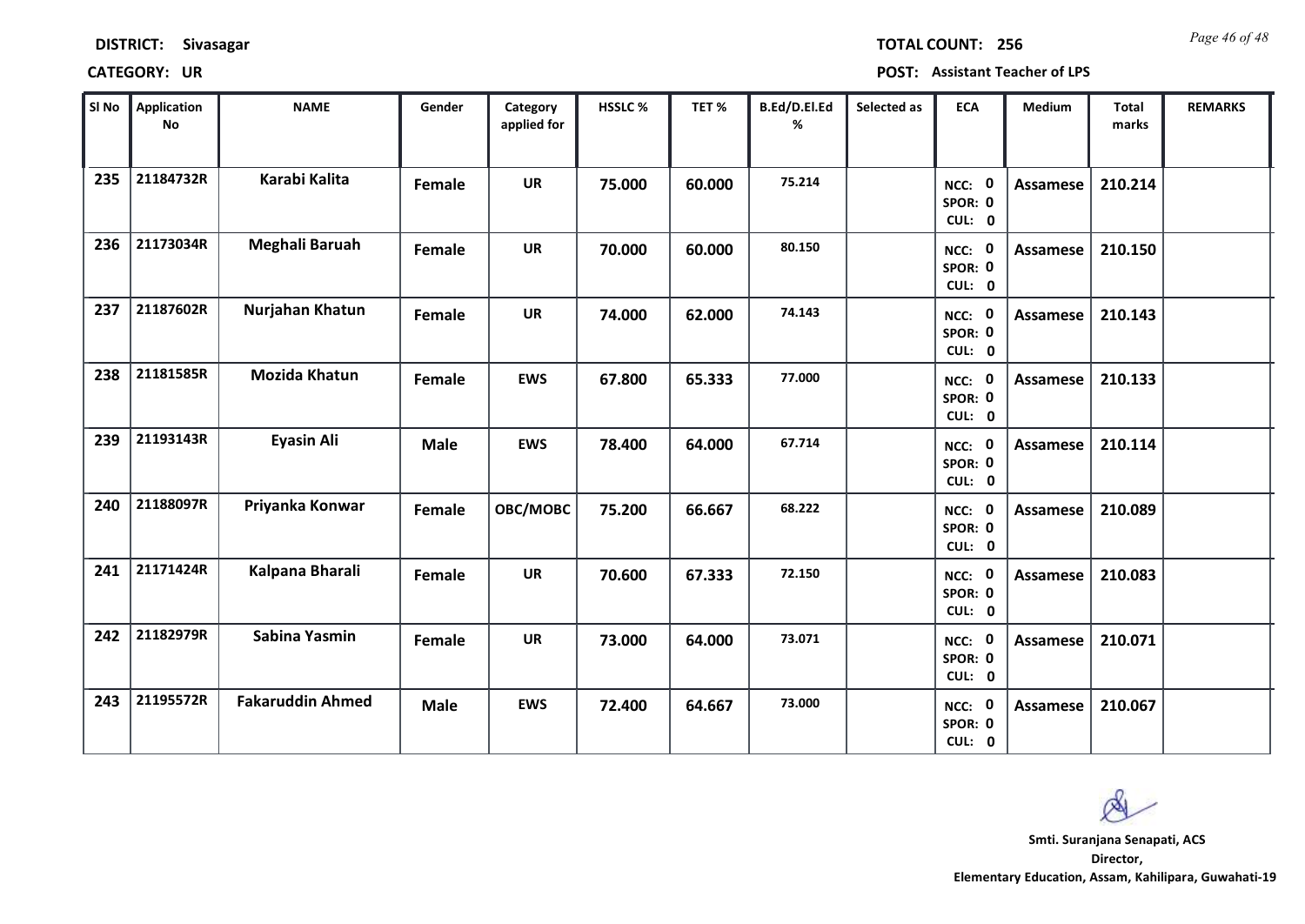**DISTRICT: Sivasagar** | **TOTAL COUNT: 256**

**CATEGORY: UR** | **POST: Assistant Teacher of LPS**

| Sl No | Application No | NAME | Gender | Category applied for | HSSLC % | TET % | B.Ed/D.El.Ed % | Selected as | ECA | Medium | Total marks | REMARKS |
|---|---|---|---|---|---|---|---|---|---|---|---|---|
| 235 | 21184732R | Karabi Kalita | Female | UR | 75.000 | 60.000 | 75.214 | | NCC: 0 SPOR: 0 CUL: 0 | Assamese | 210.214 | |
| 236 | 21173034R | Meghali Baruah | Female | UR | 70.000 | 60.000 | 80.150 | | NCC: 0 SPOR: 0 CUL: 0 | Assamese | 210.150 | |
| 237 | 21187602R | Nurjahan Khatun | Female | UR | 74.000 | 62.000 | 74.143 | | NCC: 0 SPOR: 0 CUL: 0 | Assamese | 210.143 | |
| 238 | 21181585R | Mozida Khatun | Female | EWS | 67.800 | 65.333 | 77.000 | | NCC: 0 SPOR: 0 CUL: 0 | Assamese | 210.133 | |
| 239 | 21193143R | Eyasin Ali | Male | EWS | 78.400 | 64.000 | 67.714 | | NCC: 0 SPOR: 0 CUL: 0 | Assamese | 210.114 | |
| 240 | 21188097R | Priyanka Konwar | Female | OBC/MOBC | 75.200 | 66.667 | 68.222 | | NCC: 0 SPOR: 0 CUL: 0 | Assamese | 210.089 | |
| 241 | 21171424R | Kalpana Bharali | Female | UR | 70.600 | 67.333 | 72.150 | | NCC: 0 SPOR: 0 CUL: 0 | Assamese | 210.083 | |
| 242 | 21182979R | Sabina Yasmin | Female | UR | 73.000 | 64.000 | 73.071 | | NCC: 0 SPOR: 0 CUL: 0 | Assamese | 210.071 | |
| 243 | 21195572R | Fakaruddin Ahmed | Male | EWS | 72.400 | 64.667 | 73.000 | | NCC: 0 SPOR: 0 CUL: 0 | Assamese | 210.067 | |

**Smti. Suranjana Senapati, ACS**
**Director,**
**Elementary Education, Assam, Kahilipara, Guwahati-19**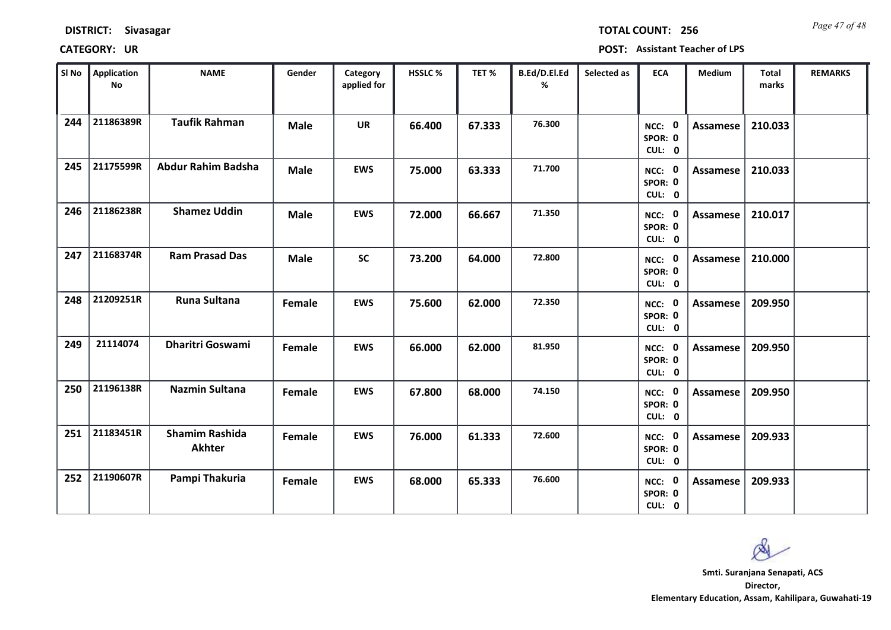**DISTRICT:** Sivasagar

**TOTAL COUNT:** 256

**CATEGORY:** UR

**POST:** Assistant Teacher of LPS

| Sl No | Application No | NAME | Gender | Category applied for | HSSLC % | TET % | B.Ed/D.El.Ed % | Selected as | ECA | Medium | Total marks | REMARKS |
|---|---|---|---|---|---|---|---|---|---|---|---|---|
| 244 | 21186389R | Taufik Rahman | Male | UR | 66.400 | 67.333 | 76.300 | | NCC: 0 SPOR: 0 CUL: 0 | Assamese | 210.033 | |
| 245 | 21175599R | Abdur Rahim Badsha | Male | EWS | 75.000 | 63.333 | 71.700 | | NCC: 0 SPOR: 0 CUL: 0 | Assamese | 210.033 | |
| 246 | 21186238R | Shamez Uddin | Male | EWS | 72.000 | 66.667 | 71.350 | | NCC: 0 SPOR: 0 CUL: 0 | Assamese | 210.017 | |
| 247 | 21168374R | Ram Prasad Das | Male | SC | 73.200 | 64.000 | 72.800 | | NCC: 0 SPOR: 0 CUL: 0 | Assamese | 210.000 | |
| 248 | 21209251R | Runa Sultana | Female | EWS | 75.600 | 62.000 | 72.350 | | NCC: 0 SPOR: 0 CUL: 0 | Assamese | 209.950 | |
| 249 | 21114074 | Dharitri Goswami | Female | EWS | 66.000 | 62.000 | 81.950 | | NCC: 0 SPOR: 0 CUL: 0 | Assamese | 209.950 | |
| 250 | 21196138R | Nazmin Sultana | Female | EWS | 67.800 | 68.000 | 74.150 | | NCC: 0 SPOR: 0 CUL: 0 | Assamese | 209.950 | |
| 251 | 21183451R | Shamim Rashida Akhter | Female | EWS | 76.000 | 61.333 | 72.600 | | NCC: 0 SPOR: 0 CUL: 0 | Assamese | 209.933 | |
| 252 | 21190607R | Pampi Thakuria | Female | EWS | 68.000 | 65.333 | 76.600 | | NCC: 0 SPOR: 0 CUL: 0 | Assamese | 209.933 | |

**Smti. Suranjana Senapati, ACS**
**Director,**
**Elementary Education, Assam, Kahilipara, Guwahati-19**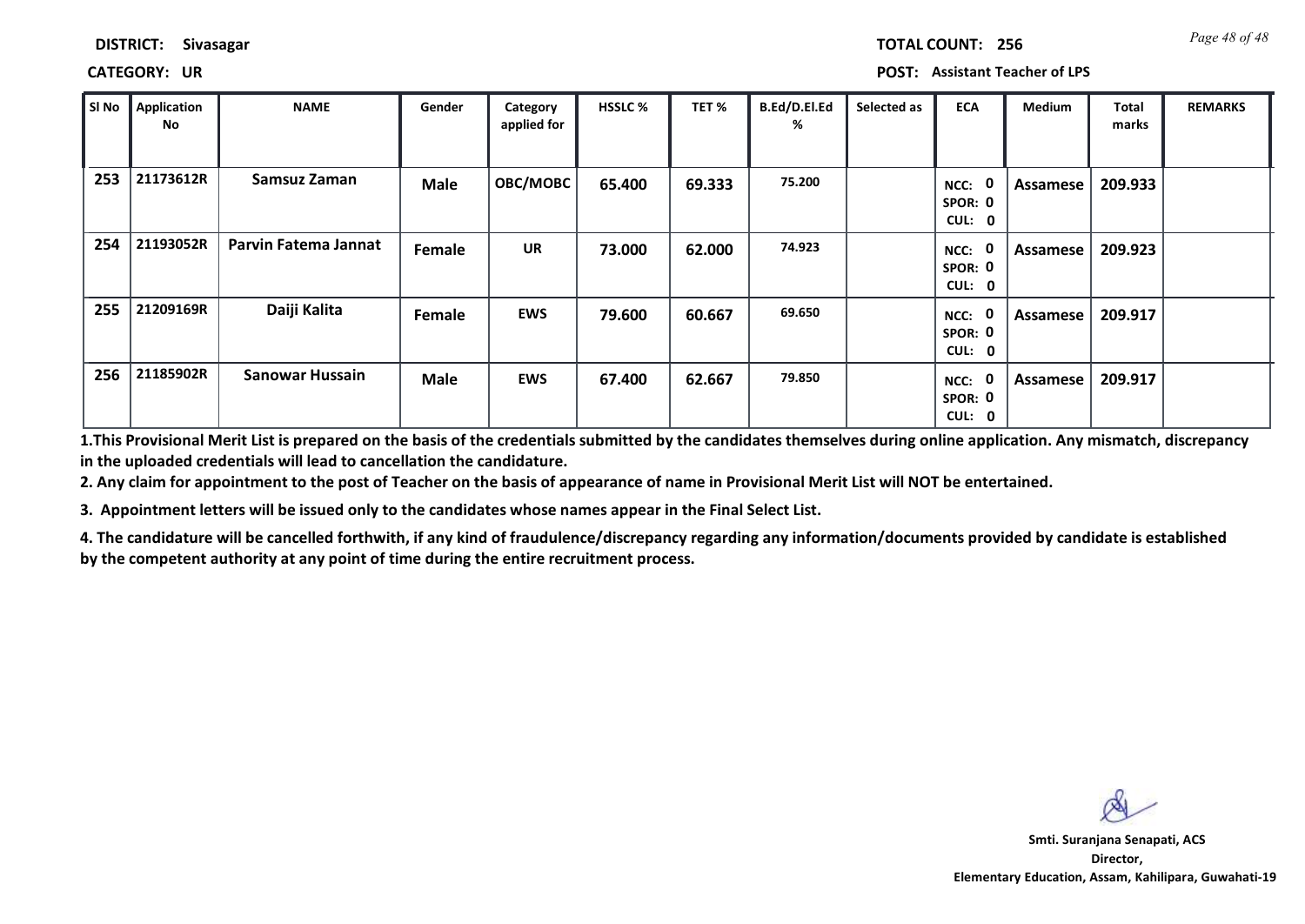**DISTRICT:** Sivasagar

**TOTAL COUNT:** 256

**CATEGORY:** UR

**POST:** Assistant Teacher of LPS

| Sl No | Application No | NAME | Gender | Category applied for | HSSLC % | TET % | B.Ed/D.El.Ed % | Selected as | ECA | Medium | Total marks | REMARKS |
|---|---|---|---|---|---|---|---|---|---|---|---|---|
| 253 | 21173612R | Samsuz Zaman | Male | OBC/MOBC | 65.400 | 69.333 | 75.200 | | NCC: 0 SPOR: 0 CUL: 0 | Assamese | 209.933 | |
| 254 | 21193052R | Parvin Fatema Jannat | Female | UR | 73.000 | 62.000 | 74.923 | | NCC: 0 SPOR: 0 CUL: 0 | Assamese | 209.923 | |
| 255 | 21209169R | Daiji Kalita | Female | EWS | 79.600 | 60.667 | 69.650 | | NCC: 0 SPOR: 0 CUL: 0 | Assamese | 209.917 | |
| 256 | 21185902R | Sanowar Hussain | Male | EWS | 67.400 | 62.667 | 79.850 | | NCC: 0 SPOR: 0 CUL: 0 | Assamese | 209.917 | |

**1.This Provisional Merit List is prepared on the basis of the credentials submitted by the candidates themselves during online application. Any mismatch, discrepancy in the uploaded credentials will lead to cancellation the candidature.**

**2. Any claim for appointment to the post of Teacher on the basis of appearance of name in Provisional Merit List will NOT be entertained.**

**3. Appointment letters will be issued only to the candidates whose names appear in the Final Select List.**

**4. The candidature will be cancelled forthwith, if any kind of fraudulence/discrepancy regarding any information/documents provided by candidate is established by the competent authority at any point of time during the entire recruitment process.**

**Smti. Suranjana Senapati, ACS**
**Director,**
**Elementary Education, Assam, Kahilipara, Guwahati-19**